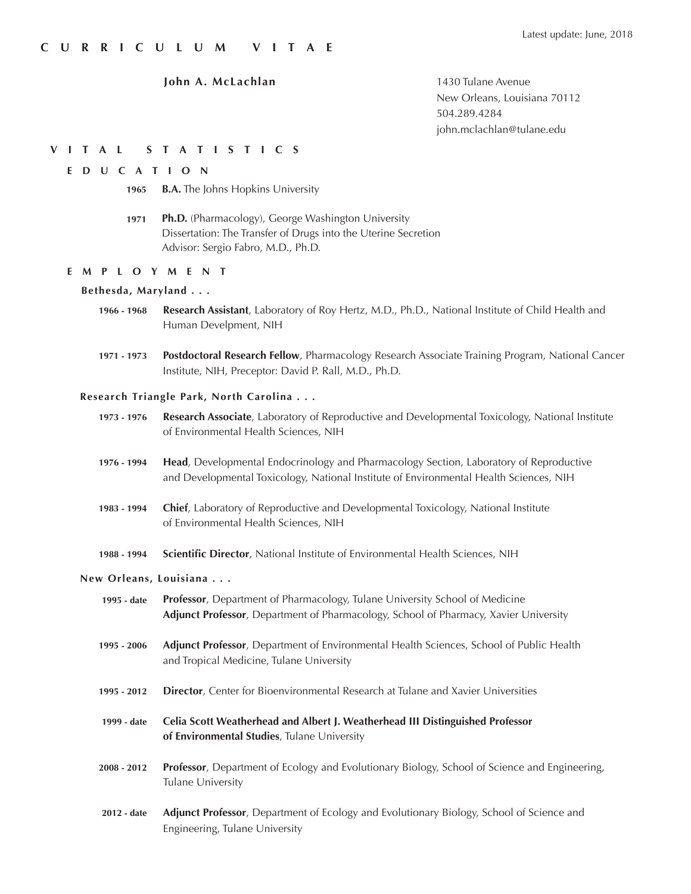Latest update: June, 2018

# CURRICULUM VITAE

**John A. McLachlan**

1430 Tulane Avenue
New Orleans, Louisiana 70112
504.289.4284
john.mclachlan@tulane.edu

## VITAL STATISTICS

### EDUCATION

**1965** **B.A.** The Johns Hopkins University

**1971** **Ph.D.** (Pharmacology), George Washington University
Dissertation: The Transfer of Drugs into the Uterine Secretion
Advisor: Sergio Fabro, M.D., Ph.D.

### EMPLOYMENT

**Bethesda, Maryland . . .**

**1966 - 1968** **Research Assistant**, Laboratory of Roy Hertz, M.D., Ph.D., National Institute of Child Health and Human Develpment, NIH

**1971 - 1973** **Postdoctoral Research Fellow**, Pharmacology Research Associate Training Program, National Cancer Institute, NIH, Preceptor: David P. Rall, M.D., Ph.D.

**Research Triangle Park, North Carolina . . .**

**1973 - 1976** **Research Associate**, Laboratory of Reproductive and Developmental Toxicology, National Institute of Environmental Health Sciences, NIH

**1976 - 1994** **Head**, Developmental Endocrinology and Pharmacology Section, Laboratory of Reproductive and Developmental Toxicology, National Institute of Environmental Health Sciences, NIH

**1983 - 1994** **Chief**, Laboratory of Reproductive and Developmental Toxicology, National Institute of Environmental Health Sciences, NIH

**1988 - 1994** **Scientific Director**, National Institute of Environmental Health Sciences, NIH

**New Orleans, Louisiana . . .**

**1995 - date** **Professor**, Department of Pharmacology, Tulane University School of Medicine
**Adjunct Professor**, Department of Pharmacology, School of Pharmacy, Xavier University

**1995 - 2006** **Adjunct Professor**, Department of Environmental Health Sciences, School of Public Health and Tropical Medicine, Tulane University

**1995 - 2012** **Director**, Center for Bioenvironmental Research at Tulane and Xavier Universities

**1999 - date** **Celia Scott Weatherhead and Albert J. Weatherhead III Distinguished Professor of Environmental Studies**, Tulane University

**2008 - 2012** **Professor**, Department of Ecology and Evolutionary Biology, School of Science and Engineering, Tulane University

**2012 - date** **Adjunct Professor**, Department of Ecology and Evolutionary Biology, School of Science and Engineering, Tulane University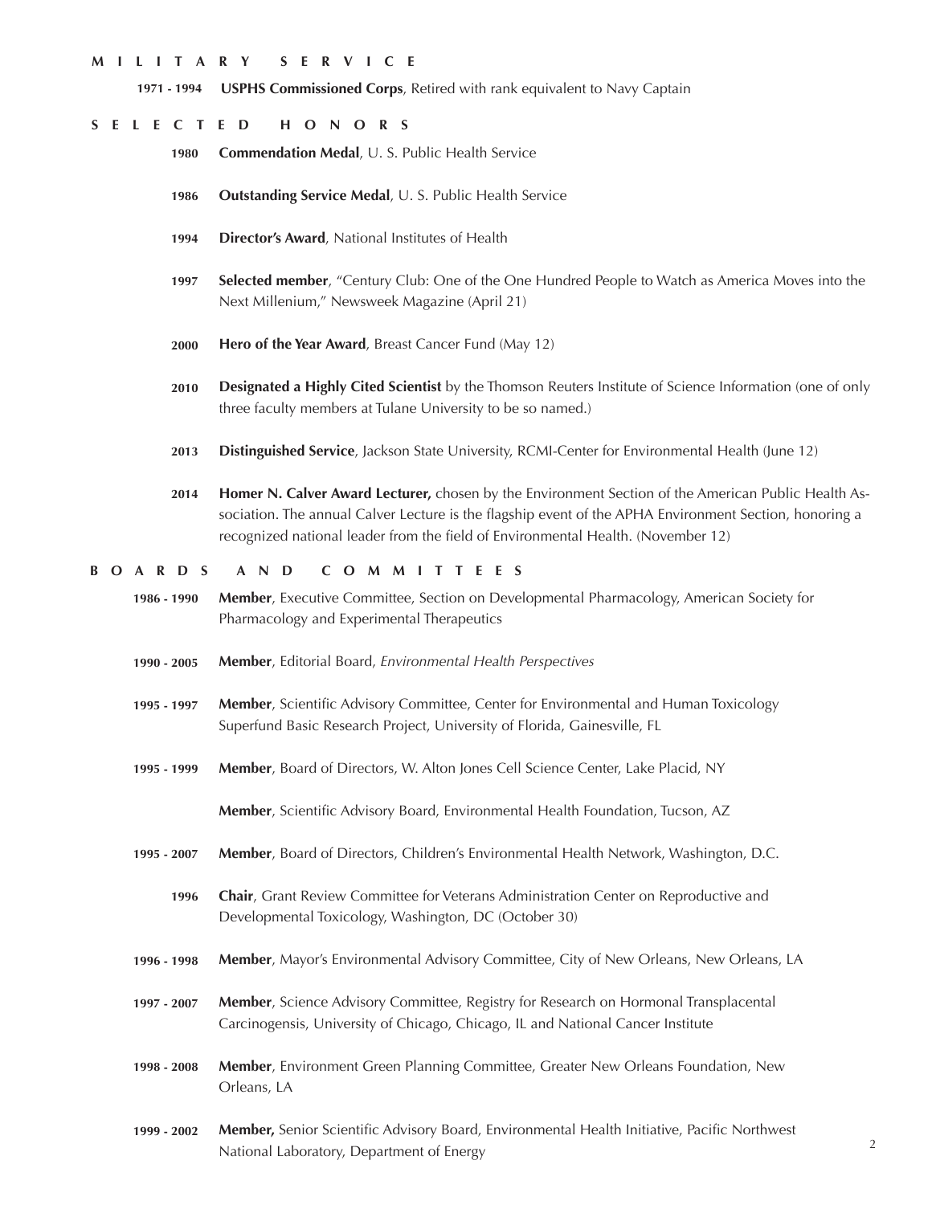## MILITARY SERVICE

**1971 - 1994** **USPHS Commissioned Corps**, Retired with rank equivalent to Navy Captain

## SELECTED HONORS

**1980** **Commendation Medal**, U. S. Public Health Service

**1986** **Outstanding Service Medal**, U. S. Public Health Service

**1994** **Director's Award**, National Institutes of Health

**1997** **Selected member**, "Century Club: One of the One Hundred People to Watch as America Moves into the Next Millenium," Newsweek Magazine (April 21)

**2000** **Hero of the Year Award**, Breast Cancer Fund (May 12)

**2010** **Designated a Highly Cited Scientist** by the Thomson Reuters Institute of Science Information (one of only three faculty members at Tulane University to be so named.)

**2013** **Distinguished Service**, Jackson State University, RCMI-Center for Environmental Health (June 12)

**2014** **Homer N. Calver Award Lecturer,** chosen by the Environment Section of the American Public Health Association. The annual Calver Lecture is the flagship event of the APHA Environment Section, honoring a recognized national leader from the field of Environmental Health. (November 12)

## BOARDS AND COMMITTEES

**1986 - 1990** **Member**, Executive Committee, Section on Developmental Pharmacology, American Society for Pharmacology and Experimental Therapeutics

**1990 - 2005** **Member**, Editorial Board, *Environmental Health Perspectives*

**1995 - 1997** **Member**, Scientific Advisory Committee, Center for Environmental and Human Toxicology Superfund Basic Research Project, University of Florida, Gainesville, FL

**1995 - 1999** **Member**, Board of Directors, W. Alton Jones Cell Science Center, Lake Placid, NY

**Member**, Scientific Advisory Board, Environmental Health Foundation, Tucson, AZ

**1995 - 2007** **Member**, Board of Directors, Children's Environmental Health Network, Washington, D.C.

**1996** **Chair**, Grant Review Committee for Veterans Administration Center on Reproductive and Developmental Toxicology, Washington, DC (October 30)

**1996 - 1998** **Member**, Mayor's Environmental Advisory Committee, City of New Orleans, New Orleans, LA

**1997 - 2007** **Member**, Science Advisory Committee, Registry for Research on Hormonal Transplacental Carcinogensis, University of Chicago, Chicago, IL and National Cancer Institute

**1998 - 2008** **Member**, Environment Green Planning Committee, Greater New Orleans Foundation, New Orleans, LA

**1999 - 2002** **Member,** Senior Scientific Advisory Board, Environmental Health Initiative, Pacific Northwest National Laboratory, Department of Energy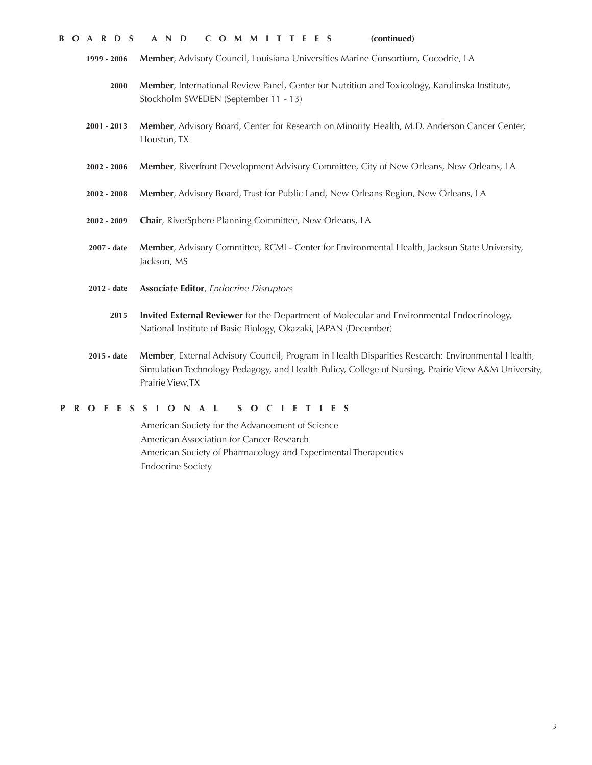## BOARDS AND COMMITTEES (continued)

**1999 - 2006** **Member**, Advisory Council, Louisiana Universities Marine Consortium, Cocodrie, LA

**2000** **Member**, International Review Panel, Center for Nutrition and Toxicology, Karolinska Institute, Stockholm SWEDEN (September 11 - 13)

**2001 - 2013** **Member**, Advisory Board, Center for Research on Minority Health, M.D. Anderson Cancer Center, Houston, TX

**2002 - 2006** **Member**, Riverfront Development Advisory Committee, City of New Orleans, New Orleans, LA

**2002 - 2008** **Member**, Advisory Board, Trust for Public Land, New Orleans Region, New Orleans, LA

**2002 - 2009** **Chair**, RiverSphere Planning Committee, New Orleans, LA

**2007 - date** **Member**, Advisory Committee, RCMI - Center for Environmental Health, Jackson State University, Jackson, MS

**2012 - date** **Associate Editor**, *Endocrine Disruptors*

**2015** **Invited External Reviewer** for the Department of Molecular and Environmental Endocrinology, National Institute of Basic Biology, Okazaki, JAPAN (December)

**2015 - date** **Member**, External Advisory Council, Program in Health Disparities Research: Environmental Health, Simulation Technology Pedagogy, and Health Policy, College of Nursing, Prairie View A&M University, Prairie View,TX

## PROFESSIONAL SOCIETIES

American Society for the Advancement of Science
American Association for Cancer Research
American Society of Pharmacology and Experimental Therapeutics
Endocrine Society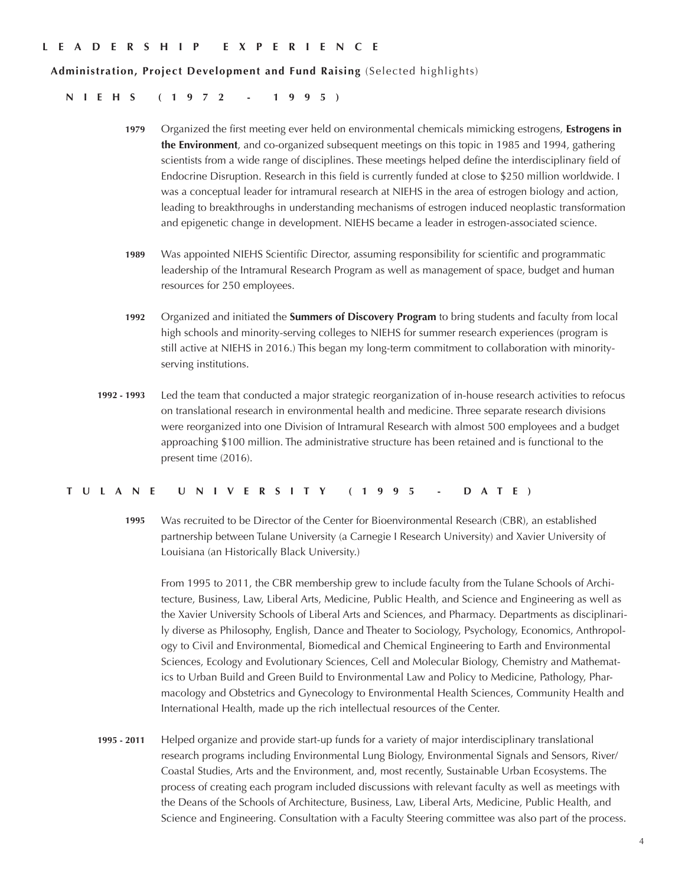# LEADERSHIP EXPERIENCE

**Administration, Project Development and Fund Raising** (Selected highlights)

## NIEHS (1972 - 1995)

**1979** Organized the first meeting ever held on environmental chemicals mimicking estrogens, **Estrogens in the Environment**, and co-organized subsequent meetings on this topic in 1985 and 1994, gathering scientists from a wide range of disciplines. These meetings helped define the interdisciplinary field of Endocrine Disruption. Research in this field is currently funded at close to $250 million worldwide. I was a conceptual leader for intramural research at NIEHS in the area of estrogen biology and action, leading to breakthroughs in understanding mechanisms of estrogen induced neoplastic transformation and epigenetic change in development. NIEHS became a leader in estrogen-associated science.

**1989** Was appointed NIEHS Scientific Director, assuming responsibility for scientific and programmatic leadership of the Intramural Research Program as well as management of space, budget and human resources for 250 employees.

**1992** Organized and initiated the **Summers of Discovery Program** to bring students and faculty from local high schools and minority-serving colleges to NIEHS for summer research experiences (program is still active at NIEHS in 2016.) This began my long-term commitment to collaboration with minority-serving institutions.

**1992 - 1993** Led the team that conducted a major strategic reorganization of in-house research activities to refocus on translational research in environmental health and medicine. Three separate research divisions were reorganized into one Division of Intramural Research with almost 500 employees and a budget approaching $100 million. The administrative structure has been retained and is functional to the present time (2016).

## TULANE UNIVERSITY (1995 - DATE)

**1995** Was recruited to be Director of the Center for Bioenvironmental Research (CBR), an established partnership between Tulane University (a Carnegie I Research University) and Xavier University of Louisiana (an Historically Black University.)

From 1995 to 2011, the CBR membership grew to include faculty from the Tulane Schools of Architecture, Business, Law, Liberal Arts, Medicine, Public Health, and Science and Engineering as well as the Xavier University Schools of Liberal Arts and Sciences, and Pharmacy. Departments as disciplinarily diverse as Philosophy, English, Dance and Theater to Sociology, Psychology, Economics, Anthropology to Civil and Environmental, Biomedical and Chemical Engineering to Earth and Environmental Sciences, Ecology and Evolutionary Sciences, Cell and Molecular Biology, Chemistry and Mathematics to Urban Build and Green Build to Environmental Law and Policy to Medicine, Pathology, Pharmacology and Obstetrics and Gynecology to Environmental Health Sciences, Community Health and International Health, made up the rich intellectual resources of the Center.

**1995 - 2011** Helped organize and provide start-up funds for a variety of major interdisciplinary translational research programs including Environmental Lung Biology, Environmental Signals and Sensors, River/Coastal Studies, Arts and the Environment, and, most recently, Sustainable Urban Ecosystems. The process of creating each program included discussions with relevant faculty as well as meetings with the Deans of the Schools of Architecture, Business, Law, Liberal Arts, Medicine, Public Health, and Science and Engineering. Consultation with a Faculty Steering committee was also part of the process.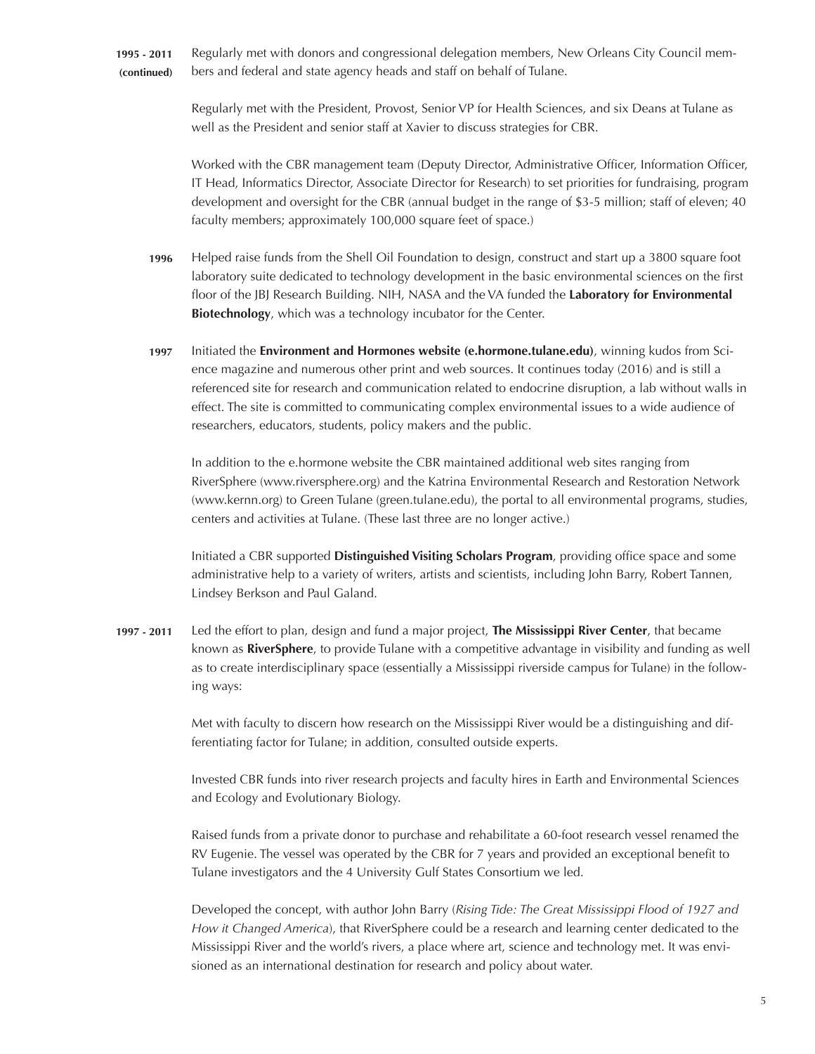**1995 - 2011 (continued)** Regularly met with donors and congressional delegation members, New Orleans City Council members and federal and state agency heads and staff on behalf of Tulane.

Regularly met with the President, Provost, Senior VP for Health Sciences, and six Deans at Tulane as well as the President and senior staff at Xavier to discuss strategies for CBR.

Worked with the CBR management team (Deputy Director, Administrative Officer, Information Officer, IT Head, Informatics Director, Associate Director for Research) to set priorities for fundraising, program development and oversight for the CBR (annual budget in the range of $3-5 million; staff of eleven; 40 faculty members; approximately 100,000 square feet of space.)

**1996** Helped raise funds from the Shell Oil Foundation to design, construct and start up a 3800 square foot laboratory suite dedicated to technology development in the basic environmental sciences on the first floor of the JBJ Research Building. NIH, NASA and the VA funded the **Laboratory for Environmental Biotechnology**, which was a technology incubator for the Center.

**1997** Initiated the **Environment and Hormones website (e.hormone.tulane.edu)**, winning kudos from Science magazine and numerous other print and web sources. It continues today (2016) and is still a referenced site for research and communication related to endocrine disruption, a lab without walls in effect. The site is committed to communicating complex environmental issues to a wide audience of researchers, educators, students, policy makers and the public.

In addition to the e.hormone website the CBR maintained additional web sites ranging from RiverSphere (www.riversphere.org) and the Katrina Environmental Research and Restoration Network (www.kernn.org) to Green Tulane (green.tulane.edu), the portal to all environmental programs, studies, centers and activities at Tulane. (These last three are no longer active.)

Initiated a CBR supported **Distinguished Visiting Scholars Program**, providing office space and some administrative help to a variety of writers, artists and scientists, including John Barry, Robert Tannen, Lindsey Berkson and Paul Galand.

**1997 - 2011** Led the effort to plan, design and fund a major project, **The Mississippi River Center**, that became known as **RiverSphere**, to provide Tulane with a competitive advantage in visibility and funding as well as to create interdisciplinary space (essentially a Mississippi riverside campus for Tulane) in the following ways:

Met with faculty to discern how research on the Mississippi River would be a distinguishing and differentiating factor for Tulane; in addition, consulted outside experts.

Invested CBR funds into river research projects and faculty hires in Earth and Environmental Sciences and Ecology and Evolutionary Biology.

Raised funds from a private donor to purchase and rehabilitate a 60-foot research vessel renamed the RV Eugenie. The vessel was operated by the CBR for 7 years and provided an exceptional benefit to Tulane investigators and the 4 University Gulf States Consortium we led.

Developed the concept, with author John Barry (*Rising Tide: The Great Mississippi Flood of 1927 and How it Changed America*), that RiverSphere could be a research and learning center dedicated to the Mississippi River and the world's rivers, a place where art, science and technology met. It was envisioned as an international destination for research and policy about water.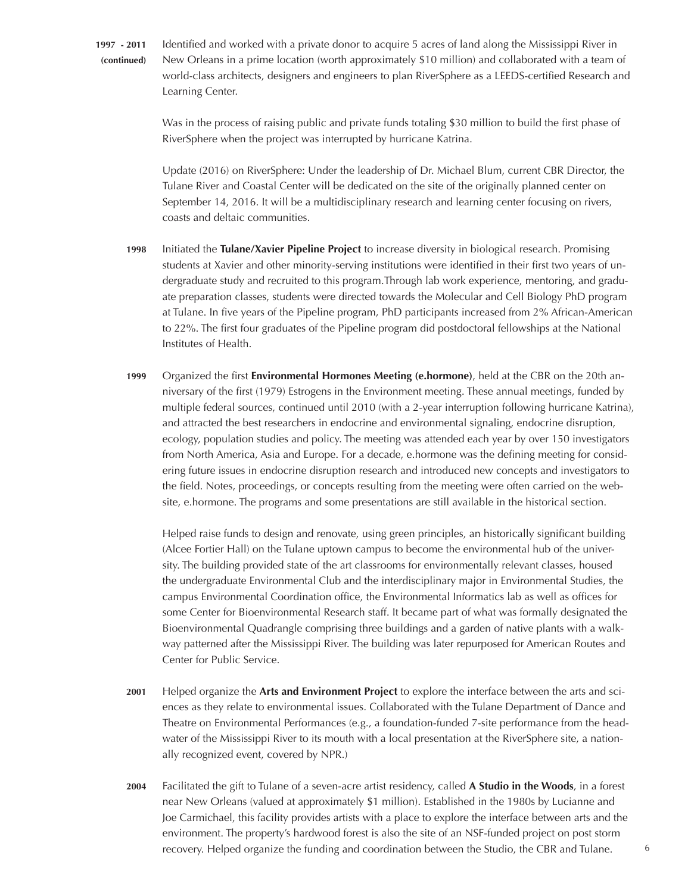**1997 - 2011 (continued)** Identified and worked with a private donor to acquire 5 acres of land along the Mississippi River in New Orleans in a prime location (worth approximately $10 million) and collaborated with a team of world-class architects, designers and engineers to plan RiverSphere as a LEEDS-certified Research and Learning Center.

Was in the process of raising public and private funds totaling $30 million to build the first phase of RiverSphere when the project was interrupted by hurricane Katrina.

Update (2016) on RiverSphere: Under the leadership of Dr. Michael Blum, current CBR Director, the Tulane River and Coastal Center will be dedicated on the site of the originally planned center on September 14, 2016. It will be a multidisciplinary research and learning center focusing on rivers, coasts and deltaic communities.

**1998** Initiated the **Tulane/Xavier Pipeline Project** to increase diversity in biological research. Promising students at Xavier and other minority-serving institutions were identified in their first two years of undergraduate study and recruited to this program.Through lab work experience, mentoring, and graduate preparation classes, students were directed towards the Molecular and Cell Biology PhD program at Tulane. In five years of the Pipeline program, PhD participants increased from 2% African-American to 22%. The first four graduates of the Pipeline program did postdoctoral fellowships at the National Institutes of Health.

**1999** Organized the first **Environmental Hormones Meeting (e.hormone)**, held at the CBR on the 20th anniversary of the first (1979) Estrogens in the Environment meeting. These annual meetings, funded by multiple federal sources, continued until 2010 (with a 2-year interruption following hurricane Katrina), and attracted the best researchers in endocrine and environmental signaling, endocrine disruption, ecology, population studies and policy. The meeting was attended each year by over 150 investigators from North America, Asia and Europe. For a decade, e.hormone was the defining meeting for considering future issues in endocrine disruption research and introduced new concepts and investigators to the field. Notes, proceedings, or concepts resulting from the meeting were often carried on the website, e.hormone. The programs and some presentations are still available in the historical section.

Helped raise funds to design and renovate, using green principles, an historically significant building (Alcee Fortier Hall) on the Tulane uptown campus to become the environmental hub of the university. The building provided state of the art classrooms for environmentally relevant classes, housed the undergraduate Environmental Club and the interdisciplinary major in Environmental Studies, the campus Environmental Coordination office, the Environmental Informatics lab as well as offices for some Center for Bioenvironmental Research staff. It became part of what was formally designated the Bioenvironmental Quadrangle comprising three buildings and a garden of native plants with a walkway patterned after the Mississippi River. The building was later repurposed for American Routes and Center for Public Service.

**2001** Helped organize the **Arts and Environment Project** to explore the interface between the arts and sciences as they relate to environmental issues. Collaborated with the Tulane Department of Dance and Theatre on Environmental Performances (e.g., a foundation-funded 7-site performance from the headwater of the Mississippi River to its mouth with a local presentation at the RiverSphere site, a nationally recognized event, covered by NPR.)

**2004** Facilitated the gift to Tulane of a seven-acre artist residency, called **A Studio in the Woods**, in a forest near New Orleans (valued at approximately $1 million). Established in the 1980s by Lucianne and Joe Carmichael, this facility provides artists with a place to explore the interface between arts and the environment. The property's hardwood forest is also the site of an NSF-funded project on post storm recovery. Helped organize the funding and coordination between the Studio, the CBR and Tulane.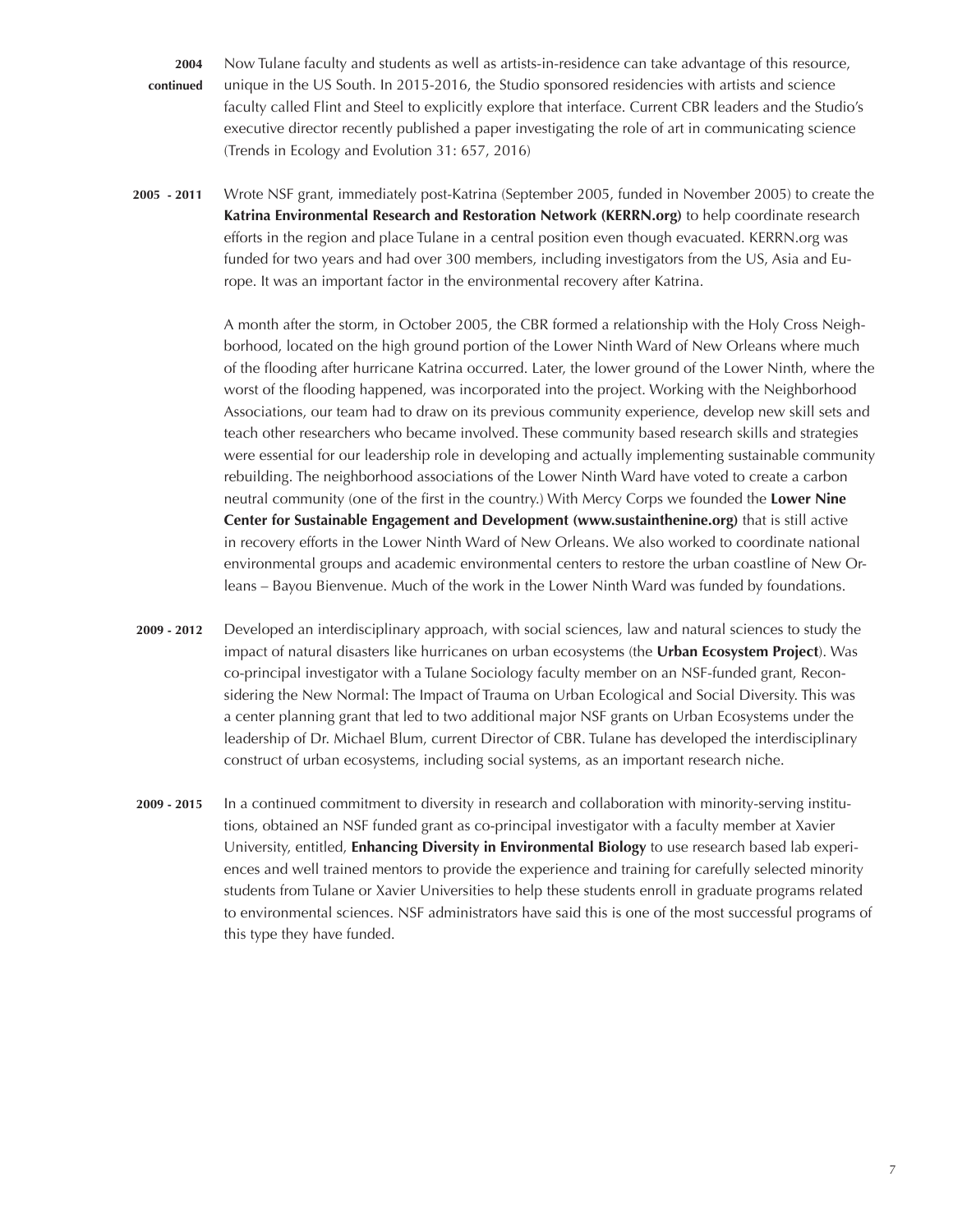**2004 continued** Now Tulane faculty and students as well as artists-in-residence can take advantage of this resource, unique in the US South. In 2015-2016, the Studio sponsored residencies with artists and science faculty called Flint and Steel to explicitly explore that interface. Current CBR leaders and the Studio's executive director recently published a paper investigating the role of art in communicating science (Trends in Ecology and Evolution 31: 657, 2016)

**2005 - 2011** Wrote NSF grant, immediately post-Katrina (September 2005, funded in November 2005) to create the **Katrina Environmental Research and Restoration Network (KERRN.org)** to help coordinate research efforts in the region and place Tulane in a central position even though evacuated. KERRN.org was funded for two years and had over 300 members, including investigators from the US, Asia and Europe. It was an important factor in the environmental recovery after Katrina.

A month after the storm, in October 2005, the CBR formed a relationship with the Holy Cross Neighborhood, located on the high ground portion of the Lower Ninth Ward of New Orleans where much of the flooding after hurricane Katrina occurred. Later, the lower ground of the Lower Ninth, where the worst of the flooding happened, was incorporated into the project. Working with the Neighborhood Associations, our team had to draw on its previous community experience, develop new skill sets and teach other researchers who became involved. These community based research skills and strategies were essential for our leadership role in developing and actually implementing sustainable community rebuilding. The neighborhood associations of the Lower Ninth Ward have voted to create a carbon neutral community (one of the first in the country.) With Mercy Corps we founded the **Lower Nine Center for Sustainable Engagement and Development (www.sustainthenine.org)** that is still active in recovery efforts in the Lower Ninth Ward of New Orleans. We also worked to coordinate national environmental groups and academic environmental centers to restore the urban coastline of New Orleans – Bayou Bienvenue. Much of the work in the Lower Ninth Ward was funded by foundations.

**2009 - 2012** Developed an interdisciplinary approach, with social sciences, law and natural sciences to study the impact of natural disasters like hurricanes on urban ecosystems (the **Urban Ecosystem Project**). Was co-principal investigator with a Tulane Sociology faculty member on an NSF-funded grant, Reconsidering the New Normal: The Impact of Trauma on Urban Ecological and Social Diversity. This was a center planning grant that led to two additional major NSF grants on Urban Ecosystems under the leadership of Dr. Michael Blum, current Director of CBR. Tulane has developed the interdisciplinary construct of urban ecosystems, including social systems, as an important research niche.

**2009 - 2015** In a continued commitment to diversity in research and collaboration with minority-serving institutions, obtained an NSF funded grant as co-principal investigator with a faculty member at Xavier University, entitled, **Enhancing Diversity in Environmental Biology** to use research based lab experiences and well trained mentors to provide the experience and training for carefully selected minority students from Tulane or Xavier Universities to help these students enroll in graduate programs related to environmental sciences. NSF administrators have said this is one of the most successful programs of this type they have funded.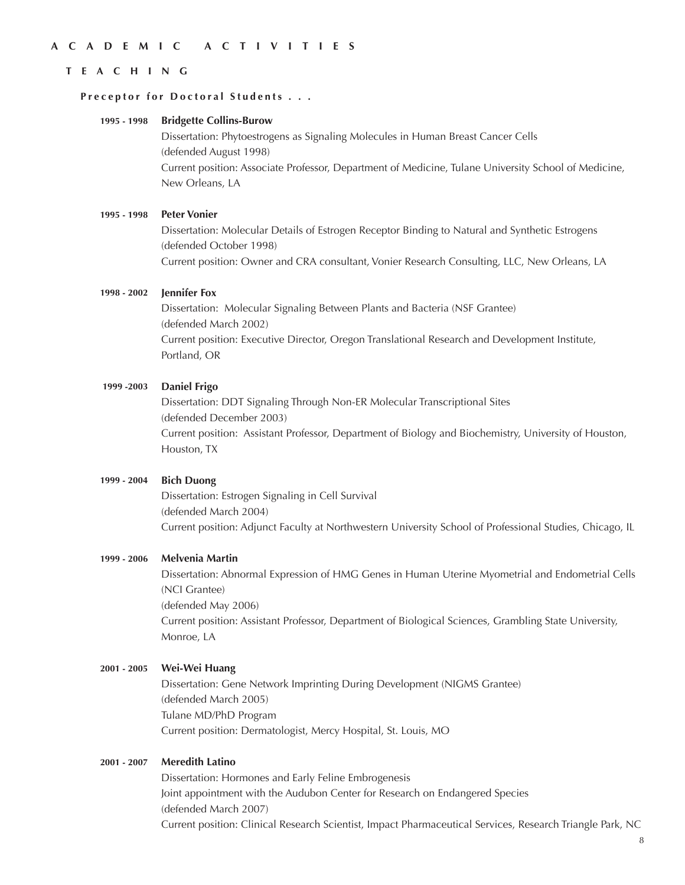# ACADEMIC ACTIVITIES

## TEACHING

### Preceptor for Doctoral Students . . .

**1995 - 1998** **Bridgette Collins-Burow**
Dissertation: Phytoestrogens as Signaling Molecules in Human Breast Cancer Cells
(defended August 1998)
Current position: Associate Professor, Department of Medicine, Tulane University School of Medicine, New Orleans, LA

**1995 - 1998** **Peter Vonier**
Dissertation: Molecular Details of Estrogen Receptor Binding to Natural and Synthetic Estrogens
(defended October 1998)
Current position: Owner and CRA consultant, Vonier Research Consulting, LLC, New Orleans, LA

**1998 - 2002** **Jennifer Fox**
Dissertation: Molecular Signaling Between Plants and Bacteria (NSF Grantee)
(defended March 2002)
Current position: Executive Director, Oregon Translational Research and Development Institute, Portland, OR

**1999 -2003** **Daniel Frigo**
Dissertation: DDT Signaling Through Non-ER Molecular Transcriptional Sites
(defended December 2003)
Current position: Assistant Professor, Department of Biology and Biochemistry, University of Houston, Houston, TX

**1999 - 2004** **Bich Duong**
Dissertation: Estrogen Signaling in Cell Survival
(defended March 2004)
Current position: Adjunct Faculty at Northwestern University School of Professional Studies, Chicago, IL

**1999 - 2006** **Melvenia Martin**
Dissertation: Abnormal Expression of HMG Genes in Human Uterine Myometrial and Endometrial Cells
(NCI Grantee)
(defended May 2006)
Current position: Assistant Professor, Department of Biological Sciences, Grambling State University, Monroe, LA

**2001 - 2005** **Wei-Wei Huang**
Dissertation: Gene Network Imprinting During Development (NIGMS Grantee)
(defended March 2005)
Tulane MD/PhD Program
Current position: Dermatologist, Mercy Hospital, St. Louis, MO

**2001 - 2007** **Meredith Latino**
Dissertation: Hormones and Early Feline Embrogenesis
Joint appointment with the Audubon Center for Research on Endangered Species
(defended March 2007)
Current position: Clinical Research Scientist, Impact Pharmaceutical Services, Research Triangle Park, NC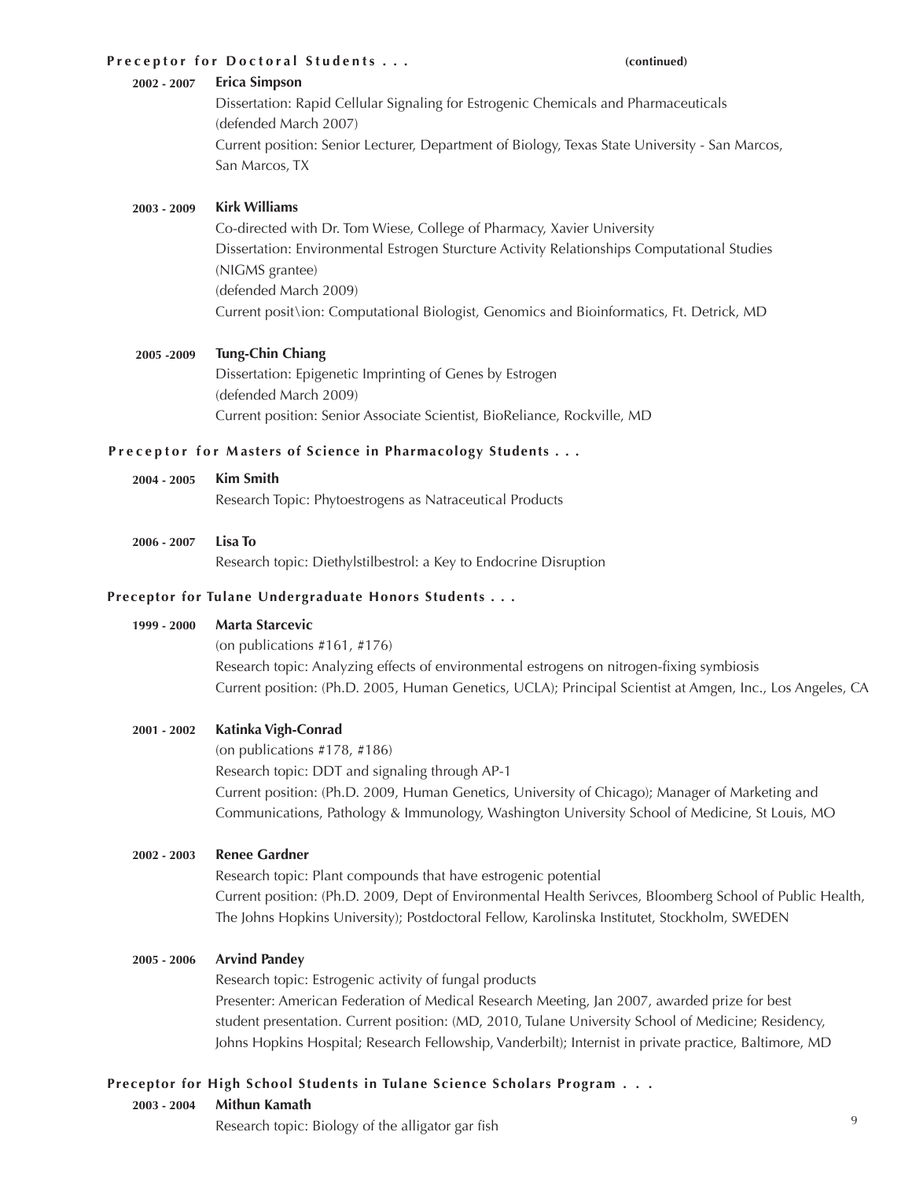**Preceptor for Doctoral Students . . .** **(continued)**

**2002 - 2007** **Erica Simpson**
Dissertation: Rapid Cellular Signaling for Estrogenic Chemicals and Pharmaceuticals
(defended March 2007)
Current position: Senior Lecturer, Department of Biology, Texas State University - San Marcos, San Marcos, TX

**2003 - 2009** **Kirk Williams**
Co-directed with Dr. Tom Wiese, College of Pharmacy, Xavier University
Dissertation: Environmental Estrogen Sturcture Activity Relationships Computational Studies
(NIGMS grantee)
(defended March 2009)
Current posit\ion: Computational Biologist, Genomics and Bioinformatics, Ft. Detrick, MD

**2005 -2009** **Tung-Chin Chiang**
Dissertation: Epigenetic Imprinting of Genes by Estrogen
(defended March 2009)
Current position: Senior Associate Scientist, BioReliance, Rockville, MD

**Preceptor for Masters of Science in Pharmacology Students . . .**

**2004 - 2005** **Kim Smith**
Research Topic: Phytoestrogens as Natraceutical Products

**2006 - 2007** **Lisa To**
Research topic: Diethylstilbestrol: a Key to Endocrine Disruption

**Preceptor for Tulane Undergraduate Honors Students . . .**

**1999 - 2000** **Marta Starcevic**
(on publications #161, #176)
Research topic: Analyzing effects of environmental estrogens on nitrogen-fixing symbiosis
Current position: (Ph.D. 2005, Human Genetics, UCLA); Principal Scientist at Amgen, Inc., Los Angeles, CA

**2001 - 2002** **Katinka Vigh-Conrad**
(on publications #178, #186)
Research topic: DDT and signaling through AP-1
Current position: (Ph.D. 2009, Human Genetics, University of Chicago); Manager of Marketing and Communications, Pathology & Immunology, Washington University School of Medicine, St Louis, MO

**2002 - 2003** **Renee Gardner**
Research topic: Plant compounds that have estrogenic potential
Current position: (Ph.D. 2009, Dept of Environmental Health Serivces, Bloomberg School of Public Health, The Johns Hopkins University); Postdoctoral Fellow, Karolinska Institutet, Stockholm, SWEDEN

**2005 - 2006** **Arvind Pandey**
Research topic: Estrogenic activity of fungal products
Presenter: American Federation of Medical Research Meeting, Jan 2007, awarded prize for best student presentation. Current position: (MD, 2010, Tulane University School of Medicine; Residency, Johns Hopkins Hospital; Research Fellowship, Vanderbilt); Internist in private practice, Baltimore, MD

**Preceptor for High School Students in Tulane Science Scholars Program . . .**

**2003 - 2004** **Mithun Kamath**
Research topic: Biology of the alligator gar fish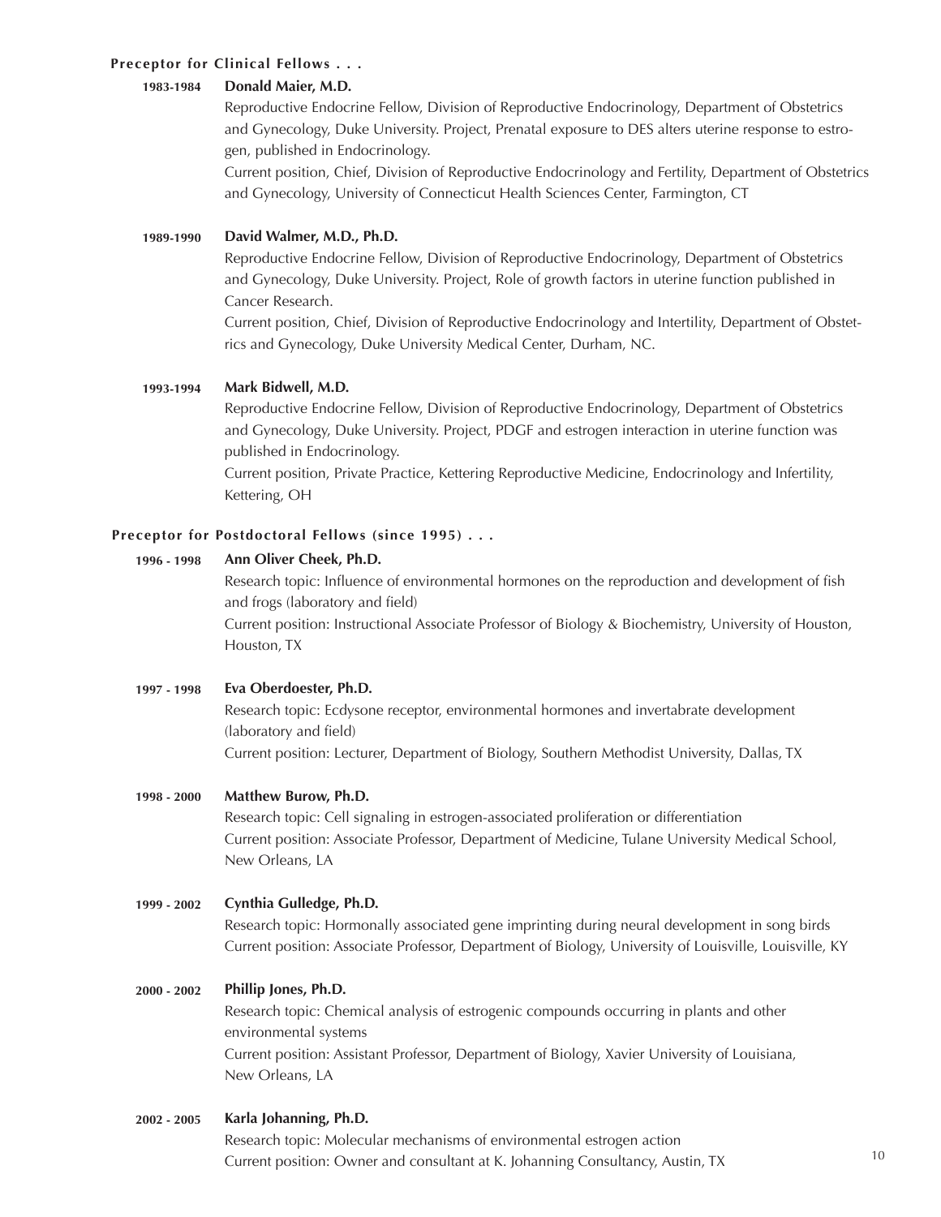**Preceptor for Clinical Fellows . . .**

**1983-1984** **Donald Maier, M.D.**

Reproductive Endocrine Fellow, Division of Reproductive Endocrinology, Department of Obstetrics and Gynecology, Duke University. Project, Prenatal exposure to DES alters uterine response to estrogen, published in Endocrinology.

Current position, Chief, Division of Reproductive Endocrinology and Fertility, Department of Obstetrics and Gynecology, University of Connecticut Health Sciences Center, Farmington, CT

**1989-1990** **David Walmer, M.D., Ph.D.**

Reproductive Endocrine Fellow, Division of Reproductive Endocrinology, Department of Obstetrics and Gynecology, Duke University. Project, Role of growth factors in uterine function published in Cancer Research.

Current position, Chief, Division of Reproductive Endocrinology and Intertility, Department of Obstetrics and Gynecology, Duke University Medical Center, Durham, NC.

**1993-1994** **Mark Bidwell, M.D.**

Reproductive Endocrine Fellow, Division of Reproductive Endocrinology, Department of Obstetrics and Gynecology, Duke University. Project, PDGF and estrogen interaction in uterine function was published in Endocrinology.

Current position, Private Practice, Kettering Reproductive Medicine, Endocrinology and Infertility, Kettering, OH

**Preceptor for Postdoctoral Fellows (since 1995) . . .**

**1996 - 1998** **Ann Oliver Cheek, Ph.D.**

Research topic: Influence of environmental hormones on the reproduction and development of fish and frogs (laboratory and field)

Current position: Instructional Associate Professor of Biology & Biochemistry, University of Houston, Houston, TX

**1997 - 1998** **Eva Oberdoester, Ph.D.**

Research topic: Ecdysone receptor, environmental hormones and invertabrate development (laboratory and field)

Current position: Lecturer, Department of Biology, Southern Methodist University, Dallas, TX

**1998 - 2000** **Matthew Burow, Ph.D.**

Research topic: Cell signaling in estrogen-associated proliferation or differentiation

Current position: Associate Professor, Department of Medicine, Tulane University Medical School, New Orleans, LA

**1999 - 2002** **Cynthia Gulledge, Ph.D.**

Research topic: Hormonally associated gene imprinting during neural development in song birds

Current position: Associate Professor, Department of Biology, University of Louisville, Louisville, KY

**2000 - 2002** **Phillip Jones, Ph.D.**

Research topic: Chemical analysis of estrogenic compounds occurring in plants and other environmental systems

Current position: Assistant Professor, Department of Biology, Xavier University of Louisiana, New Orleans, LA

**2002 - 2005** **Karla Johanning, Ph.D.**

Research topic: Molecular mechanisms of environmental estrogen action

Current position: Owner and consultant at K. Johanning Consultancy, Austin, TX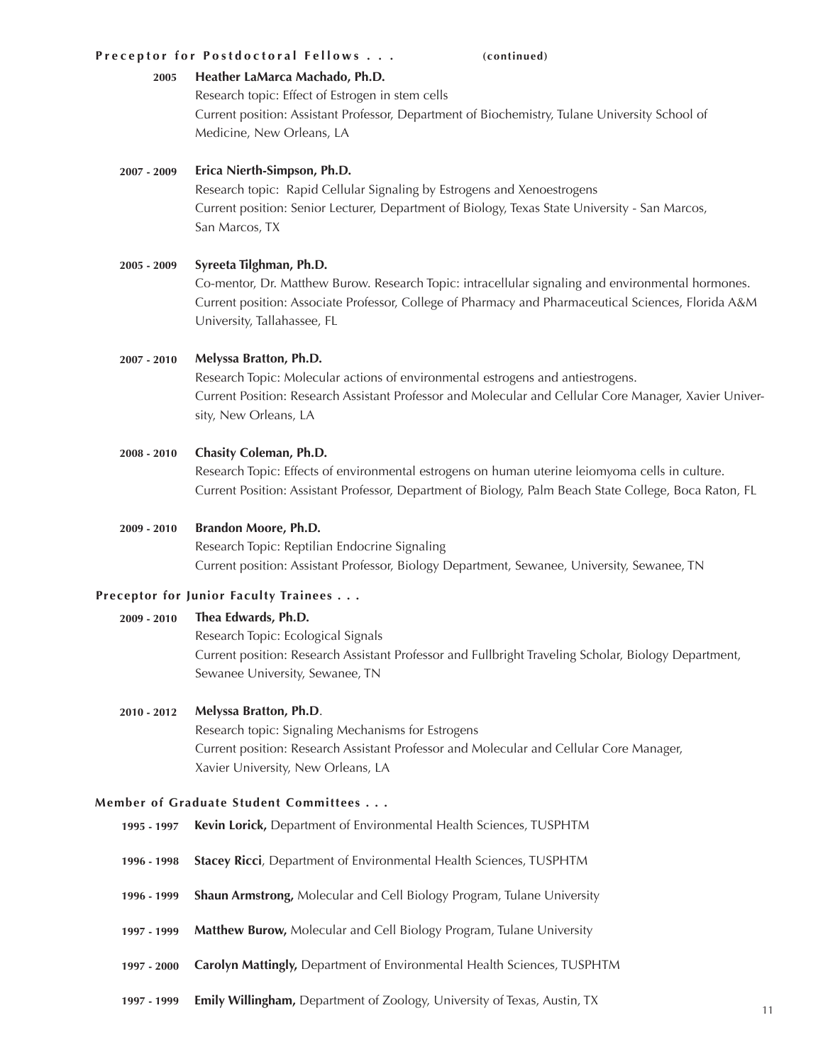**Preceptor for Postdoctoral Fellows . . .** **(continued)**

**2005** **Heather LaMarca Machado, Ph.D.**
Research topic: Effect of Estrogen in stem cells
Current position: Assistant Professor, Department of Biochemistry, Tulane University School of Medicine, New Orleans, LA

**2007 - 2009** **Erica Nierth-Simpson, Ph.D.**
Research topic: Rapid Cellular Signaling by Estrogens and Xenoestrogens
Current position: Senior Lecturer, Department of Biology, Texas State University - San Marcos, San Marcos, TX

**2005 - 2009** **Syreeta Tilghman, Ph.D.**
Co-mentor, Dr. Matthew Burow. Research Topic: intracellular signaling and environmental hormones.
Current position: Associate Professor, College of Pharmacy and Pharmaceutical Sciences, Florida A&M University, Tallahassee, FL

**2007 - 2010** **Melyssa Bratton, Ph.D.**
Research Topic: Molecular actions of environmental estrogens and antiestrogens.
Current Position: Research Assistant Professor and Molecular and Cellular Core Manager, Xavier University, New Orleans, LA

**2008 - 2010** **Chasity Coleman, Ph.D.**
Research Topic: Effects of environmental estrogens on human uterine leiomyoma cells in culture.
Current Position: Assistant Professor, Department of Biology, Palm Beach State College, Boca Raton, FL

**2009 - 2010** **Brandon Moore, Ph.D.**
Research Topic: Reptilian Endocrine Signaling
Current position: Assistant Professor, Biology Department, Sewanee, University, Sewanee, TN

**Preceptor for Junior Faculty Trainees . . .**

**2009 - 2010** **Thea Edwards, Ph.D.**
Research Topic: Ecological Signals
Current position: Research Assistant Professor and Fullbright Traveling Scholar, Biology Department, Sewanee University, Sewanee, TN

**2010 - 2012** **Melyssa Bratton, Ph.D**.
Research topic: Signaling Mechanisms for Estrogens
Current position: Research Assistant Professor and Molecular and Cellular Core Manager, Xavier University, New Orleans, LA

**Member of Graduate Student Committees . . .**

**1995 - 1997** **Kevin Lorick,** Department of Environmental Health Sciences, TUSPHTM

**1996 - 1998** **Stacey Ricci**, Department of Environmental Health Sciences, TUSPHTM

**1996 - 1999** **Shaun Armstrong,** Molecular and Cell Biology Program, Tulane University

**1997 - 1999** **Matthew Burow,** Molecular and Cell Biology Program, Tulane University

**1997 - 2000** **Carolyn Mattingly,** Department of Environmental Health Sciences, TUSPHTM

**1997 - 1999** **Emily Willingham,** Department of Zoology, University of Texas, Austin, TX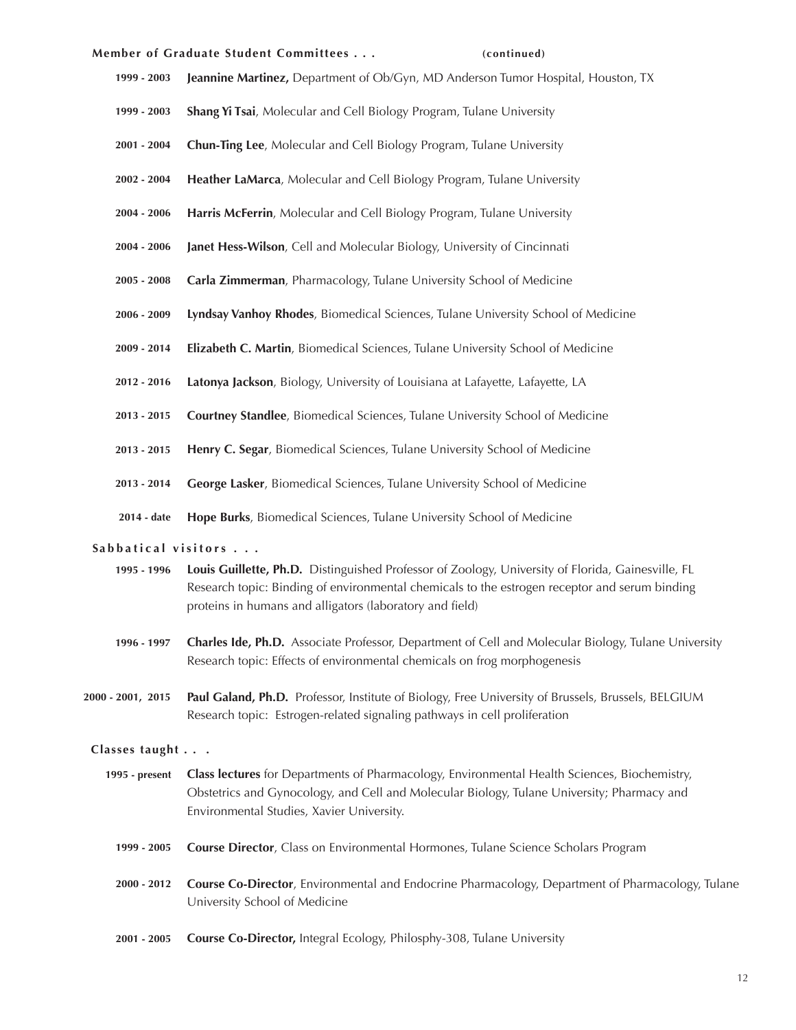**Member of Graduate Student Committees . . .** **(continued)**

- **1999 - 2003** **Jeannine Martinez,** Department of Ob/Gyn, MD Anderson Tumor Hospital, Houston, TX
- **1999 - 2003** **Shang Yi Tsai**, Molecular and Cell Biology Program, Tulane University
- **2001 - 2004** **Chun-Ting Lee**, Molecular and Cell Biology Program, Tulane University
- **2002 - 2004** **Heather LaMarca**, Molecular and Cell Biology Program, Tulane University
- **2004 - 2006** **Harris McFerrin**, Molecular and Cell Biology Program, Tulane University
- **2004 - 2006** **Janet Hess-Wilson**, Cell and Molecular Biology, University of Cincinnati
- **2005 - 2008** **Carla Zimmerman**, Pharmacology, Tulane University School of Medicine
- **2006 - 2009** **Lyndsay Vanhoy Rhodes**, Biomedical Sciences, Tulane University School of Medicine
- **2009 - 2014** **Elizabeth C. Martin**, Biomedical Sciences, Tulane University School of Medicine
- **2012 - 2016** **Latonya Jackson**, Biology, University of Louisiana at Lafayette, Lafayette, LA
- **2013 - 2015** **Courtney Standlee**, Biomedical Sciences, Tulane University School of Medicine
- **2013 - 2015** **Henry C. Segar**, Biomedical Sciences, Tulane University School of Medicine
- **2013 - 2014** **George Lasker**, Biomedical Sciences, Tulane University School of Medicine
- **2014 - date** **Hope Burks**, Biomedical Sciences, Tulane University School of Medicine

**Sabbatical visitors . . .**

- **1995 - 1996** **Louis Guillette, Ph.D.** Distinguished Professor of Zoology, University of Florida, Gainesville, FL
  Research topic: Binding of environmental chemicals to the estrogen receptor and serum binding proteins in humans and alligators (laboratory and field)
- **1996 - 1997** **Charles Ide, Ph.D.** Associate Professor, Department of Cell and Molecular Biology, Tulane University
  Research topic: Effects of environmental chemicals on frog morphogenesis
- **2000 - 2001, 2015** **Paul Galand, Ph.D.** Professor, Institute of Biology, Free University of Brussels, Brussels, BELGIUM
  Research topic: Estrogen-related signaling pathways in cell proliferation

**Classes taught . . .**

- **1995 - present** **Class lectures** for Departments of Pharmacology, Environmental Health Sciences, Biochemistry, Obstetrics and Gynocology, and Cell and Molecular Biology, Tulane University; Pharmacy and Environmental Studies, Xavier University.
- **1999 - 2005** **Course Director**, Class on Environmental Hormones, Tulane Science Scholars Program
- **2000 - 2012** **Course Co-Director**, Environmental and Endocrine Pharmacology, Department of Pharmacology, Tulane University School of Medicine
- **2001 - 2005** **Course Co-Director,** Integral Ecology, Philosphy-308, Tulane University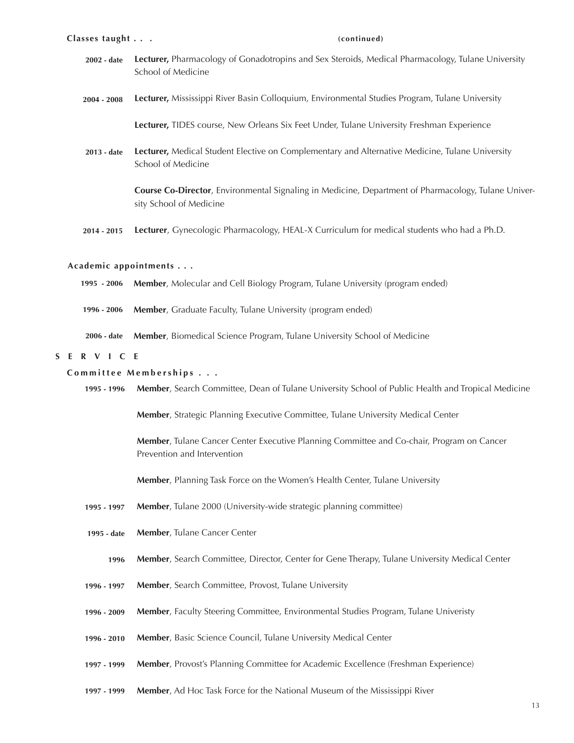**Classes taught . . .** **(continued)**

**2002 - date** **Lecturer,** Pharmacology of Gonadotropins and Sex Steroids, Medical Pharmacology, Tulane University School of Medicine

**2004 - 2008** **Lecturer,** Mississippi River Basin Colloquium, Environmental Studies Program, Tulane University

**Lecturer,** TIDES course, New Orleans Six Feet Under, Tulane University Freshman Experience

**2013 - date** **Lecturer,** Medical Student Elective on Complementary and Alternative Medicine, Tulane University School of Medicine

**Course Co-Director**, Environmental Signaling in Medicine, Department of Pharmacology, Tulane University School of Medicine

**2014 - 2015** **Lecturer**, Gynecologic Pharmacology, HEAL-X Curriculum for medical students who had a Ph.D.

**Academic appointments . . .**

**1995 - 2006** **Member**, Molecular and Cell Biology Program, Tulane University (program ended)

**1996 - 2006** **Member**, Graduate Faculty, Tulane University (program ended)

**2006 - date** **Member**, Biomedical Science Program, Tulane University School of Medicine

## S E R V I C E

**Committee Memberships . . .**

**1995 - 1996** **Member**, Search Committee, Dean of Tulane University School of Public Health and Tropical Medicine

**Member**, Strategic Planning Executive Committee, Tulane University Medical Center

**Member**, Tulane Cancer Center Executive Planning Committee and Co-chair, Program on Cancer Prevention and Intervention

**Member**, Planning Task Force on the Women's Health Center, Tulane University

**1995 - 1997** **Member**, Tulane 2000 (University-wide strategic planning committee)

**1995 - date** **Member**, Tulane Cancer Center

**1996** **Member**, Search Committee, Director, Center for Gene Therapy, Tulane University Medical Center

**1996 - 1997** **Member**, Search Committee, Provost, Tulane University

**1996 - 2009** **Member**, Faculty Steering Committee, Environmental Studies Program, Tulane Univeristy

**1996 - 2010** **Member**, Basic Science Council, Tulane University Medical Center

**1997 - 1999** **Member**, Provost's Planning Committee for Academic Excellence (Freshman Experience)

**1997 - 1999** **Member**, Ad Hoc Task Force for the National Museum of the Mississippi River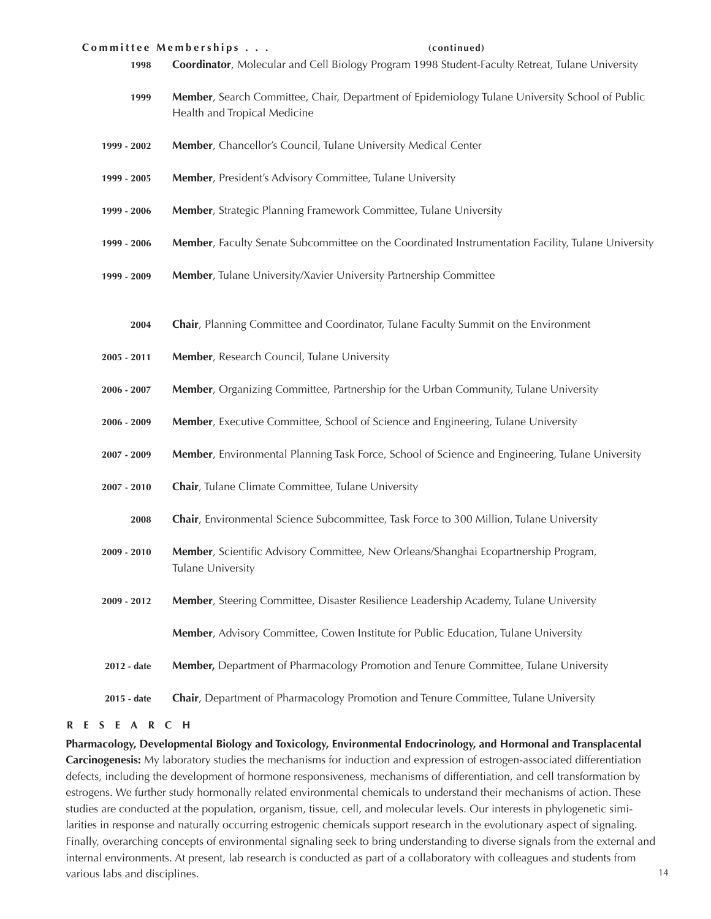**Committee Memberships . . .** **(continued)**

**1998** **Coordinator**, Molecular and Cell Biology Program 1998 Student-Faculty Retreat, Tulane University

**1999** **Member**, Search Committee, Chair, Department of Epidemiology Tulane University School of Public Health and Tropical Medicine

**1999 - 2002** **Member**, Chancellor's Council, Tulane University Medical Center

**1999 - 2005** **Member**, President's Advisory Committee, Tulane University

**1999 - 2006** **Member**, Strategic Planning Framework Committee, Tulane University

**1999 - 2006** **Member**, Faculty Senate Subcommittee on the Coordinated Instrumentation Facility, Tulane University

**1999 - 2009** **Member**, Tulane University/Xavier University Partnership Committee

**2004** **Chair**, Planning Committee and Coordinator, Tulane Faculty Summit on the Environment

**2005 - 2011** **Member**, Research Council, Tulane University

**2006 - 2007** **Member**, Organizing Committee, Partnership for the Urban Community, Tulane University

**2006 - 2009** **Member**, Executive Committee, School of Science and Engineering, Tulane University

**2007 - 2009** **Member**, Environmental Planning Task Force, School of Science and Engineering, Tulane University

**2007 - 2010** **Chair**, Tulane Climate Committee, Tulane University

**2008** **Chair**, Environmental Science Subcommittee, Task Force to 300 Million, Tulane University

**2009 - 2010** **Member**, Scientific Advisory Committee, New Orleans/Shanghai Ecopartnership Program, Tulane University

**2009 - 2012** **Member**, Steering Committee, Disaster Resilience Leadership Academy, Tulane University

**Member**, Advisory Committee, Cowen Institute for Public Education, Tulane University

**2012 - date** **Member,** Department of Pharmacology Promotion and Tenure Committee, Tulane University

**2015 - date** **Chair**, Department of Pharmacology Promotion and Tenure Committee, Tulane University

## R E S E A R C H

**Pharmacology, Developmental Biology and Toxicology, Environmental Endocrinology, and Hormonal and Transplacental Carcinogenesis:** My laboratory studies the mechanisms for induction and expression of estrogen-associated differentiation defects, including the development of hormone responsiveness, mechanisms of differentiation, and cell transformation by estrogens. We further study hormonally related environmental chemicals to understand their mechanisms of action. These studies are conducted at the population, organism, tissue, cell, and molecular levels. Our interests in phylogenetic similarities in response and naturally occurring estrogenic chemicals support research in the evolutionary aspect of signaling. Finally, overarching concepts of environmental signaling seek to bring understanding to diverse signals from the external and internal environments. At present, lab research is conducted as part of a collaboratory with colleagues and students from various labs and disciplines.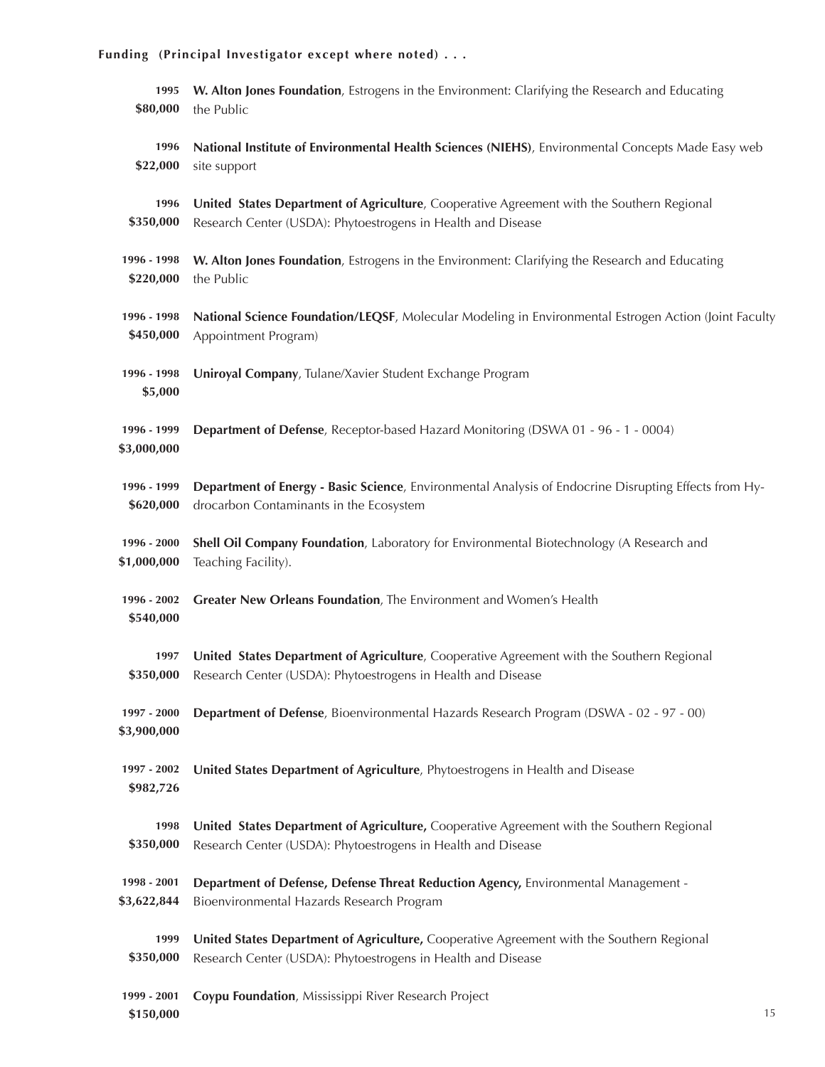**Funding (Principal Investigator except where noted) . . .**

**1995**
**$80,000**
**W. Alton Jones Foundation**, Estrogens in the Environment: Clarifying the Research and Educating the Public

**1996**
**$22,000**
**National Institute of Environmental Health Sciences (NIEHS)**, Environmental Concepts Made Easy web site support

**1996**
**$350,000**
**United States Department of Agriculture**, Cooperative Agreement with the Southern Regional Research Center (USDA): Phytoestrogens in Health and Disease

**1996 - 1998**
**$220,000**
**W. Alton Jones Foundation**, Estrogens in the Environment: Clarifying the Research and Educating the Public

**1996 - 1998**
**$450,000**
**National Science Foundation/LEQSF**, Molecular Modeling in Environmental Estrogen Action (Joint Faculty Appointment Program)

**1996 - 1998**
**$5,000**
**Uniroyal Company**, Tulane/Xavier Student Exchange Program

**1996 - 1999**
**$3,000,000**
**Department of Defense**, Receptor-based Hazard Monitoring (DSWA 01 - 96 - 1 - 0004)

**1996 - 1999**
**$620,000**
**Department of Energy - Basic Science**, Environmental Analysis of Endocrine Disrupting Effects from Hydrocarbon Contaminants in the Ecosystem

**1996 - 2000**
**$1,000,000**
**Shell Oil Company Foundation**, Laboratory for Environmental Biotechnology (A Research and Teaching Facility).

**1996 - 2002**
**$540,000**
**Greater New Orleans Foundation**, The Environment and Women's Health

**1997**
**$350,000**
**United States Department of Agriculture**, Cooperative Agreement with the Southern Regional Research Center (USDA): Phytoestrogens in Health and Disease

**1997 - 2000**
**$3,900,000**
**Department of Defense**, Bioenvironmental Hazards Research Program (DSWA - 02 - 97 - 00)

**1997 - 2002**
**$982,726**
**United States Department of Agriculture**, Phytoestrogens in Health and Disease

**1998**
**$350,000**
**United States Department of Agriculture,** Cooperative Agreement with the Southern Regional Research Center (USDA): Phytoestrogens in Health and Disease

**1998 - 2001**
**$3,622,844**
**Department of Defense, Defense Threat Reduction Agency,** Environmental Management - Bioenvironmental Hazards Research Program

**1999**
**$350,000**
**United States Department of Agriculture,** Cooperative Agreement with the Southern Regional Research Center (USDA): Phytoestrogens in Health and Disease

**1999 - 2001**
**$150,000**
**Coypu Foundation**, Mississippi River Research Project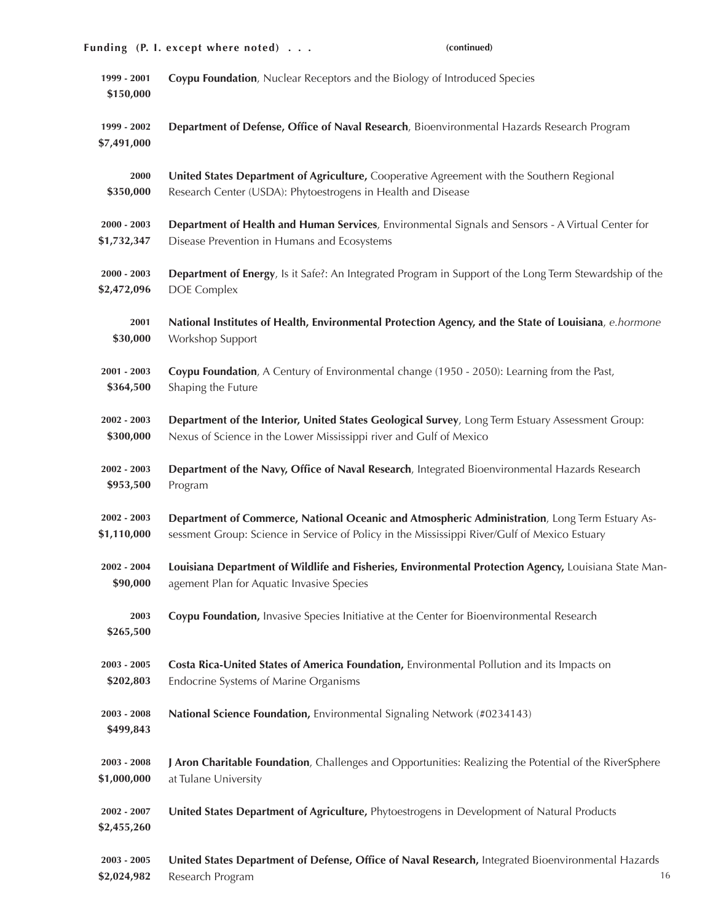**Funding (P. I. except where noted) . . .** **(continued)**

**1999 - 2001**
**$150,000**
**Coypu Foundation**, Nuclear Receptors and the Biology of Introduced Species

**1999 - 2002**
**$7,491,000**
**Department of Defense, Office of Naval Research**, Bioenvironmental Hazards Research Program

**2000**
**$350,000**
**United States Department of Agriculture,** Cooperative Agreement with the Southern Regional Research Center (USDA): Phytoestrogens in Health and Disease

**2000 - 2003**
**$1,732,347**
**Department of Health and Human Services**, Environmental Signals and Sensors - A Virtual Center for Disease Prevention in Humans and Ecosystems

**2000 - 2003**
**$2,472,096**
**Department of Energy**, Is it Safe?: An Integrated Program in Support of the Long Term Stewardship of the DOE Complex

**2001**
**$30,000**
**National Institutes of Health, Environmental Protection Agency, and the State of Louisiana**, *e.hormone* Workshop Support

**2001 - 2003**
**$364,500**
**Coypu Foundation**, A Century of Environmental change (1950 - 2050): Learning from the Past, Shaping the Future

**2002 - 2003**
**$300,000**
**Department of the Interior, United States Geological Survey**, Long Term Estuary Assessment Group: Nexus of Science in the Lower Mississippi river and Gulf of Mexico

**2002 - 2003**
**$953,500**
**Department of the Navy, Office of Naval Research**, Integrated Bioenvironmental Hazards Research Program

**2002 - 2003**
**$1,110,000**
**Department of Commerce, National Oceanic and Atmospheric Administration**, Long Term Estuary Assessment Group: Science in Service of Policy in the Mississippi River/Gulf of Mexico Estuary

**2002 - 2004**
**$90,000**
**Louisiana Department of Wildlife and Fisheries, Environmental Protection Agency,** Louisiana State Management Plan for Aquatic Invasive Species

**2003**
**$265,500**
**Coypu Foundation,** Invasive Species Initiative at the Center for Bioenvironmental Research

**2003 - 2005**
**$202,803**
**Costa Rica-United States of America Foundation,** Environmental Pollution and its Impacts on Endocrine Systems of Marine Organisms

**2003 - 2008**
**$499,843**
**National Science Foundation,** Environmental Signaling Network (#0234143)

**2003 - 2008**
**$1,000,000**
**J Aron Charitable Foundation**, Challenges and Opportunities: Realizing the Potential of the RiverSphere at Tulane University

**2002 - 2007**
**$2,455,260**
**United States Department of Agriculture,** Phytoestrogens in Development of Natural Products

**2003 - 2005**
**$2,024,982**
**United States Department of Defense, Office of Naval Research,** Integrated Bioenvironmental Hazards Research Program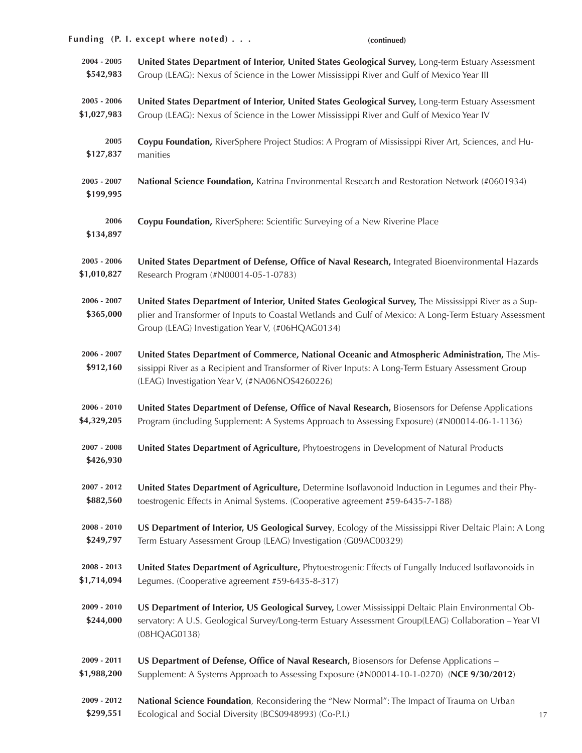**Funding (P. I. except where noted) . . .** **(continued)**

| | |
|---|---|
| **2004 - 2005**<br>**$542,983** | **United States Department of Interior, United States Geological Survey,** Long-term Estuary Assessment Group (LEAG): Nexus of Science in the Lower Mississippi River and Gulf of Mexico Year III |
| **2005 - 2006**<br>**$1,027,983** | **United States Department of Interior, United States Geological Survey,** Long-term Estuary Assessment Group (LEAG): Nexus of Science in the Lower Mississippi River and Gulf of Mexico Year IV |
| **2005**<br>**$127,837** | **Coypu Foundation,** RiverSphere Project Studios: A Program of Mississippi River Art, Sciences, and Humanities |
| **2005 - 2007**<br>**$199,995** | **National Science Foundation,** Katrina Environmental Research and Restoration Network (#0601934) |
| **2006**<br>**$134,897** | **Coypu Foundation,** RiverSphere: Scientific Surveying of a New Riverine Place |
| **2005 - 2006**<br>**$1,010,827** | **United States Department of Defense, Office of Naval Research,** Integrated Bioenvironmental Hazards Research Program (#N00014-05-1-0783) |
| **2006 - 2007**<br>**$365,000** | **United States Department of Interior, United States Geological Survey,** The Mississippi River as a Supplier and Transformer of Inputs to Coastal Wetlands and Gulf of Mexico: A Long-Term Estuary Assessment Group (LEAG) Investigation Year V, (#06HQAG0134) |
| **2006 - 2007**<br>**$912,160** | **United States Department of Commerce, National Oceanic and Atmospheric Administration,** The Mississippi River as a Recipient and Transformer of River Inputs: A Long-Term Estuary Assessment Group (LEAG) Investigation Year V, (#NA06NOS4260226) |
| **2006 - 2010**<br>**$4,329,205** | **United States Department of Defense, Office of Naval Research,** Biosensors for Defense Applications Program (including Supplement: A Systems Approach to Assessing Exposure) (#N00014-06-1-1136) |
| **2007 - 2008**<br>**$426,930** | **United States Department of Agriculture,** Phytoestrogens in Development of Natural Products |
| **2007 - 2012**<br>**$882,560** | **United States Department of Agriculture,** Determine Isoflavonoid Induction in Legumes and their Phytoestrogenic Effects in Animal Systems. (Cooperative agreement #59-6435-7-188) |
| **2008 - 2010**<br>**$249,797** | **US Department of Interior, US Geological Survey**, Ecology of the Mississippi River Deltaic Plain: A Long Term Estuary Assessment Group (LEAG) Investigation (G09AC00329) |
| **2008 - 2013**<br>**$1,714,094** | **United States Department of Agriculture,** Phytoestrogenic Effects of Fungally Induced Isoflavonoids in Legumes. (Cooperative agreement #59-6435-8-317) |
| **2009 - 2010**<br>**$244,000** | **US Department of Interior, US Geological Survey,** Lower Mississippi Deltaic Plain Environmental Observatory: A U.S. Geological Survey/Long-term Estuary Assessment Group(LEAG) Collaboration – Year VI (08HQAG0138) |
| **2009 - 2011**<br>**$1,988,200** | **US Department of Defense, Office of Naval Research,** Biosensors for Defense Applications – Supplement: A Systems Approach to Assessing Exposure (#N00014-10-1-0270) (**NCE 9/30/2012**) |
| **2009 - 2012**<br>**$299,551** | **National Science Foundation**, Reconsidering the "New Normal": The Impact of Trauma on Urban Ecological and Social Diversity (BCS0948993) (Co-P.I.) |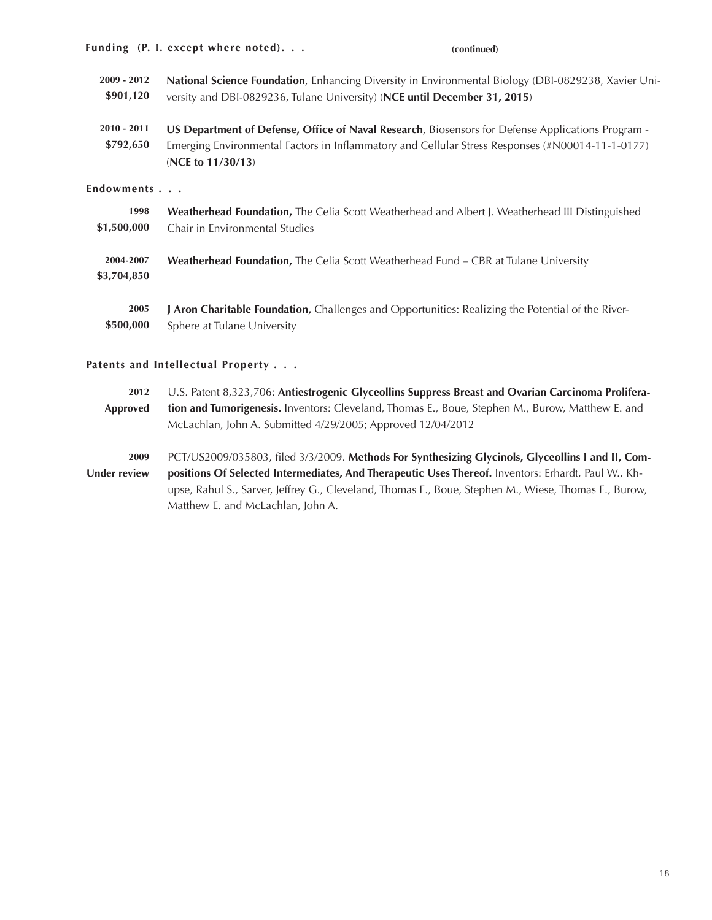**Funding (P. I. except where noted). . .** **(continued)**

**2009 - 2012**
**$901,120**
**National Science Foundation**, Enhancing Diversity in Environmental Biology (DBI-0829238, Xavier University and DBI-0829236, Tulane University) (**NCE until December 31, 2015**)

**2010 - 2011**
**$792,650**
**US Department of Defense, Office of Naval Research**, Biosensors for Defense Applications Program - Emerging Environmental Factors in Inflammatory and Cellular Stress Responses (#N00014-11-1-0177) (**NCE to 11/30/13**)

**Endowments . . .**

**1998**
**$1,500,000**
**Weatherhead Foundation,** The Celia Scott Weatherhead and Albert J. Weatherhead III Distinguished Chair in Environmental Studies

**2004-2007**
**$3,704,850**
**Weatherhead Foundation,** The Celia Scott Weatherhead Fund – CBR at Tulane University

**2005**
**$500,000**
**J Aron Charitable Foundation,** Challenges and Opportunities: Realizing the Potential of the River-Sphere at Tulane University

**Patents and Intellectual Property . . .**

**2012**
**Approved**
U.S. Patent 8,323,706: **Antiestrogenic Glyceollins Suppress Breast and Ovarian Carcinoma Proliferation and Tumorigenesis.** Inventors: Cleveland, Thomas E., Boue, Stephen M., Burow, Matthew E. and McLachlan, John A. Submitted 4/29/2005; Approved 12/04/2012

**2009**
**Under review**
PCT/US2009/035803, filed 3/3/2009. **Methods For Synthesizing Glycinols, Glyceollins I and II, Compositions Of Selected Intermediates, And Therapeutic Uses Thereof.** Inventors: Erhardt, Paul W., Khupse, Rahul S., Sarver, Jeffrey G., Cleveland, Thomas E., Boue, Stephen M., Wiese, Thomas E., Burow, Matthew E. and McLachlan, John A.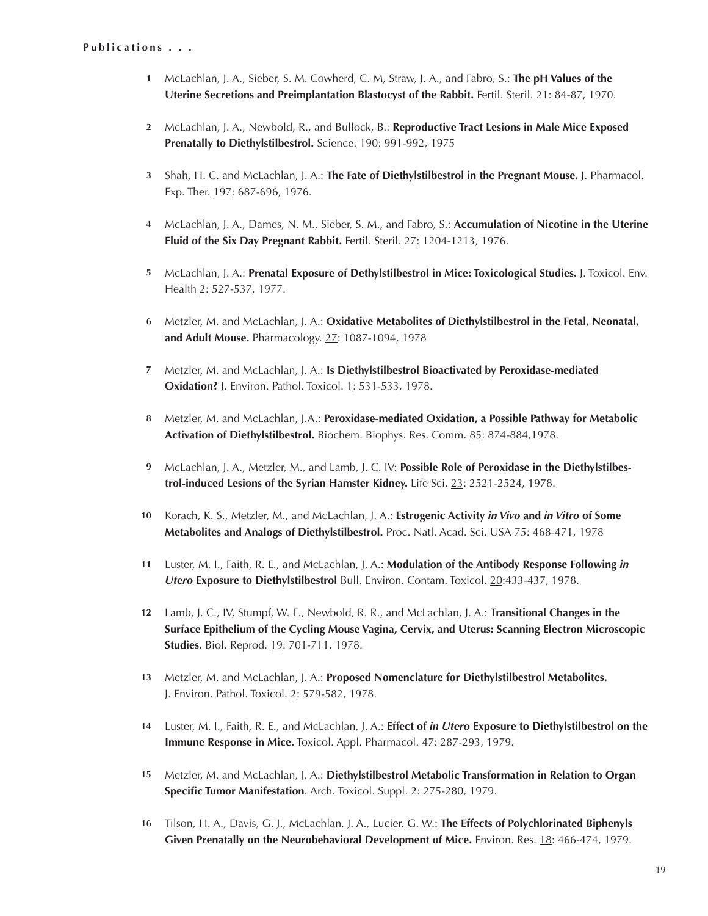**Publications . . .**

1. McLachlan, J. A., Sieber, S. M. Cowherd, C. M, Straw, J. A., and Fabro, S.: **The pH Values of the Uterine Secretions and Preimplantation Blastocyst of the Rabbit.** Fertil. Steril. 21: 84-87, 1970.

2. McLachlan, J. A., Newbold, R., and Bullock, B.: **Reproductive Tract Lesions in Male Mice Exposed Prenatally to Diethylstilbestrol.** Science. 190: 991-992, 1975

3. Shah, H. C. and McLachlan, J. A.: **The Fate of Diethylstilbestrol in the Pregnant Mouse.** J. Pharmacol. Exp. Ther. 197: 687-696, 1976.

4. McLachlan, J. A., Dames, N. M., Sieber, S. M., and Fabro, S.: **Accumulation of Nicotine in the Uterine Fluid of the Six Day Pregnant Rabbit.** Fertil. Steril. 27: 1204-1213, 1976.

5. McLachlan, J. A.: **Prenatal Exposure of Dethylstilbestrol in Mice: Toxicological Studies.** J. Toxicol. Env. Health 2: 527-537, 1977.

6. Metzler, M. and McLachlan, J. A.: **Oxidative Metabolites of Diethylstilbestrol in the Fetal, Neonatal, and Adult Mouse.** Pharmacology. 27: 1087-1094, 1978

7. Metzler, M. and McLachlan, J. A.: **Is Diethylstilbestrol Bioactivated by Peroxidase-mediated Oxidation?** J. Environ. Pathol. Toxicol. 1: 531-533, 1978.

8. Metzler, M. and McLachlan, J.A.: **Peroxidase-mediated Oxidation, a Possible Pathway for Metabolic Activation of Diethylstilbestrol.** Biochem. Biophys. Res. Comm. 85: 874-884,1978.

9. McLachlan, J. A., Metzler, M., and Lamb, J. C. IV: **Possible Role of Peroxidase in the Diethylstilbestrol-induced Lesions of the Syrian Hamster Kidney.** Life Sci. 23: 2521-2524, 1978.

10. Korach, K. S., Metzler, M., and McLachlan, J. A.: **Estrogenic Activity *in Vivo* and *in Vitro* of Some Metabolites and Analogs of Diethylstilbestrol.** Proc. Natl. Acad. Sci. USA 75: 468-471, 1978

11. Luster, M. I., Faith, R. E., and McLachlan, J. A.: **Modulation of the Antibody Response Following *in Utero* Exposure to Diethylstilbestrol** Bull. Environ. Contam. Toxicol. 20:433-437, 1978.

12. Lamb, J. C., IV, Stumpf, W. E., Newbold, R. R., and McLachlan, J. A.: **Transitional Changes in the Surface Epithelium of the Cycling Mouse Vagina, Cervix, and Uterus: Scanning Electron Microscopic Studies.** Biol. Reprod. 19: 701-711, 1978.

13. Metzler, M. and McLachlan, J. A.: **Proposed Nomenclature for Diethylstilbestrol Metabolites.** J. Environ. Pathol. Toxicol. 2: 579-582, 1978.

14. Luster, M. I., Faith, R. E., and McLachlan, J. A.: **Effect of *in Utero* Exposure to Diethylstilbestrol on the Immune Response in Mice.** Toxicol. Appl. Pharmacol. 47: 287-293, 1979.

15. Metzler, M. and McLachlan, J. A.: **Diethylstilbestrol Metabolic Transformation in Relation to Organ Specific Tumor Manifestation**. Arch. Toxicol. Suppl. 2: 275-280, 1979.

16. Tilson, H. A., Davis, G. J., McLachlan, J. A., Lucier, G. W.: **The Effects of Polychlorinated Biphenyls Given Prenatally on the Neurobehavioral Development of Mice.** Environ. Res. 18: 466-474, 1979.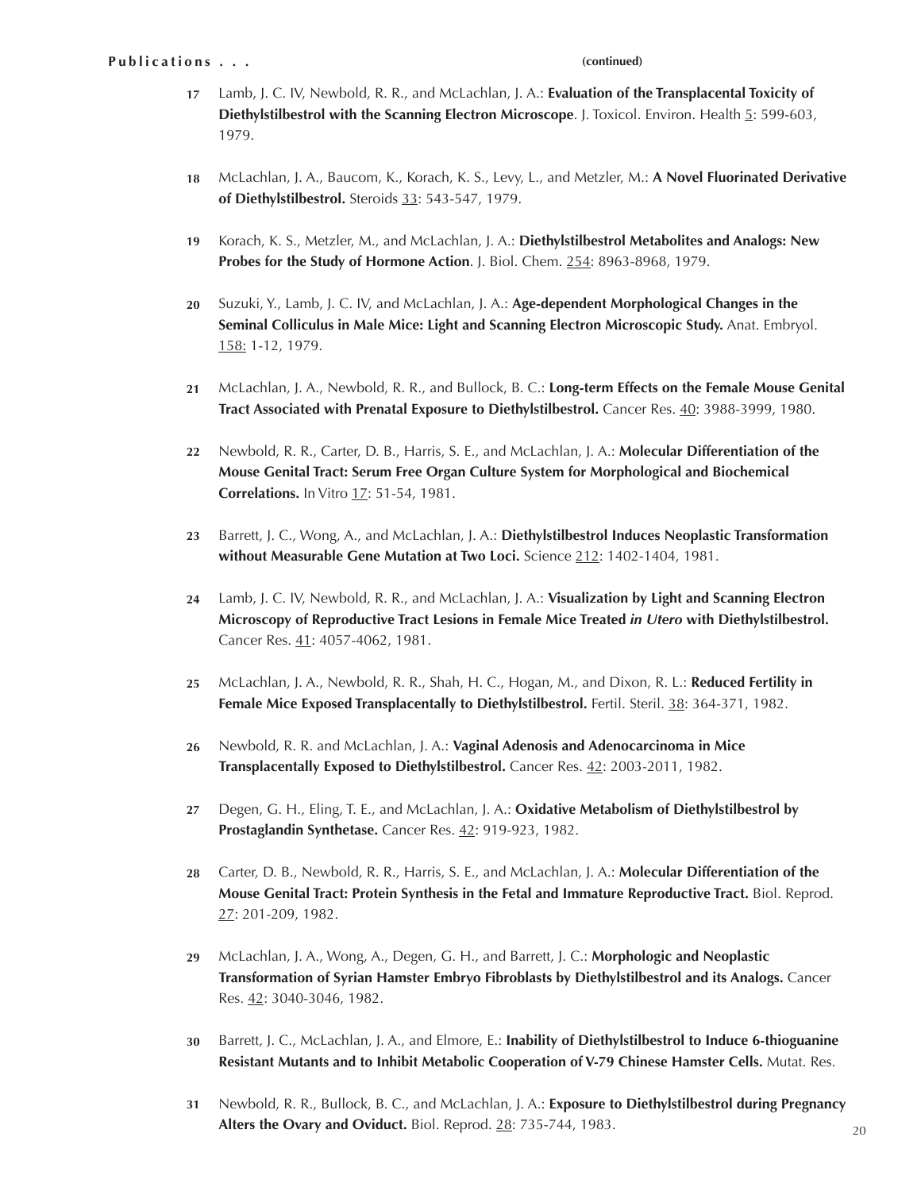**Publications . . .** **(continued)**

**17** Lamb, J. C. IV, Newbold, R. R., and McLachlan, J. A.: **Evaluation of the Transplacental Toxicity of Diethylstilbestrol with the Scanning Electron Microscope**. J. Toxicol. Environ. Health 5: 599-603, 1979.

**18** McLachlan, J. A., Baucom, K., Korach, K. S., Levy, L., and Metzler, M.: **A Novel Fluorinated Derivative of Diethylstilbestrol.** Steroids 33: 543-547, 1979.

**19** Korach, K. S., Metzler, M., and McLachlan, J. A.: **Diethylstilbestrol Metabolites and Analogs: New Probes for the Study of Hormone Action**. J. Biol. Chem. 254: 8963-8968, 1979.

**20** Suzuki, Y., Lamb, J. C. IV, and McLachlan, J. A.: **Age-dependent Morphological Changes in the Seminal Colliculus in Male Mice: Light and Scanning Electron Microscopic Study.** Anat. Embryol. 158: 1-12, 1979.

**21** McLachlan, J. A., Newbold, R. R., and Bullock, B. C.: **Long-term Effects on the Female Mouse Genital Tract Associated with Prenatal Exposure to Diethylstilbestrol.** Cancer Res. 40: 3988-3999, 1980.

**22** Newbold, R. R., Carter, D. B., Harris, S. E., and McLachlan, J. A.: **Molecular Differentiation of the Mouse Genital Tract: Serum Free Organ Culture System for Morphological and Biochemical Correlations.** In Vitro 17: 51-54, 1981.

**23** Barrett, J. C., Wong, A., and McLachlan, J. A.: **Diethylstilbestrol Induces Neoplastic Transformation without Measurable Gene Mutation at Two Loci.** Science 212: 1402-1404, 1981.

**24** Lamb, J. C. IV, Newbold, R. R., and McLachlan, J. A.: **Visualization by Light and Scanning Electron Microscopy of Reproductive Tract Lesions in Female Mice Treated *in Utero* with Diethylstilbestrol.** Cancer Res. 41: 4057-4062, 1981.

**25** McLachlan, J. A., Newbold, R. R., Shah, H. C., Hogan, M., and Dixon, R. L.: **Reduced Fertility in Female Mice Exposed Transplacentally to Diethylstilbestrol.** Fertil. Steril. 38: 364-371, 1982.

**26** Newbold, R. R. and McLachlan, J. A.: **Vaginal Adenosis and Adenocarcinoma in Mice Transplacentally Exposed to Diethylstilbestrol.** Cancer Res. 42: 2003-2011, 1982.

**27** Degen, G. H., Eling, T. E., and McLachlan, J. A.: **Oxidative Metabolism of Diethylstilbestrol by Prostaglandin Synthetase.** Cancer Res. 42: 919-923, 1982.

**28** Carter, D. B., Newbold, R. R., Harris, S. E., and McLachlan, J. A.: **Molecular Differentiation of the Mouse Genital Tract: Protein Synthesis in the Fetal and Immature Reproductive Tract.** Biol. Reprod. 27: 201-209, 1982.

**29** McLachlan, J. A., Wong, A., Degen, G. H., and Barrett, J. C.: **Morphologic and Neoplastic Transformation of Syrian Hamster Embryo Fibroblasts by Diethylstilbestrol and its Analogs.** Cancer Res. 42: 3040-3046, 1982.

**30** Barrett, J. C., McLachlan, J. A., and Elmore, E.: **Inability of Diethylstilbestrol to Induce 6-thioguanine Resistant Mutants and to Inhibit Metabolic Cooperation of V-79 Chinese Hamster Cells.** Mutat. Res.

**31** Newbold, R. R., Bullock, B. C., and McLachlan, J. A.: **Exposure to Diethylstilbestrol during Pregnancy Alters the Ovary and Oviduct.** Biol. Reprod. 28: 735-744, 1983.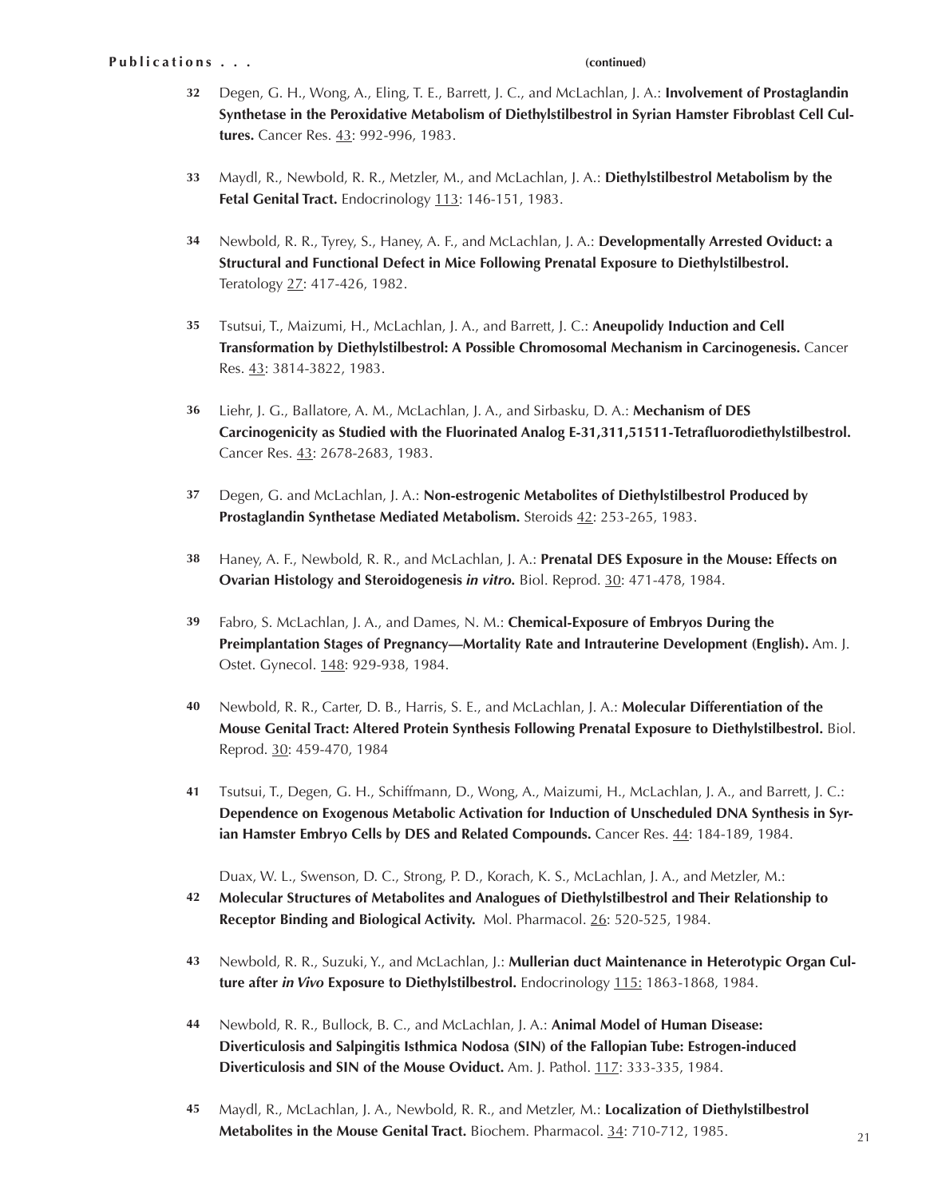**Publications . . .** **(continued)**

32 Degen, G. H., Wong, A., Eling, T. E., Barrett, J. C., and McLachlan, J. A.: **Involvement of Prostaglandin Synthetase in the Peroxidative Metabolism of Diethylstilbestrol in Syrian Hamster Fibroblast Cell Cultures.** Cancer Res. 43: 992-996, 1983.

33 Maydl, R., Newbold, R. R., Metzler, M., and McLachlan, J. A.: **Diethylstilbestrol Metabolism by the Fetal Genital Tract.** Endocrinology 113: 146-151, 1983.

34 Newbold, R. R., Tyrey, S., Haney, A. F., and McLachlan, J. A.: **Developmentally Arrested Oviduct: a Structural and Functional Defect in Mice Following Prenatal Exposure to Diethylstilbestrol.** Teratology 27: 417-426, 1982.

35 Tsutsui, T., Maizumi, H., McLachlan, J. A., and Barrett, J. C.: **Aneupolidy Induction and Cell Transformation by Diethylstilbestrol: A Possible Chromosomal Mechanism in Carcinogenesis.** Cancer Res. 43: 3814-3822, 1983.

36 Liehr, J. G., Ballatore, A. M., McLachlan, J. A., and Sirbasku, D. A.: **Mechanism of DES Carcinogenicity as Studied with the Fluorinated Analog E-31,311,51511-Tetrafluorodiethylstilbestrol.** Cancer Res. 43: 2678-2683, 1983.

37 Degen, G. and McLachlan, J. A.: **Non-estrogenic Metabolites of Diethylstilbestrol Produced by Prostaglandin Synthetase Mediated Metabolism.** Steroids 42: 253-265, 1983.

38 Haney, A. F., Newbold, R. R., and McLachlan, J. A.: **Prenatal DES Exposure in the Mouse: Effects on Ovarian Histology and Steroidogenesis *in vitro*.** Biol. Reprod. 30: 471-478, 1984.

39 Fabro, S. McLachlan, J. A., and Dames, N. M.: **Chemical-Exposure of Embryos During the Preimplantation Stages of Pregnancy—Mortality Rate and Intrauterine Development (English).** Am. J. Ostet. Gynecol. 148: 929-938, 1984.

40 Newbold, R. R., Carter, D. B., Harris, S. E., and McLachlan, J. A.: **Molecular Differentiation of the Mouse Genital Tract: Altered Protein Synthesis Following Prenatal Exposure to Diethylstilbestrol.** Biol. Reprod. 30: 459-470, 1984

41 Tsutsui, T., Degen, G. H., Schiffmann, D., Wong, A., Maizumi, H., McLachlan, J. A., and Barrett, J. C.: **Dependence on Exogenous Metabolic Activation for Induction of Unscheduled DNA Synthesis in Syrian Hamster Embryo Cells by DES and Related Compounds.** Cancer Res. 44: 184-189, 1984.

42 Duax, W. L., Swenson, D. C., Strong, P. D., Korach, K. S., McLachlan, J. A., and Metzler, M.: **Molecular Structures of Metabolites and Analogues of Diethylstilbestrol and Their Relationship to Receptor Binding and Biological Activity.** Mol. Pharmacol. 26: 520-525, 1984.

43 Newbold, R. R., Suzuki, Y., and McLachlan, J.: **Mullerian duct Maintenance in Heterotypic Organ Culture after *in Vivo* Exposure to Diethylstilbestrol.** Endocrinology 115: 1863-1868, 1984.

44 Newbold, R. R., Bullock, B. C., and McLachlan, J. A.: **Animal Model of Human Disease: Diverticulosis and Salpingitis Isthmica Nodosa (SIN) of the Fallopian Tube: Estrogen-induced Diverticulosis and SIN of the Mouse Oviduct.** Am. J. Pathol. 117: 333-335, 1984.

45 Maydl, R., McLachlan, J. A., Newbold, R. R., and Metzler, M.: **Localization of Diethylstilbestrol Metabolites in the Mouse Genital Tract.** Biochem. Pharmacol. 34: 710-712, 1985.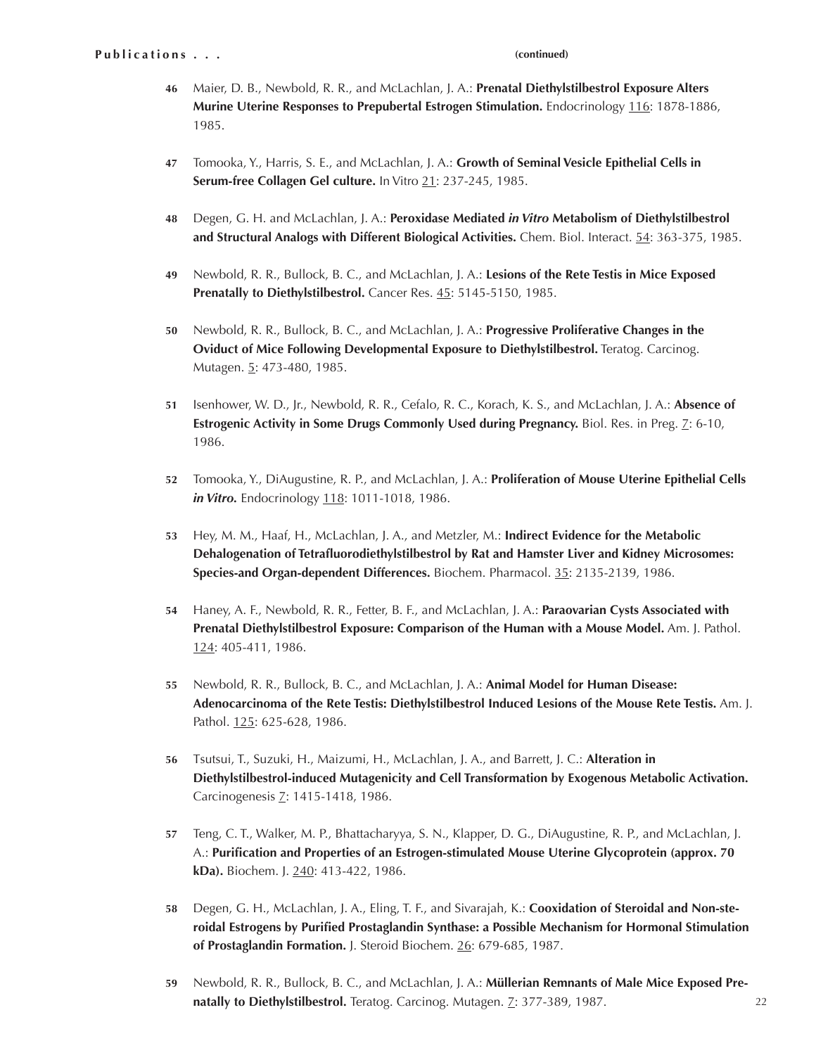**Publications . . .** **(continued)**

**46** Maier, D. B., Newbold, R. R., and McLachlan, J. A.: **Prenatal Diethylstilbestrol Exposure Alters Murine Uterine Responses to Prepubertal Estrogen Stimulation.** Endocrinology 116: 1878-1886, 1985.

**47** Tomooka, Y., Harris, S. E., and McLachlan, J. A.: **Growth of Seminal Vesicle Epithelial Cells in Serum-free Collagen Gel culture.** In Vitro 21: 237-245, 1985.

**48** Degen, G. H. and McLachlan, J. A.: **Peroxidase Mediated *in Vitro* Metabolism of Diethylstilbestrol and Structural Analogs with Different Biological Activities.** Chem. Biol. Interact. 54: 363-375, 1985.

**49** Newbold, R. R., Bullock, B. C., and McLachlan, J. A.: **Lesions of the Rete Testis in Mice Exposed Prenatally to Diethylstilbestrol.** Cancer Res. 45: 5145-5150, 1985.

**50** Newbold, R. R., Bullock, B. C., and McLachlan, J. A.: **Progressive Proliferative Changes in the Oviduct of Mice Following Developmental Exposure to Diethylstilbestrol.** Teratog. Carcinog. Mutagen. 5: 473-480, 1985.

**51** Isenhower, W. D., Jr., Newbold, R. R., Cefalo, R. C., Korach, K. S., and McLachlan, J. A.: **Absence of Estrogenic Activity in Some Drugs Commonly Used during Pregnancy.** Biol. Res. in Preg. 7: 6-10, 1986.

**52** Tomooka, Y., DiAugustine, R. P., and McLachlan, J. A.: **Proliferation of Mouse Uterine Epithelial Cells *in Vitro*.** Endocrinology 118: 1011-1018, 1986.

**53** Hey, M. M., Haaf, H., McLachlan, J. A., and Metzler, M.: **Indirect Evidence for the Metabolic Dehalogenation of Tetrafluorodiethylstilbestrol by Rat and Hamster Liver and Kidney Microsomes: Species-and Organ-dependent Differences.** Biochem. Pharmacol. 35: 2135-2139, 1986.

**54** Haney, A. F., Newbold, R. R., Fetter, B. F., and McLachlan, J. A.: **Paraovarian Cysts Associated with Prenatal Diethylstilbestrol Exposure: Comparison of the Human with a Mouse Model.** Am. J. Pathol. 124: 405-411, 1986.

**55** Newbold, R. R., Bullock, B. C., and McLachlan, J. A.: **Animal Model for Human Disease: Adenocarcinoma of the Rete Testis: Diethylstilbestrol Induced Lesions of the Mouse Rete Testis.** Am. J. Pathol. 125: 625-628, 1986.

**56** Tsutsui, T., Suzuki, H., Maizumi, H., McLachlan, J. A., and Barrett, J. C.: **Alteration in Diethylstilbestrol-induced Mutagenicity and Cell Transformation by Exogenous Metabolic Activation.** Carcinogenesis 7: 1415-1418, 1986.

**57** Teng, C. T., Walker, M. P., Bhattacharyya, S. N., Klapper, D. G., DiAugustine, R. P., and McLachlan, J. A.: **Purification and Properties of an Estrogen-stimulated Mouse Uterine Glycoprotein (approx. 70 kDa).** Biochem. J. 240: 413-422, 1986.

**58** Degen, G. H., McLachlan, J. A., Eling, T. F., and Sivarajah, K.: **Cooxidation of Steroidal and Non-steroidal Estrogens by Purified Prostaglandin Synthase: a Possible Mechanism for Hormonal Stimulation of Prostaglandin Formation.** J. Steroid Biochem. 26: 679-685, 1987.

**59** Newbold, R. R., Bullock, B. C., and McLachlan, J. A.: **Müllerian Remnants of Male Mice Exposed Prenatally to Diethylstilbestrol.** Teratog. Carcinog. Mutagen. 7: 377-389, 1987.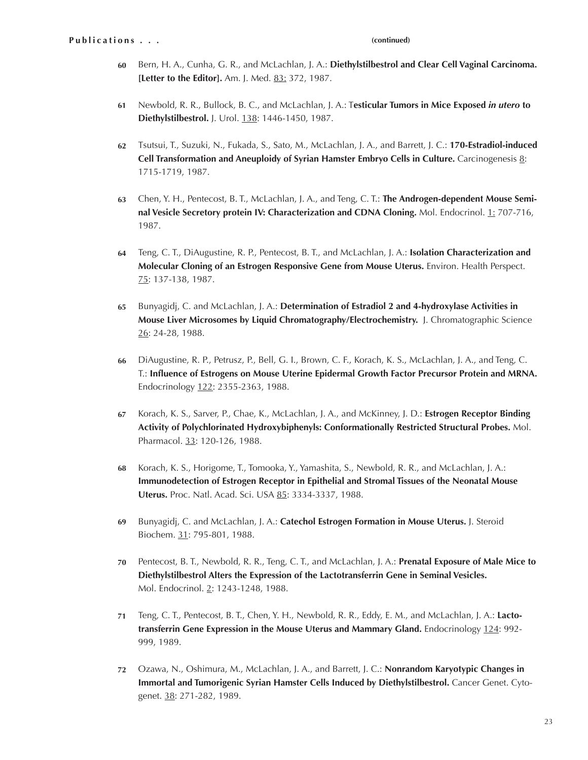**Publications . . .** **(continued)**

**60** Bern, H. A., Cunha, G. R., and McLachlan, J. A.: **Diethylstilbestrol and Clear Cell Vaginal Carcinoma. [Letter to the Editor].** Am. J. Med. 83: 372, 1987.

**61** Newbold, R. R., Bullock, B. C., and McLachlan, J. A.: T**esticular Tumors in Mice Exposed *in utero* to Diethylstilbestrol.** J. Urol. 138: 1446-1450, 1987.

**62** Tsutsui, T., Suzuki, N., Fukada, S., Sato, M., McLachlan, J. A., and Barrett, J. C.: **170-Estradiol-induced Cell Transformation and Aneuploidy of Syrian Hamster Embryo Cells in Culture.** Carcinogenesis 8: 1715-1719, 1987.

**63** Chen, Y. H., Pentecost, B. T., McLachlan, J. A., and Teng, C. T.: **The Androgen-dependent Mouse Seminal Vesicle Secretory protein IV: Characterization and CDNA Cloning.** Mol. Endocrinol. 1: 707-716, 1987.

**64** Teng, C. T., DiAugustine, R. P., Pentecost, B. T., and McLachlan, J. A.: **Isolation Characterization and Molecular Cloning of an Estrogen Responsive Gene from Mouse Uterus.** Environ. Health Perspect. 75: 137-138, 1987.

**65** Bunyagidj, C. and McLachlan, J. A.: **Determination of Estradiol 2 and 4-hydroxylase Activities in Mouse Liver Microsomes by Liquid Chromatography/Electrochemistry.** J. Chromatographic Science 26: 24-28, 1988.

**66** DiAugustine, R. P., Petrusz, P., Bell, G. I., Brown, C. F., Korach, K. S., McLachlan, J. A., and Teng, C. T.: **Influence of Estrogens on Mouse Uterine Epidermal Growth Factor Precursor Protein and MRNA.** Endocrinology 122: 2355-2363, 1988.

**67** Korach, K. S., Sarver, P., Chae, K., McLachlan, J. A., and McKinney, J. D.: **Estrogen Receptor Binding Activity of Polychlorinated Hydroxybiphenyls: Conformationally Restricted Structural Probes.** Mol. Pharmacol. 33: 120-126, 1988.

**68** Korach, K. S., Horigome, T., Tomooka, Y., Yamashita, S., Newbold, R. R., and McLachlan, J. A.: **Immunodetection of Estrogen Receptor in Epithelial and Stromal Tissues of the Neonatal Mouse Uterus.** Proc. Natl. Acad. Sci. USA 85: 3334-3337, 1988.

**69** Bunyagidj, C. and McLachlan, J. A.: **Catechol Estrogen Formation in Mouse Uterus.** J. Steroid Biochem. 31: 795-801, 1988.

**70** Pentecost, B. T., Newbold, R. R., Teng, C. T., and McLachlan, J. A.: **Prenatal Exposure of Male Mice to Diethylstilbestrol Alters the Expression of the Lactotransferrin Gene in Seminal Vesicles.** Mol. Endocrinol. 2: 1243-1248, 1988.

**71** Teng, C. T., Pentecost, B. T., Chen, Y. H., Newbold, R. R., Eddy, E. M., and McLachlan, J. A.: **Lactotransferrin Gene Expression in the Mouse Uterus and Mammary Gland.** Endocrinology 124: 992-999, 1989.

**72** Ozawa, N., Oshimura, M., McLachlan, J. A., and Barrett, J. C.: **Nonrandom Karyotypic Changes in Immortal and Tumorigenic Syrian Hamster Cells Induced by Diethylstilbestrol.** Cancer Genet. Cytogenet. 38: 271-282, 1989.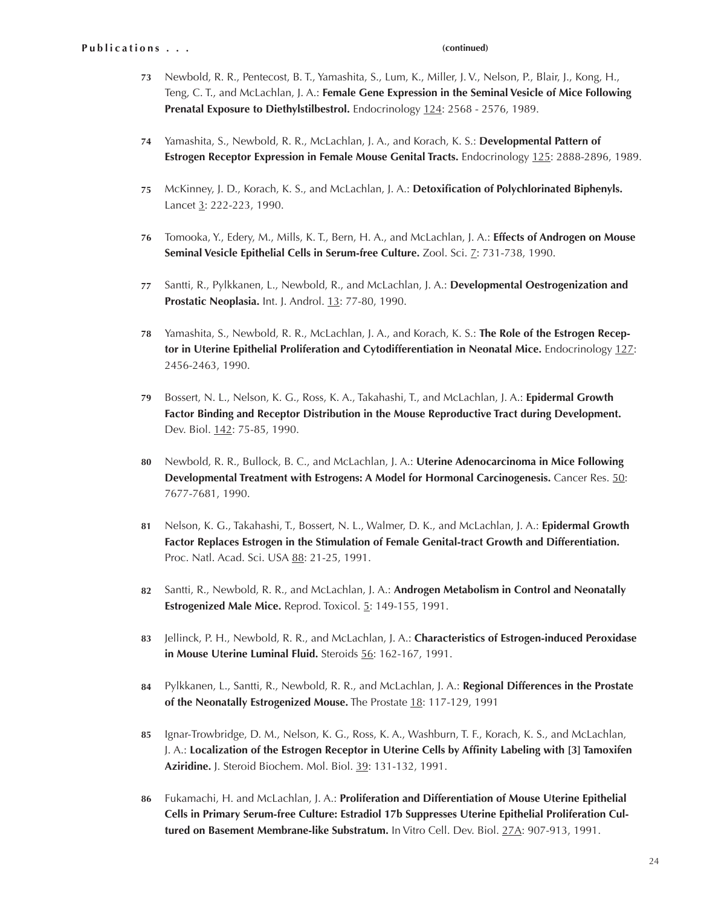**Publications . . .** **(continued)**

**73** Newbold, R. R., Pentecost, B. T., Yamashita, S., Lum, K., Miller, J. V., Nelson, P., Blair, J., Kong, H., Teng, C. T., and McLachlan, J. A.: **Female Gene Expression in the Seminal Vesicle of Mice Following Prenatal Exposure to Diethylstilbestrol.** Endocrinology 124: 2568 - 2576, 1989.

**74** Yamashita, S., Newbold, R. R., McLachlan, J. A., and Korach, K. S.: **Developmental Pattern of Estrogen Receptor Expression in Female Mouse Genital Tracts.** Endocrinology 125: 2888-2896, 1989.

**75** McKinney, J. D., Korach, K. S., and McLachlan, J. A.: **Detoxification of Polychlorinated Biphenyls.** Lancet 3: 222-223, 1990.

**76** Tomooka, Y., Edery, M., Mills, K. T., Bern, H. A., and McLachlan, J. A.: **Effects of Androgen on Mouse Seminal Vesicle Epithelial Cells in Serum-free Culture.** Zool. Sci. 7: 731-738, 1990.

**77** Santti, R., Pylkkanen, L., Newbold, R., and McLachlan, J. A.: **Developmental Oestrogenization and Prostatic Neoplasia.** Int. J. Androl. 13: 77-80, 1990.

**78** Yamashita, S., Newbold, R. R., McLachlan, J. A., and Korach, K. S.: **The Role of the Estrogen Receptor in Uterine Epithelial Proliferation and Cytodifferentiation in Neonatal Mice.** Endocrinology 127: 2456-2463, 1990.

**79** Bossert, N. L., Nelson, K. G., Ross, K. A., Takahashi, T., and McLachlan, J. A.: **Epidermal Growth Factor Binding and Receptor Distribution in the Mouse Reproductive Tract during Development.** Dev. Biol. 142: 75-85, 1990.

**80** Newbold, R. R., Bullock, B. C., and McLachlan, J. A.: **Uterine Adenocarcinoma in Mice Following Developmental Treatment with Estrogens: A Model for Hormonal Carcinogenesis.** Cancer Res. 50: 7677-7681, 1990.

**81** Nelson, K. G., Takahashi, T., Bossert, N. L., Walmer, D. K., and McLachlan, J. A.: **Epidermal Growth Factor Replaces Estrogen in the Stimulation of Female Genital-tract Growth and Differentiation.** Proc. Natl. Acad. Sci. USA 88: 21-25, 1991.

**82** Santti, R., Newbold, R. R., and McLachlan, J. A.: **Androgen Metabolism in Control and Neonatally Estrogenized Male Mice.** Reprod. Toxicol. 5: 149-155, 1991.

**83** Jellinck, P. H., Newbold, R. R., and McLachlan, J. A.: **Characteristics of Estrogen-induced Peroxidase in Mouse Uterine Luminal Fluid.** Steroids 56: 162-167, 1991.

**84** Pylkkanen, L., Santti, R., Newbold, R. R., and McLachlan, J. A.: **Regional Differences in the Prostate of the Neonatally Estrogenized Mouse.** The Prostate 18: 117-129, 1991

**85** Ignar-Trowbridge, D. M., Nelson, K. G., Ross, K. A., Washburn, T. F., Korach, K. S., and McLachlan, J. A.: **Localization of the Estrogen Receptor in Uterine Cells by Affinity Labeling with [3] Tamoxifen Aziridine.** J. Steroid Biochem. Mol. Biol. 39: 131-132, 1991.

**86** Fukamachi, H. and McLachlan, J. A.: **Proliferation and Differentiation of Mouse Uterine Epithelial Cells in Primary Serum-free Culture: Estradiol 17b Suppresses Uterine Epithelial Proliferation Cultured on Basement Membrane-like Substratum.** In Vitro Cell. Dev. Biol. 27A: 907-913, 1991.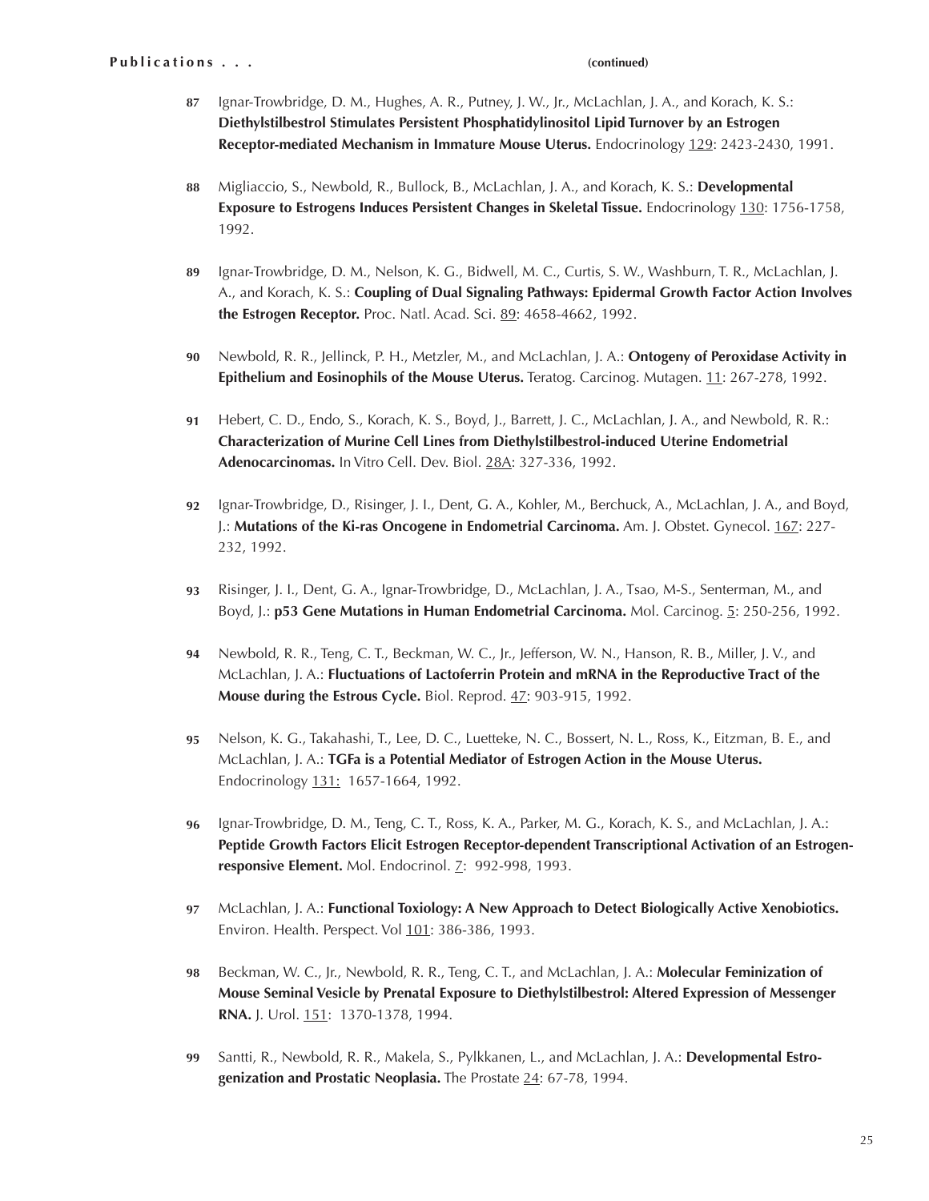**Publications . . .** **(continued)**

**87** Ignar-Trowbridge, D. M., Hughes, A. R., Putney, J. W., Jr., McLachlan, J. A., and Korach, K. S.: **Diethylstilbestrol Stimulates Persistent Phosphatidylinositol Lipid Turnover by an Estrogen Receptor-mediated Mechanism in Immature Mouse Uterus.** Endocrinology 129: 2423-2430, 1991.

**88** Migliaccio, S., Newbold, R., Bullock, B., McLachlan, J. A., and Korach, K. S.: **Developmental Exposure to Estrogens Induces Persistent Changes in Skeletal Tissue.** Endocrinology 130: 1756-1758, 1992.

**89** Ignar-Trowbridge, D. M., Nelson, K. G., Bidwell, M. C., Curtis, S. W., Washburn, T. R., McLachlan, J. A., and Korach, K. S.: **Coupling of Dual Signaling Pathways: Epidermal Growth Factor Action Involves the Estrogen Receptor.** Proc. Natl. Acad. Sci. 89: 4658-4662, 1992.

**90** Newbold, R. R., Jellinck, P. H., Metzler, M., and McLachlan, J. A.: **Ontogeny of Peroxidase Activity in Epithelium and Eosinophils of the Mouse Uterus.** Teratog. Carcinog. Mutagen. 11: 267-278, 1992.

**91** Hebert, C. D., Endo, S., Korach, K. S., Boyd, J., Barrett, J. C., McLachlan, J. A., and Newbold, R. R.: **Characterization of Murine Cell Lines from Diethylstilbestrol-induced Uterine Endometrial Adenocarcinomas.** In Vitro Cell. Dev. Biol. 28A: 327-336, 1992.

**92** Ignar-Trowbridge, D., Risinger, J. I., Dent, G. A., Kohler, M., Berchuck, A., McLachlan, J. A., and Boyd, J.: **Mutations of the Ki-ras Oncogene in Endometrial Carcinoma.** Am. J. Obstet. Gynecol. 167: 227-232, 1992.

**93** Risinger, J. I., Dent, G. A., Ignar-Trowbridge, D., McLachlan, J. A., Tsao, M-S., Senterman, M., and Boyd, J.: **p53 Gene Mutations in Human Endometrial Carcinoma.** Mol. Carcinog. 5: 250-256, 1992.

**94** Newbold, R. R., Teng, C. T., Beckman, W. C., Jr., Jefferson, W. N., Hanson, R. B., Miller, J. V., and McLachlan, J. A.: **Fluctuations of Lactoferrin Protein and mRNA in the Reproductive Tract of the Mouse during the Estrous Cycle.** Biol. Reprod. 47: 903-915, 1992.

**95** Nelson, K. G., Takahashi, T., Lee, D. C., Luetteke, N. C., Bossert, N. L., Ross, K., Eitzman, B. E., and McLachlan, J. A.: **TGFa is a Potential Mediator of Estrogen Action in the Mouse Uterus.** Endocrinology 131: 1657-1664, 1992.

**96** Ignar-Trowbridge, D. M., Teng, C. T., Ross, K. A., Parker, M. G., Korach, K. S., and McLachlan, J. A.: **Peptide Growth Factors Elicit Estrogen Receptor-dependent Transcriptional Activation of an Estrogen-responsive Element.** Mol. Endocrinol. 7: 992-998, 1993.

**97** McLachlan, J. A.: **Functional Toxiology: A New Approach to Detect Biologically Active Xenobiotics.** Environ. Health. Perspect. Vol 101: 386-386, 1993.

**98** Beckman, W. C., Jr., Newbold, R. R., Teng, C. T., and McLachlan, J. A.: **Molecular Feminization of Mouse Seminal Vesicle by Prenatal Exposure to Diethylstilbestrol: Altered Expression of Messenger RNA.** J. Urol. 151: 1370-1378, 1994.

**99** Santti, R., Newbold, R. R., Makela, S., Pylkkanen, L., and McLachlan, J. A.: **Developmental Estrogenization and Prostatic Neoplasia.** The Prostate 24: 67-78, 1994.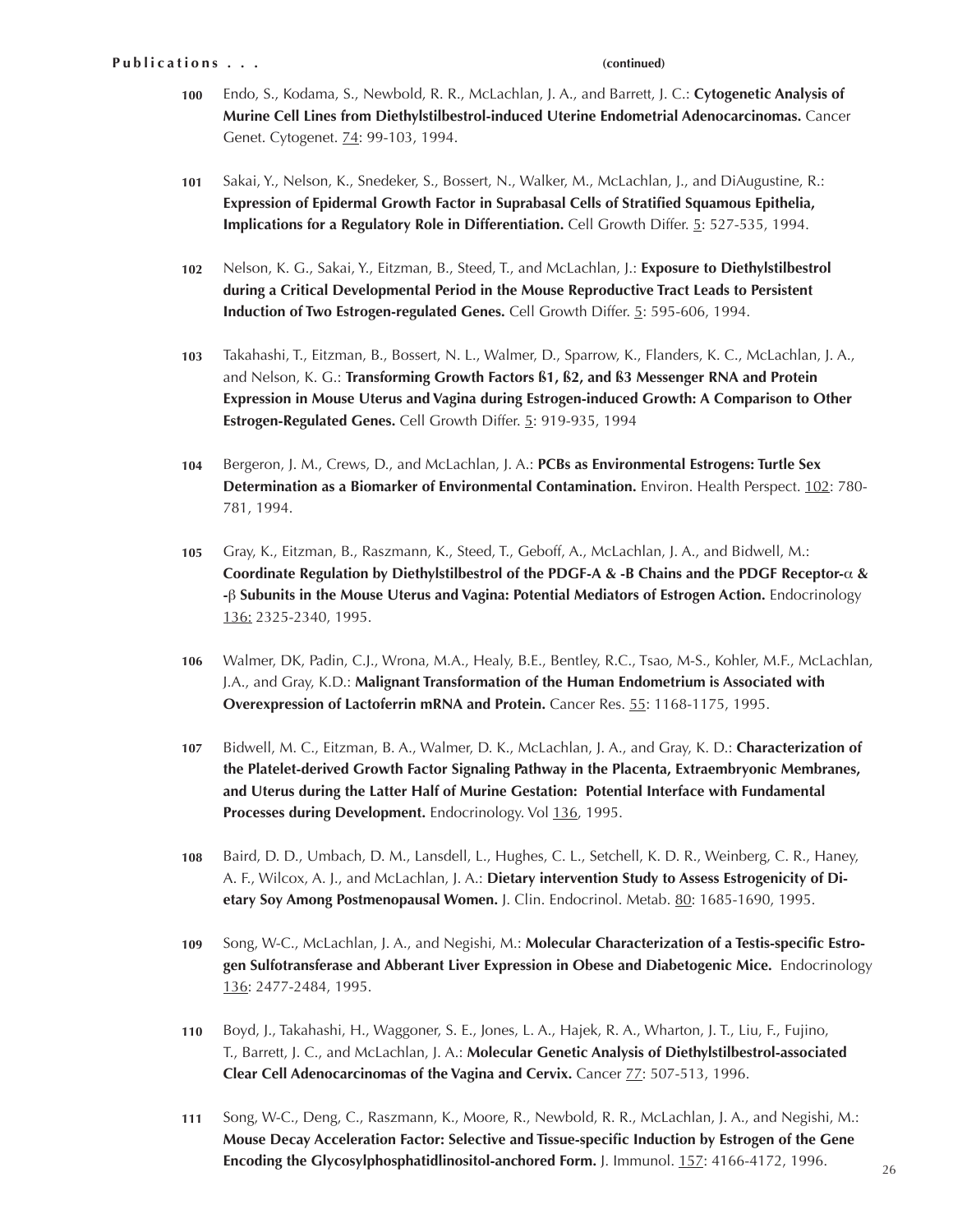**Publications . . .** **(continued)**

**100** Endo, S., Kodama, S., Newbold, R. R., McLachlan, J. A., and Barrett, J. C.: **Cytogenetic Analysis of Murine Cell Lines from Diethylstilbestrol-induced Uterine Endometrial Adenocarcinomas.** Cancer Genet. Cytogenet. 74: 99-103, 1994.

**101** Sakai, Y., Nelson, K., Snedeker, S., Bossert, N., Walker, M., McLachlan, J., and DiAugustine, R.: **Expression of Epidermal Growth Factor in Suprabasal Cells of Stratified Squamous Epithelia, Implications for a Regulatory Role in Differentiation.** Cell Growth Differ. 5: 527-535, 1994.

**102** Nelson, K. G., Sakai, Y., Eitzman, B., Steed, T., and McLachlan, J.: **Exposure to Diethylstilbestrol during a Critical Developmental Period in the Mouse Reproductive Tract Leads to Persistent Induction of Two Estrogen-regulated Genes.** Cell Growth Differ. 5: 595-606, 1994.

**103** Takahashi, T., Eitzman, B., Bossert, N. L., Walmer, D., Sparrow, K., Flanders, K. C., McLachlan, J. A., and Nelson, K. G.: **Transforming Growth Factors ß1, ß2, and ß3 Messenger RNA and Protein Expression in Mouse Uterus and Vagina during Estrogen-induced Growth: A Comparison to Other Estrogen-Regulated Genes.** Cell Growth Differ. 5: 919-935, 1994

**104** Bergeron, J. M., Crews, D., and McLachlan, J. A.: **PCBs as Environmental Estrogens: Turtle Sex Determination as a Biomarker of Environmental Contamination.** Environ. Health Perspect. 102: 780-781, 1994.

**105** Gray, K., Eitzman, B., Raszmann, K., Steed, T., Geboff, A., McLachlan, J. A., and Bidwell, M.: **Coordinate Regulation by Diethylstilbestrol of the PDGF-A & -B Chains and the PDGF Receptor-α & -β Subunits in the Mouse Uterus and Vagina: Potential Mediators of Estrogen Action.** Endocrinology 136: 2325-2340, 1995.

**106** Walmer, DK, Padin, C.J., Wrona, M.A., Healy, B.E., Bentley, R.C., Tsao, M-S., Kohler, M.F., McLachlan, J.A., and Gray, K.D.: **Malignant Transformation of the Human Endometrium is Associated with Overexpression of Lactoferrin mRNA and Protein.** Cancer Res. 55: 1168-1175, 1995.

**107** Bidwell, M. C., Eitzman, B. A., Walmer, D. K., McLachlan, J. A., and Gray, K. D.: **Characterization of the Platelet-derived Growth Factor Signaling Pathway in the Placenta, Extraembryonic Membranes, and Uterus during the Latter Half of Murine Gestation: Potential Interface with Fundamental Processes during Development.** Endocrinology. Vol 136, 1995.

**108** Baird, D. D., Umbach, D. M., Lansdell, L., Hughes, C. L., Setchell, K. D. R., Weinberg, C. R., Haney, A. F., Wilcox, A. J., and McLachlan, J. A.: **Dietary intervention Study to Assess Estrogenicity of Dietary Soy Among Postmenopausal Women.** J. Clin. Endocrinol. Metab. 80: 1685-1690, 1995.

**109** Song, W-C., McLachlan, J. A., and Negishi, M.: **Molecular Characterization of a Testis-specific Estrogen Sulfotransferase and Abberant Liver Expression in Obese and Diabetogenic Mice.** Endocrinology 136: 2477-2484, 1995.

**110** Boyd, J., Takahashi, H., Waggoner, S. E., Jones, L. A., Hajek, R. A., Wharton, J. T., Liu, F., Fujino, T., Barrett, J. C., and McLachlan, J. A.: **Molecular Genetic Analysis of Diethylstilbestrol-associated Clear Cell Adenocarcinomas of the Vagina and Cervix.** Cancer 77: 507-513, 1996.

**111** Song, W-C., Deng, C., Raszmann, K., Moore, R., Newbold, R. R., McLachlan, J. A., and Negishi, M.: **Mouse Decay Acceleration Factor: Selective and Tissue-specific Induction by Estrogen of the Gene Encoding the Glycosylphosphatidlinositol-anchored Form.** J. Immunol. 157: 4166-4172, 1996.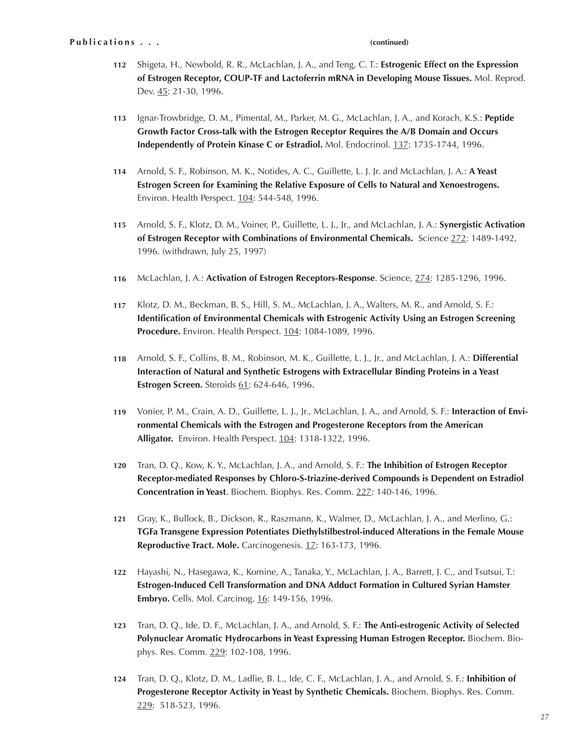**Publications . . .** **(continued)**

**112** Shigeta, H., Newbold, R. R., McLachlan, J. A., and Teng, C. T.: **Estrogenic Effect on the Expression of Estrogen Receptor, COUP-TF and Lactoferrin mRNA in Developing Mouse Tissues.** Mol. Reprod. Dev. 45: 21-30, 1996.

**113** Ignar-Trowbridge, D. M., Pimental, M., Parker, M. G., McLachlan, J. A., and Korach, K.S.: **Peptide Growth Factor Cross-talk with the Estrogen Receptor Requires the A/B Domain and Occurs Independently of Protein Kinase C or Estradiol.** Mol. Endocrinol. 137: 1735-1744, 1996.

**114** Arnold, S. F., Robinson, M. K., Notides, A. C., Guillette, L. J. Jr. and McLachlan, J. A.: **A Yeast Estrogen Screen for Examining the Relative Exposure of Cells to Natural and Xenoestrogens.** Environ. Health Perspect. 104: 544-548, 1996.

**115** Arnold, S. F., Klotz, D. M., Voiner, P., Guillette, L. J., Jr., and McLachlan, J. A.: **Synergistic Activation of Estrogen Receptor with Combinations of Environmental Chemicals.** Science 272: 1489-1492, 1996. (withdrawn, July 25, 1997)

**116** McLachlan, J. A.: **Activation of Estrogen Receptors-Response**. Science, 274: 1285-1296, 1996.

**117** Klotz, D. M., Beckman, B. S., Hill, S. M., McLachlan, J. A., Walters, M. R., and Arnold, S. F.: **Identification of Environmental Chemicals with Estrogenic Activity Using an Estrogen Screening Procedure.** Environ. Health Perspect. 104: 1084-1089, 1996.

**118** Arnold, S. F., Collins, B. M., Robinson, M. K., Guillette, L. J., Jr., and McLachlan, J. A.: **Differential Interaction of Natural and Synthetic Estrogens with Extracellular Binding Proteins in a Yeast Estrogen Screen.** Steroids 61: 624-646, 1996.

**119** Vonier, P. M., Crain, A. D., Guillette, L. J., Jr., McLachlan, J. A., and Arnold, S. F.: **Interaction of Environmental Chemicals with the Estrogen and Progesterone Receptors from the American Alligator.** Environ. Health Perspect. 104: 1318-1322, 1996.

**120** Tran, D. Q., Kow, K. Y., McLachlan, J. A., and Arnold, S. F.: **The Inhibition of Estrogen Receptor Receptor-mediated Responses by Chloro-S-triazine-derived Compounds is Dependent on Estradiol Concentration in Yeast**. Biochem. Biophys. Res. Comm. 227: 140-146, 1996.

**121** Gray, K., Bullock, B., Dickson, R., Raszmann, K., Walmer, D., McLachlan, J. A., and Merlino, G.: **TGFa Transgene Expression Potentiates Diethylstilbestrol-induced Alterations in the Female Mouse Reproductive Tract. Mole.** Carcinogenesis. 17: 163-173, 1996.

**122** Hayashi, N., Hasegawa, K., Komine, A., Tanaka, Y., McLachlan, J. A., Barrett, J. C., and Tsutsui, T.: **Estrogen-Induced Cell Transformation and DNA Adduct Formation in Cultured Syrian Hamster Embryo.** Cells. Mol. Carcinog. 16: 149-156, 1996.

**123** Tran, D. Q., Ide, D. F., McLachlan, J. A., and Arnold, S. F.: **The Anti-estrogenic Activity of Selected Polynuclear Aromatic Hydrocarbons in Yeast Expressing Human Estrogen Receptor.** Biochem. Biophys. Res. Comm. 229: 102-108, 1996.

**124** Tran, D. Q., Klotz, D. M., Ladlie, B. L., Ide, C. F., McLachlan, J. A., and Arnold, S. F.: **Inhibition of Progesterone Receptor Activity in Yeast by Synthetic Chemicals.** Biochem. Biophys. Res. Comm. 229: 518-523, 1996.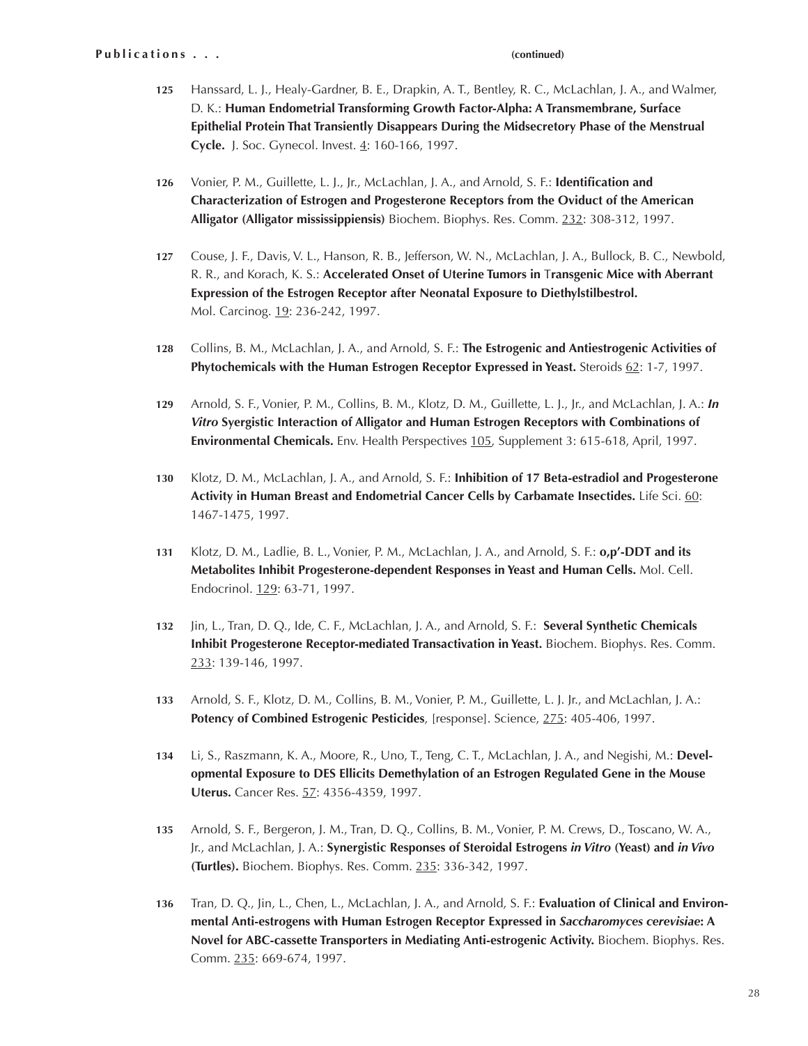**Publications . . .** **(continued)**

**125** Hanssard, L. J., Healy-Gardner, B. E., Drapkin, A. T., Bentley, R. C., McLachlan, J. A., and Walmer, D. K.: **Human Endometrial Transforming Growth Factor-Alpha: A Transmembrane, Surface Epithelial Protein That Transiently Disappears During the Midsecretory Phase of the Menstrual Cycle.** J. Soc. Gynecol. Invest. 4: 160-166, 1997.

**126** Vonier, P. M., Guillette, L. J., Jr., McLachlan, J. A., and Arnold, S. F.: **Identification and Characterization of Estrogen and Progesterone Receptors from the Oviduct of the American Alligator (Alligator mississippiensis)** Biochem. Biophys. Res. Comm. 232: 308-312, 1997.

**127** Couse, J. F., Davis, V. L., Hanson, R. B., Jefferson, W. N., McLachlan, J. A., Bullock, B. C., Newbold, R. R., and Korach, K. S.: **Accelerated Onset of Uterine Tumors in Transgenic Mice with Aberrant Expression of the Estrogen Receptor after Neonatal Exposure to Diethylstilbestrol.** Mol. Carcinog. 19: 236-242, 1997.

**128** Collins, B. M., McLachlan, J. A., and Arnold, S. F.: **The Estrogenic and Antiestrogenic Activities of Phytochemicals with the Human Estrogen Receptor Expressed in Yeast.** Steroids 62: 1-7, 1997.

**129** Arnold, S. F., Vonier, P. M., Collins, B. M., Klotz, D. M., Guillette, L. J., Jr., and McLachlan, J. A.: ***In Vitro* Syergistic Interaction of Alligator and Human Estrogen Receptors with Combinations of Environmental Chemicals.** Env. Health Perspectives 105, Supplement 3: 615-618, April, 1997.

**130** Klotz, D. M., McLachlan, J. A., and Arnold, S. F.: **Inhibition of 17 Beta-estradiol and Progesterone Activity in Human Breast and Endometrial Cancer Cells by Carbamate Insecticides.** Life Sci. 60: 1467-1475, 1997.

**131** Klotz, D. M., Ladlie, B. L., Vonier, P. M., McLachlan, J. A., and Arnold, S. F.: **o,p'-DDT and its Metabolites Inhibit Progesterone-dependent Responses in Yeast and Human Cells.** Mol. Cell. Endocrinol. 129: 63-71, 1997.

**132** Jin, L., Tran, D. Q., Ide, C. F., McLachlan, J. A., and Arnold, S. F.: **Several Synthetic Chemicals Inhibit Progesterone Receptor-mediated Transactivation in Yeast.** Biochem. Biophys. Res. Comm. 233: 139-146, 1997.

**133** Arnold, S. F., Klotz, D. M., Collins, B. M., Vonier, P. M., Guillette, L. J. Jr., and McLachlan, J. A.: **Potency of Combined Estrogenic Pesticides**, [response]. Science, 275: 405-406, 1997.

**134** Li, S., Raszmann, K. A., Moore, R., Uno, T., Teng, C. T., McLachlan, J. A., and Negishi, M.: **Developmental Exposure to DES Ellicits Demethylation of an Estrogen Regulated Gene in the Mouse Uterus.** Cancer Res. 57: 4356-4359, 1997.

**135** Arnold, S. F., Bergeron, J. M., Tran, D. Q., Collins, B. M., Vonier, P. M. Crews, D., Toscano, W. A., Jr., and McLachlan, J. A.: **Synergistic Responses of Steroidal Estrogens *in Vitro* (Yeast) and *in Vivo* (Turtles).** Biochem. Biophys. Res. Comm. 235: 336-342, 1997.

**136** Tran, D. Q., Jin, L., Chen, L., McLachlan, J. A., and Arnold, S. F.: **Evaluation of Clinical and Environmental Anti-estrogens with Human Estrogen Receptor Expressed in *Saccharomyces cerevisiae*: A Novel for ABC-cassette Transporters in Mediating Anti-estrogenic Activity.** Biochem. Biophys. Res. Comm. 235: 669-674, 1997.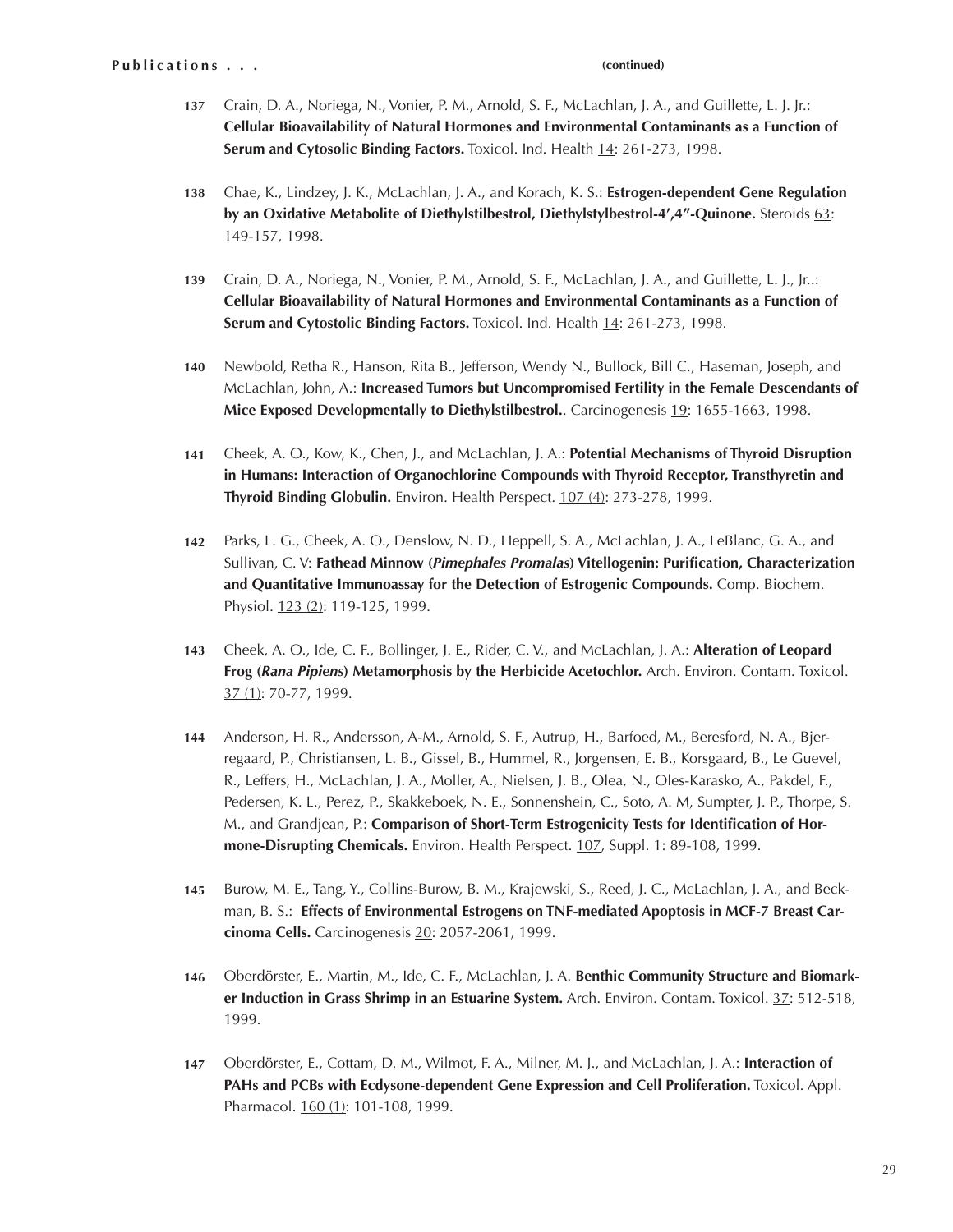**Publications . . .** **(continued)**

**137** Crain, D. A., Noriega, N., Vonier, P. M., Arnold, S. F., McLachlan, J. A., and Guillette, L. J. Jr.: **Cellular Bioavailability of Natural Hormones and Environmental Contaminants as a Function of Serum and Cytosolic Binding Factors.** Toxicol. Ind. Health 14: 261-273, 1998.

**138** Chae, K., Lindzey, J. K., McLachlan, J. A., and Korach, K. S.: **Estrogen-dependent Gene Regulation by an Oxidative Metabolite of Diethylstilbestrol, Diethylstylbestrol-4',4"-Quinone.** Steroids 63: 149-157, 1998.

**139** Crain, D. A., Noriega, N., Vonier, P. M., Arnold, S. F., McLachlan, J. A., and Guillette, L. J., Jr..: **Cellular Bioavailability of Natural Hormones and Environmental Contaminants as a Function of Serum and Cytostolic Binding Factors.** Toxicol. Ind. Health 14: 261-273, 1998.

**140** Newbold, Retha R., Hanson, Rita B., Jefferson, Wendy N., Bullock, Bill C., Haseman, Joseph, and McLachlan, John, A.: **Increased Tumors but Uncompromised Fertility in the Female Descendants of Mice Exposed Developmentally to Diethylstilbestrol.**. Carcinogenesis 19: 1655-1663, 1998.

**141** Cheek, A. O., Kow, K., Chen, J., and McLachlan, J. A.: **Potential Mechanisms of Thyroid Disruption in Humans: Interaction of Organochlorine Compounds with Thyroid Receptor, Transthyretin and Thyroid Binding Globulin.** Environ. Health Perspect. 107 (4): 273-278, 1999.

**142** Parks, L. G., Cheek, A. O., Denslow, N. D., Heppell, S. A., McLachlan, J. A., LeBlanc, G. A., and Sullivan, C. V: **Fathead Minnow (*Pimephales Promalas*) Vitellogenin: Purification, Characterization and Quantitative Immunoassay for the Detection of Estrogenic Compounds.** Comp. Biochem. Physiol. 123 (2): 119-125, 1999.

**143** Cheek, A. O., Ide, C. F., Bollinger, J. E., Rider, C. V., and McLachlan, J. A.: **Alteration of Leopard Frog (*Rana Pipiens*) Metamorphosis by the Herbicide Acetochlor.** Arch. Environ. Contam. Toxicol. 37 (1): 70-77, 1999.

**144** Anderson, H. R., Andersson, A-M., Arnold, S. F., Autrup, H., Barfoed, M., Beresford, N. A., Bjerregaard, P., Christiansen, L. B., Gissel, B., Hummel, R., Jorgensen, E. B., Korsgaard, B., Le Guevel, R., Leffers, H., McLachlan, J. A., Moller, A., Nielsen, J. B., Olea, N., Oles-Karasko, A., Pakdel, F., Pedersen, K. L., Perez, P., Skakkeboek, N. E., Sonnenshein, C., Soto, A. M, Sumpter, J. P., Thorpe, S. M., and Grandjean, P.: **Comparison of Short-Term Estrogenicity Tests for Identification of Hormone-Disrupting Chemicals.** Environ. Health Perspect. 107, Suppl. 1: 89-108, 1999.

**145** Burow, M. E., Tang, Y., Collins-Burow, B. M., Krajewski, S., Reed, J. C., McLachlan, J. A., and Beckman, B. S.: **Effects of Environmental Estrogens on TNF-mediated Apoptosis in MCF-7 Breast Carcinoma Cells.** Carcinogenesis 20: 2057-2061, 1999.

**146** Oberdörster, E., Martin, M., Ide, C. F., McLachlan, J. A. **Benthic Community Structure and Biomarker Induction in Grass Shrimp in an Estuarine System.** Arch. Environ. Contam. Toxicol. 37: 512-518, 1999.

**147** Oberdörster, E., Cottam, D. M., Wilmot, F. A., Milner, M. J., and McLachlan, J. A.: **Interaction of PAHs and PCBs with Ecdysone-dependent Gene Expression and Cell Proliferation.** Toxicol. Appl. Pharmacol. 160 (1): 101-108, 1999.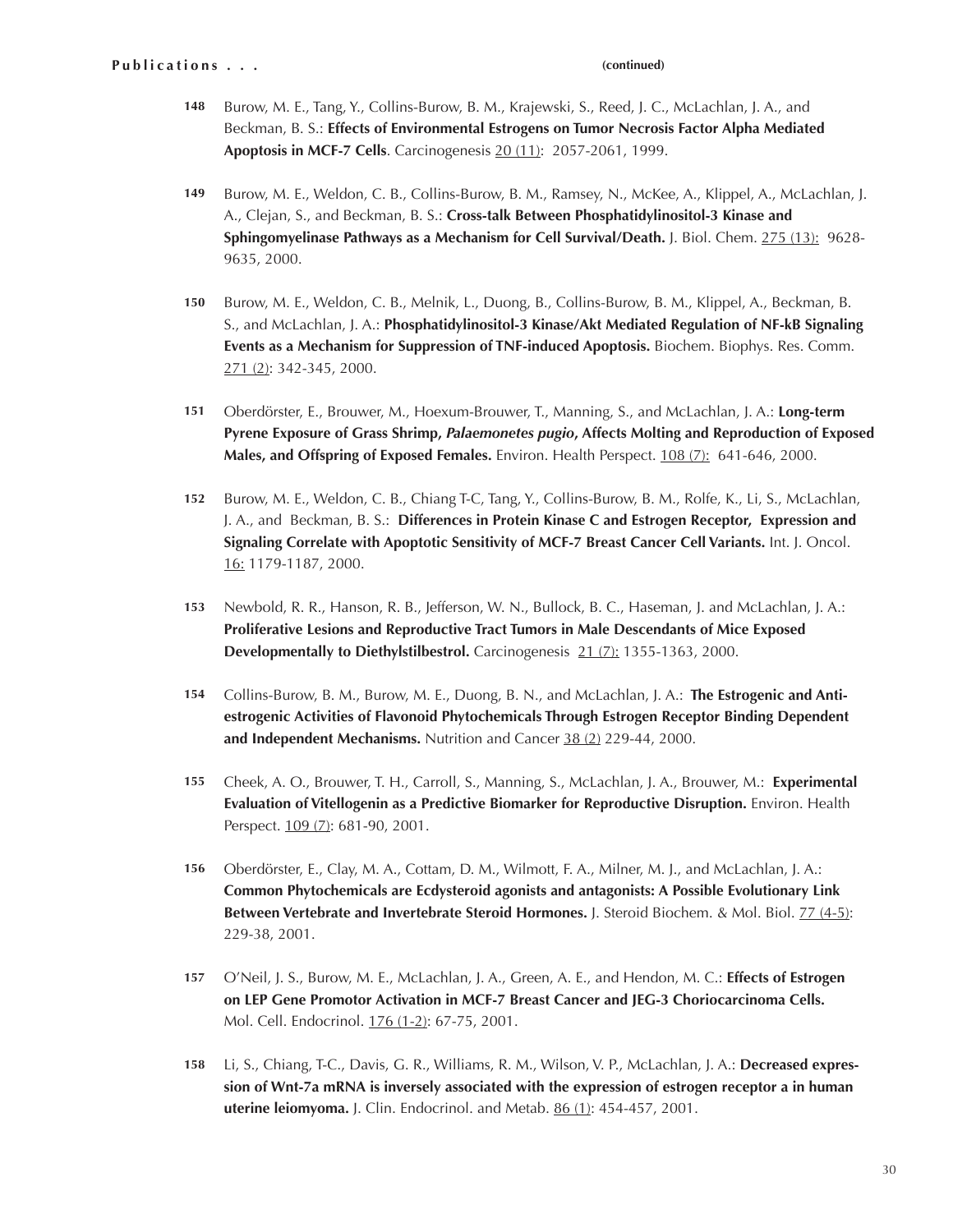**Publications . . .** **(continued)**

**148** Burow, M. E., Tang, Y., Collins-Burow, B. M., Krajewski, S., Reed, J. C., McLachlan, J. A., and Beckman, B. S.: **Effects of Environmental Estrogens on Tumor Necrosis Factor Alpha Mediated Apoptosis in MCF-7 Cells**. Carcinogenesis 20 (11): 2057-2061, 1999.

**149** Burow, M. E., Weldon, C. B., Collins-Burow, B. M., Ramsey, N., McKee, A., Klippel, A., McLachlan, J. A., Clejan, S., and Beckman, B. S.: **Cross-talk Between Phosphatidylinositol-3 Kinase and Sphingomyelinase Pathways as a Mechanism for Cell Survival/Death.** J. Biol. Chem. 275 (13): 9628-9635, 2000.

**150** Burow, M. E., Weldon, C. B., Melnik, L., Duong, B., Collins-Burow, B. M., Klippel, A., Beckman, B. S., and McLachlan, J. A.: **Phosphatidylinositol-3 Kinase/Akt Mediated Regulation of NF-kB Signaling Events as a Mechanism for Suppression of TNF-induced Apoptosis.** Biochem. Biophys. Res. Comm. 271 (2): 342-345, 2000.

**151** Oberdörster, E., Brouwer, M., Hoexum-Brouwer, T., Manning, S., and McLachlan, J. A.: **Long-term Pyrene Exposure of Grass Shrimp, *Palaemonetes pugio*, Affects Molting and Reproduction of Exposed Males, and Offspring of Exposed Females.** Environ. Health Perspect. 108 (7): 641-646, 2000.

**152** Burow, M. E., Weldon, C. B., Chiang T-C, Tang, Y., Collins-Burow, B. M., Rolfe, K., Li, S., McLachlan, J. A., and Beckman, B. S.: **Differences in Protein Kinase C and Estrogen Receptor, Expression and Signaling Correlate with Apoptotic Sensitivity of MCF-7 Breast Cancer Cell Variants.** Int. J. Oncol. 16: 1179-1187, 2000.

**153** Newbold, R. R., Hanson, R. B., Jefferson, W. N., Bullock, B. C., Haseman, J. and McLachlan, J. A.: **Proliferative Lesions and Reproductive Tract Tumors in Male Descendants of Mice Exposed Developmentally to Diethylstilbestrol.** Carcinogenesis 21 (7): 1355-1363, 2000.

**154** Collins-Burow, B. M., Burow, M. E., Duong, B. N., and McLachlan, J. A.: **The Estrogenic and Anti-estrogenic Activities of Flavonoid Phytochemicals Through Estrogen Receptor Binding Dependent and Independent Mechanisms.** Nutrition and Cancer 38 (2) 229-44, 2000.

**155** Cheek, A. O., Brouwer, T. H., Carroll, S., Manning, S., McLachlan, J. A., Brouwer, M.: **Experimental Evaluation of Vitellogenin as a Predictive Biomarker for Reproductive Disruption.** Environ. Health Perspect. 109 (7): 681-90, 2001.

**156** Oberdörster, E., Clay, M. A., Cottam, D. M., Wilmott, F. A., Milner, M. J., and McLachlan, J. A.: **Common Phytochemicals are Ecdysteroid agonists and antagonists: A Possible Evolutionary Link Between Vertebrate and Invertebrate Steroid Hormones.** J. Steroid Biochem. & Mol. Biol. 77 (4-5): 229-38, 2001.

**157** O'Neil, J. S., Burow, M. E., McLachlan, J. A., Green, A. E., and Hendon, M. C.: **Effects of Estrogen on LEP Gene Promotor Activation in MCF-7 Breast Cancer and JEG-3 Choriocarcinoma Cells.** Mol. Cell. Endocrinol. 176 (1-2): 67-75, 2001.

**158** Li, S., Chiang, T-C., Davis, G. R., Williams, R. M., Wilson, V. P., McLachlan, J. A.: **Decreased expression of Wnt-7a mRNA is inversely associated with the expression of estrogen receptor a in human uterine leiomyoma.** J. Clin. Endocrinol. and Metab. 86 (1): 454-457, 2001.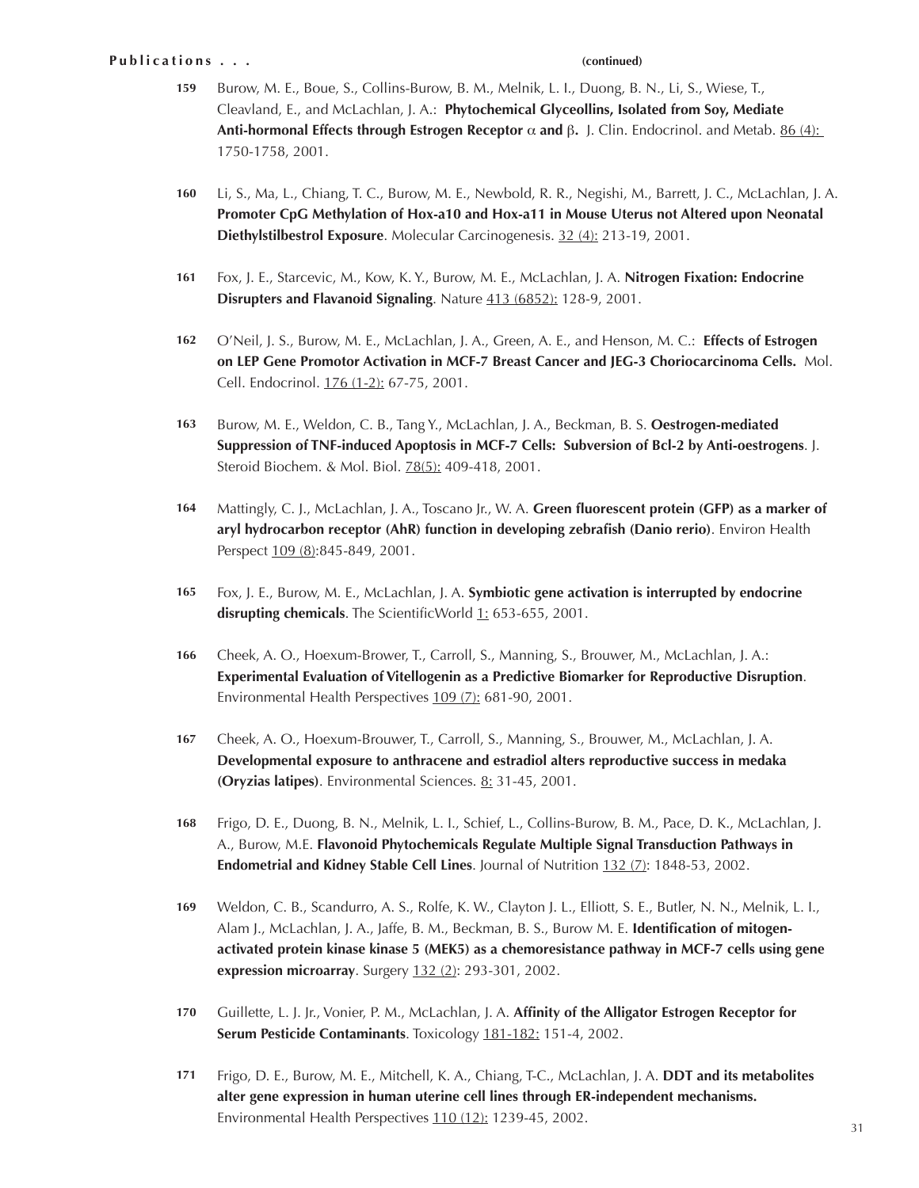**Publications . . .** **(continued)**

159 Burow, M. E., Boue, S., Collins-Burow, B. M., Melnik, L. I., Duong, B. N., Li, S., Wiese, T., Cleavland, E., and McLachlan, J. A.: **Phytochemical Glyceollins, Isolated from Soy, Mediate Anti-hormonal Effects through Estrogen Receptor α and β.** J. Clin. Endocrinol. and Metab. 86 (4): 1750-1758, 2001.

160 Li, S., Ma, L., Chiang, T. C., Burow, M. E., Newbold, R. R., Negishi, M., Barrett, J. C., McLachlan, J. A. **Promoter CpG Methylation of Hox-a10 and Hox-a11 in Mouse Uterus not Altered upon Neonatal Diethylstilbestrol Exposure**. Molecular Carcinogenesis. 32 (4): 213-19, 2001.

161 Fox, J. E., Starcevic, M., Kow, K. Y., Burow, M. E., McLachlan, J. A. **Nitrogen Fixation: Endocrine Disrupters and Flavanoid Signaling**. Nature 413 (6852): 128-9, 2001.

162 O'Neil, J. S., Burow, M. E., McLachlan, J. A., Green, A. E., and Henson, M. C.: **Effects of Estrogen on LEP Gene Promotor Activation in MCF-7 Breast Cancer and JEG-3 Choriocarcinoma Cells.** Mol. Cell. Endocrinol. 176 (1-2): 67-75, 2001.

163 Burow, M. E., Weldon, C. B., Tang Y., McLachlan, J. A., Beckman, B. S. **Oestrogen-mediated Suppression of TNF-induced Apoptosis in MCF-7 Cells: Subversion of Bcl-2 by Anti-oestrogens**. J. Steroid Biochem. & Mol. Biol. 78(5): 409-418, 2001.

164 Mattingly, C. J., McLachlan, J. A., Toscano Jr., W. A. **Green fluorescent protein (GFP) as a marker of aryl hydrocarbon receptor (AhR) function in developing zebrafish (Danio rerio)**. Environ Health Perspect 109 (8):845-849, 2001.

165 Fox, J. E., Burow, M. E., McLachlan, J. A. **Symbiotic gene activation is interrupted by endocrine disrupting chemicals**. The ScientificWorld 1: 653-655, 2001.

166 Cheek, A. O., Hoexum-Brower, T., Carroll, S., Manning, S., Brouwer, M., McLachlan, J. A.: **Experimental Evaluation of Vitellogenin as a Predictive Biomarker for Reproductive Disruption**. Environmental Health Perspectives 109 (7): 681-90, 2001.

167 Cheek, A. O., Hoexum-Brouwer, T., Carroll, S., Manning, S., Brouwer, M., McLachlan, J. A. **Developmental exposure to anthracene and estradiol alters reproductive success in medaka (Oryzias latipes)**. Environmental Sciences. 8: 31-45, 2001.

168 Frigo, D. E., Duong, B. N., Melnik, L. I., Schief, L., Collins-Burow, B. M., Pace, D. K., McLachlan, J. A., Burow, M.E. **Flavonoid Phytochemicals Regulate Multiple Signal Transduction Pathways in Endometrial and Kidney Stable Cell Lines**. Journal of Nutrition 132 (7): 1848-53, 2002.

169 Weldon, C. B., Scandurro, A. S., Rolfe, K. W., Clayton J. L., Elliott, S. E., Butler, N. N., Melnik, L. I., Alam J., McLachlan, J. A., Jaffe, B. M., Beckman, B. S., Burow M. E. **Identification of mitogen-activated protein kinase kinase 5 (MEK5) as a chemoresistance pathway in MCF-7 cells using gene expression microarray**. Surgery 132 (2): 293-301, 2002.

170 Guillette, L. J. Jr., Vonier, P. M., McLachlan, J. A. **Affinity of the Alligator Estrogen Receptor for Serum Pesticide Contaminants**. Toxicology 181-182: 151-4, 2002.

171 Frigo, D. E., Burow, M. E., Mitchell, K. A., Chiang, T-C., McLachlan, J. A. **DDT and its metabolites alter gene expression in human uterine cell lines through ER-independent mechanisms.** Environmental Health Perspectives 110 (12): 1239-45, 2002.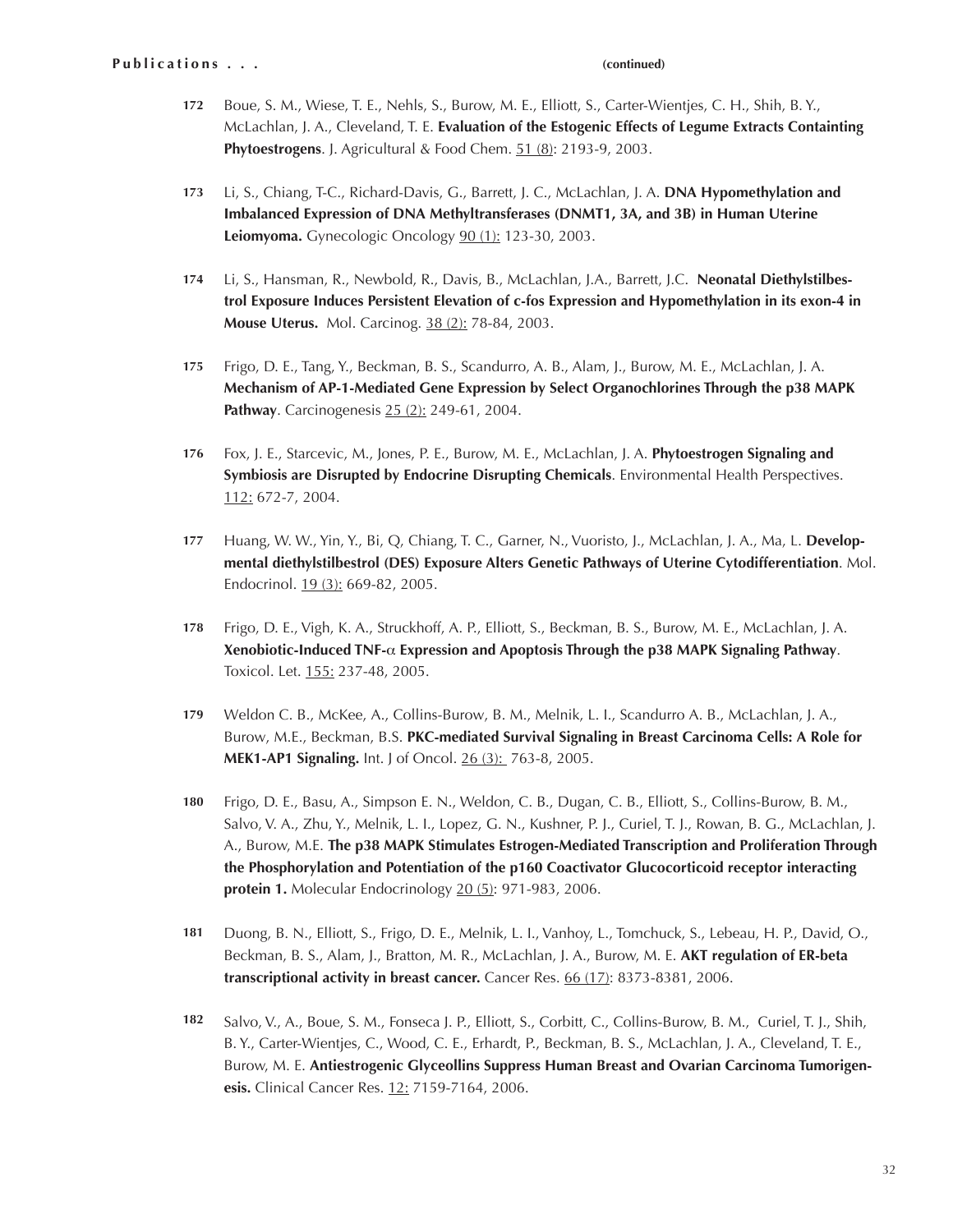**Publications . . .** **(continued)**

**172** Boue, S. M., Wiese, T. E., Nehls, S., Burow, M. E., Elliott, S., Carter-Wientjes, C. H., Shih, B. Y., McLachlan, J. A., Cleveland, T. E. **Evaluation of the Estogenic Effects of Legume Extracts Containting Phytoestrogens**. J. Agricultural & Food Chem. 51 (8): 2193-9, 2003.

**173** Li, S., Chiang, T-C., Richard-Davis, G., Barrett, J. C., McLachlan, J. A. **DNA Hypomethylation and Imbalanced Expression of DNA Methyltransferases (DNMT1, 3A, and 3B) in Human Uterine Leiomyoma.** Gynecologic Oncology 90 (1): 123-30, 2003.

**174** Li, S., Hansman, R., Newbold, R., Davis, B., McLachlan, J.A., Barrett, J.C. **Neonatal Diethylstilbestrol Exposure Induces Persistent Elevation of c-fos Expression and Hypomethylation in its exon-4 in Mouse Uterus.** Mol. Carcinog. 38 (2): 78-84, 2003.

**175** Frigo, D. E., Tang, Y., Beckman, B. S., Scandurro, A. B., Alam, J., Burow, M. E., McLachlan, J. A. **Mechanism of AP-1-Mediated Gene Expression by Select Organochlorines Through the p38 MAPK Pathway**. Carcinogenesis 25 (2): 249-61, 2004.

**176** Fox, J. E., Starcevic, M., Jones, P. E., Burow, M. E., McLachlan, J. A. **Phytoestrogen Signaling and Symbiosis are Disrupted by Endocrine Disrupting Chemicals**. Environmental Health Perspectives. 112: 672-7, 2004.

**177** Huang, W. W., Yin, Y., Bi, Q, Chiang, T. C., Garner, N., Vuoristo, J., McLachlan, J. A., Ma, L. **Developmental diethylstilbestrol (DES) Exposure Alters Genetic Pathways of Uterine Cytodifferentiation**. Mol. Endocrinol. 19 (3): 669-82, 2005.

**178** Frigo, D. E., Vigh, K. A., Struckhoff, A. P., Elliott, S., Beckman, B. S., Burow, M. E., McLachlan, J. A. **Xenobiotic-Induced TNF-$\alpha$ Expression and Apoptosis Through the p38 MAPK Signaling Pathway**. Toxicol. Let. 155: 237-48, 2005.

**179** Weldon C. B., McKee, A., Collins-Burow, B. M., Melnik, L. I., Scandurro A. B., McLachlan, J. A., Burow, M.E., Beckman, B.S. **PKC-mediated Survival Signaling in Breast Carcinoma Cells: A Role for MEK1-AP1 Signaling.** Int. J of Oncol. 26 (3): 763-8, 2005.

**180** Frigo, D. E., Basu, A., Simpson E. N., Weldon, C. B., Dugan, C. B., Elliott, S., Collins-Burow, B. M., Salvo, V. A., Zhu, Y., Melnik, L. I., Lopez, G. N., Kushner, P. J., Curiel, T. J., Rowan, B. G., McLachlan, J. A., Burow, M.E. **The p38 MAPK Stimulates Estrogen-Mediated Transcription and Proliferation Through the Phosphorylation and Potentiation of the p160 Coactivator Glucocorticoid receptor interacting protein 1.** Molecular Endocrinology 20 (5): 971-983, 2006.

**181** Duong, B. N., Elliott, S., Frigo, D. E., Melnik, L. I., Vanhoy, L., Tomchuck, S., Lebeau, H. P., David, O., Beckman, B. S., Alam, J., Bratton, M. R., McLachlan, J. A., Burow, M. E. **AKT regulation of ER-beta transcriptional activity in breast cancer.** Cancer Res. 66 (17): 8373-8381, 2006.

**182** Salvo, V., A., Boue, S. M., Fonseca J. P., Elliott, S., Corbitt, C., Collins-Burow, B. M., Curiel, T. J., Shih, B. Y., Carter-Wientjes, C., Wood, C. E., Erhardt, P., Beckman, B. S., McLachlan, J. A., Cleveland, T. E., Burow, M. E. **Antiestrogenic Glyceollins Suppress Human Breast and Ovarian Carcinoma Tumorigenesis.** Clinical Cancer Res. 12: 7159-7164, 2006.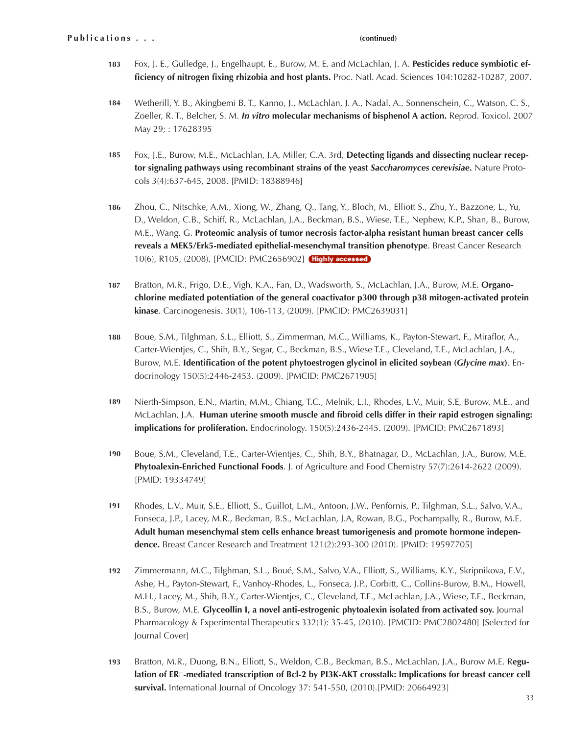**Publications . . .** **(continued)**

183 Fox, J. E., Gulledge, J., Engelhaupt, E., Burow, M. E. and McLachlan, J. A. **Pesticides reduce symbiotic efficiency of nitrogen fixing rhizobia and host plants.** Proc. Natl. Acad. Sciences 104:10282-10287, 2007.

184 Wetherill, Y. B., Akingbemi B. T., Kanno, J., McLachlan, J. A., Nadal, A., Sonnenschein, C., Watson, C. S., Zoeller, R. T., Belcher, S. M. ***In vitro* molecular mechanisms of bisphenol A action.** Reprod. Toxicol. 2007 May 29; : 17628395

185 Fox, J.E., Burow, M.E., McLachlan, J.A, Miller, C.A. 3rd, **Detecting ligands and dissecting nuclear receptor signaling pathways using recombinant strains of the yeast *Saccharomyces cerevisiae*.** Nature Protocols 3(4):637-645, 2008. [PMID: 18388946]

186 Zhou, C., Nitschke, A.M., Xiong, W., Zhang, Q., Tang, Y., Bloch, M., Elliott S., Zhu, Y., Bazzone, L., Yu, D., Weldon, C.B., Schiff, R., McLachlan, J.A., Beckman, B.S., Wiese, T.E., Nephew, K.P., Shan, B., Burow, M.E., Wang, G. **Proteomic analysis of tumor necrosis factor-alpha resistant human breast cancer cells reveals a MEK5/Erk5-mediated epithelial-mesenchymal transition phenotype**. Breast Cancer Research 10(6), R105, (2008). [PMCID: PMC2656902] Highly accessed

187 Bratton, M.R., Frigo, D.E., Vigh, K.A., Fan, D., Wadsworth, S., McLachlan, J.A., Burow, M.E. **Organochlorine mediated potentiation of the general coactivator p300 through p38 mitogen-activated protein kinase**. Carcinogenesis. 30(1), 106-113, (2009). [PMCID: PMC2639031]

188 Boue, S.M., Tilghman, S.L., Elliott, S., Zimmerman, M.C., Williams, K., Payton-Stewart, F., Miraflor, A., Carter-Wientjes, C., Shih, B.Y., Segar, C., Beckman, B.S., Wiese T.E., Cleveland, T.E., McLachlan, J.A., Burow, M.E. **Identification of the potent phytoestrogen glycinol in elicited soybean (*Glycine max*)**. Endocrinology 150(5):2446-2453. (2009). [PMCID: PMC2671905]

189 Nierth-Simpson, E.N., Martin, M.M., Chiang, T.C., Melnik, L.I., Rhodes, L.V., Muir, S.E, Burow, M.E., and McLachlan, J.A. **Human uterine smooth muscle and fibroid cells differ in their rapid estrogen signaling: implications for proliferation.** Endocrinology. 150(5):2436-2445. (2009). [PMCID: PMC2671893]

190 Boue, S.M., Cleveland, T.E., Carter-Wientjes, C., Shih, B.Y., Bhatnagar, D., McLachlan, J.A., Burow, M.E. **Phytoalexin-Enriched Functional Foods**. J. of Agriculture and Food Chemistry 57(7):2614-2622 (2009). [PMID: 19334749]

191 Rhodes, L.V., Muir, S.E., Elliott, S., Guillot, L.M., Antoon, J.W., Penfornis, P., Tilghman, S.L., Salvo, V.A., Fonseca, J.P., Lacey, M.R., Beckman, B.S., McLachlan, J.A, Rowan, B.G., Pochampally, R., Burow, M.E. **Adult human mesenchymal stem cells enhance breast tumorigenesis and promote hormone independence.** Breast Cancer Research and Treatment 121(2):293-300 (2010). [PMID: 19597705]

192 Zimmermann, M.C., Tilghman, S.L., Boué, S.M., Salvo, V.A., Elliott, S., Williams, K.Y., Skripnikova, E.V., Ashe, H., Payton-Stewart, F., Vanhoy-Rhodes, L., Fonseca, J.P., Corbitt, C., Collins-Burow, B.M., Howell, M.H., Lacey, M., Shih, B.Y., Carter-Wientjes, C., Cleveland, T.E., McLachlan, J.A., Wiese, T.E., Beckman, B.S., Burow, M.E. **Glyceollin I, a novel anti-estrogenic phytoalexin isolated from activated soy.** Journal Pharmacology & Experimental Therapeutics 332(1): 35-45, (2010). [PMCID: PMC2802480] [Selected for Journal Cover]

193 Bratton, M.R., Duong, B.N., Elliott, S., Weldon, C.B., Beckman, B.S., McLachlan, J.A., Burow M.E. **Regulation of ER-mediated transcription of Bcl-2 by PI3K-AKT crosstalk: Implications for breast cancer cell survival.** International Journal of Oncology 37: 541-550, (2010).[PMID: 20664923]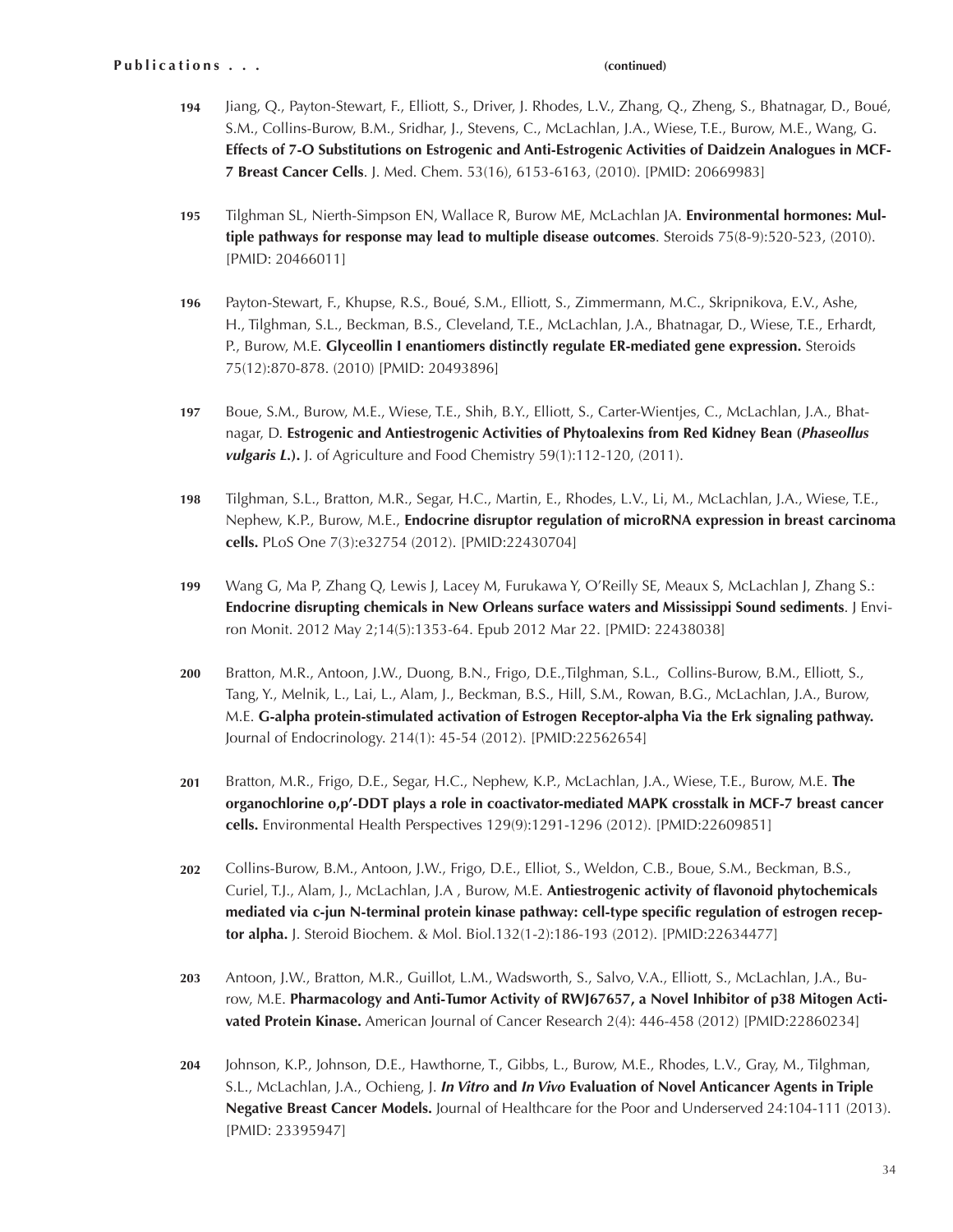**Publications . . . (continued)**

**194** Jiang, Q., Payton-Stewart, F., Elliott, S., Driver, J. Rhodes, L.V., Zhang, Q., Zheng, S., Bhatnagar, D., Boué, S.M., Collins-Burow, B.M., Sridhar, J., Stevens, C., McLachlan, J.A., Wiese, T.E., Burow, M.E., Wang, G. **Effects of 7-O Substitutions on Estrogenic and Anti-Estrogenic Activities of Daidzein Analogues in MCF-7 Breast Cancer Cells**. J. Med. Chem. 53(16), 6153-6163, (2010). [PMID: 20669983]

**195** Tilghman SL, Nierth-Simpson EN, Wallace R, Burow ME, McLachlan JA. **Environmental hormones: Multiple pathways for response may lead to multiple disease outcomes**. Steroids 75(8-9):520-523, (2010). [PMID: 20466011]

**196** Payton-Stewart, F., Khupse, R.S., Boué, S.M., Elliott, S., Zimmermann, M.C., Skripnikova, E.V., Ashe, H., Tilghman, S.L., Beckman, B.S., Cleveland, T.E., McLachlan, J.A., Bhatnagar, D., Wiese, T.E., Erhardt, P., Burow, M.E. **Glyceollin I enantiomers distinctly regulate ER-mediated gene expression.** Steroids 75(12):870-878. (2010) [PMID: 20493896]

**197** Boue, S.M., Burow, M.E., Wiese, T.E., Shih, B.Y., Elliott, S., Carter-Wientjes, C., McLachlan, J.A., Bhatnagar, D. **Estrogenic and Antiestrogenic Activities of Phytoalexins from Red Kidney Bean (*Phaseollus vulgaris L.*).** J. of Agriculture and Food Chemistry 59(1):112-120, (2011).

**198** Tilghman, S.L., Bratton, M.R., Segar, H.C., Martin, E., Rhodes, L.V., Li, M., McLachlan, J.A., Wiese, T.E., Nephew, K.P., Burow, M.E., **Endocrine disruptor regulation of microRNA expression in breast carcinoma cells.** PLoS One 7(3):e32754 (2012). [PMID:22430704]

**199** Wang G, Ma P, Zhang Q, Lewis J, Lacey M, Furukawa Y, O'Reilly SE, Meaux S, McLachlan J, Zhang S.: **Endocrine disrupting chemicals in New Orleans surface waters and Mississippi Sound sediments**. J Environ Monit. 2012 May 2;14(5):1353-64. Epub 2012 Mar 22. [PMID: 22438038]

**200** Bratton, M.R., Antoon, J.W., Duong, B.N., Frigo, D.E.,Tilghman, S.L., Collins-Burow, B.M., Elliott, S., Tang, Y., Melnik, L., Lai, L., Alam, J., Beckman, B.S., Hill, S.M., Rowan, B.G., McLachlan, J.A., Burow, M.E. **G-alpha protein-stimulated activation of Estrogen Receptor-alpha Via the Erk signaling pathway.** Journal of Endocrinology. 214(1): 45-54 (2012). [PMID:22562654]

**201** Bratton, M.R., Frigo, D.E., Segar, H.C., Nephew, K.P., McLachlan, J.A., Wiese, T.E., Burow, M.E. **The organochlorine o,p'-DDT plays a role in coactivator-mediated MAPK crosstalk in MCF-7 breast cancer cells.** Environmental Health Perspectives 129(9):1291-1296 (2012). [PMID:22609851]

**202** Collins-Burow, B.M., Antoon, J.W., Frigo, D.E., Elliot, S., Weldon, C.B., Boue, S.M., Beckman, B.S., Curiel, T.J., Alam, J., McLachlan, J.A , Burow, M.E. **Antiestrogenic activity of flavonoid phytochemicals mediated via c-jun N-terminal protein kinase pathway: cell-type specific regulation of estrogen receptor alpha.** J. Steroid Biochem. & Mol. Biol.132(1-2):186-193 (2012). [PMID:22634477]

**203** Antoon, J.W., Bratton, M.R., Guillot, L.M., Wadsworth, S., Salvo, V.A., Elliott, S., McLachlan, J.A., Burow, M.E. **Pharmacology and Anti-Tumor Activity of RWJ67657, a Novel Inhibitor of p38 Mitogen Activated Protein Kinase.** American Journal of Cancer Research 2(4): 446-458 (2012) [PMID:22860234]

**204** Johnson, K.P., Johnson, D.E., Hawthorne, T., Gibbs, L., Burow, M.E., Rhodes, L.V., Gray, M., Tilghman, S.L., McLachlan, J.A., Ochieng, J. ***In Vitro* and *In Vivo* Evaluation of Novel Anticancer Agents in Triple Negative Breast Cancer Models.** Journal of Healthcare for the Poor and Underserved 24:104-111 (2013). [PMID: 23395947]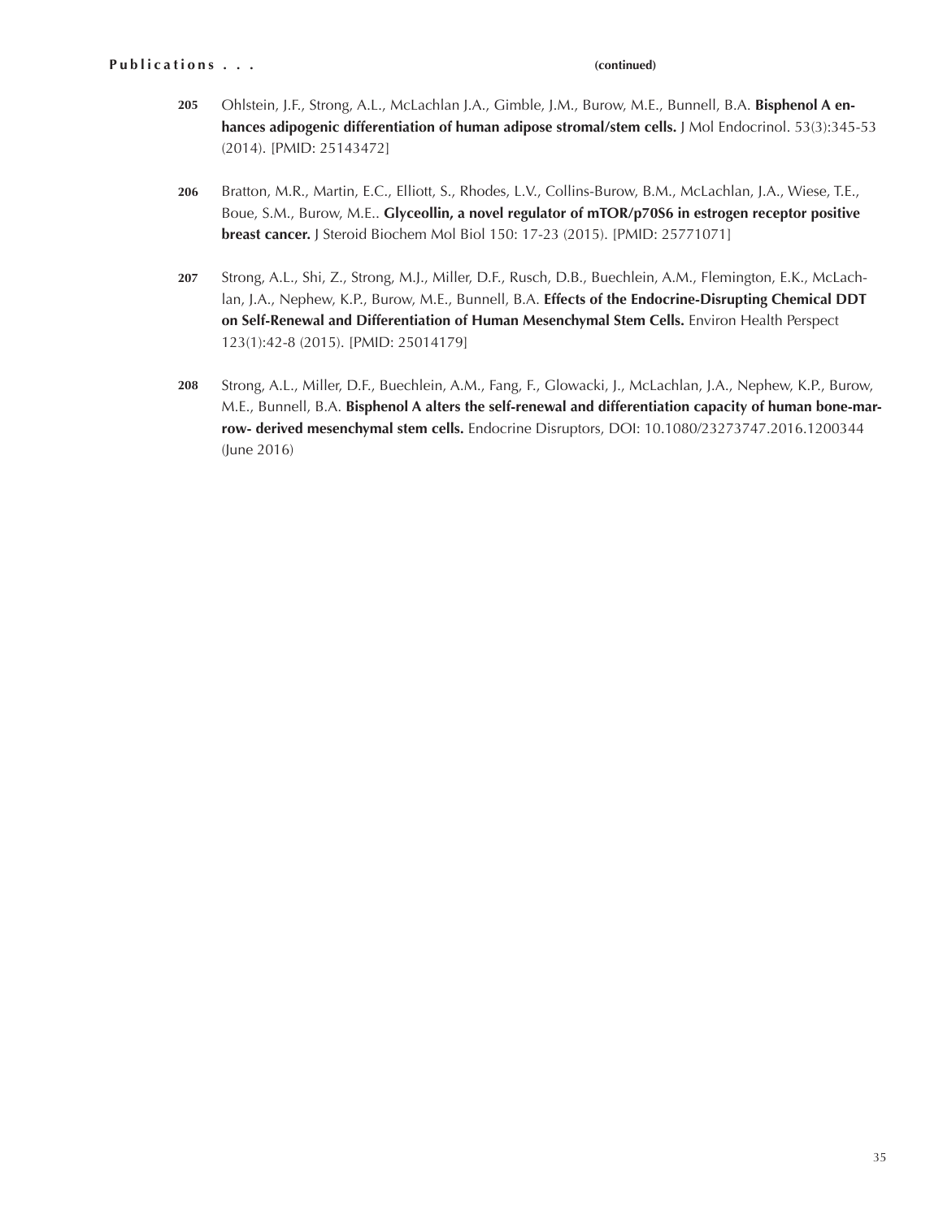**Publications . . . (continued)**

**205** Ohlstein, J.F., Strong, A.L., McLachlan J.A., Gimble, J.M., Burow, M.E., Bunnell, B.A. **Bisphenol A enhances adipogenic differentiation of human adipose stromal/stem cells.** J Mol Endocrinol. 53(3):345-53 (2014). [PMID: 25143472]

**206** Bratton, M.R., Martin, E.C., Elliott, S., Rhodes, L.V., Collins-Burow, B.M., McLachlan, J.A., Wiese, T.E., Boue, S.M., Burow, M.E.. **Glyceollin, a novel regulator of mTOR/p70S6 in estrogen receptor positive breast cancer.** J Steroid Biochem Mol Biol 150: 17-23 (2015). [PMID: 25771071]

**207** Strong, A.L., Shi, Z., Strong, M.J., Miller, D.F., Rusch, D.B., Buechlein, A.M., Flemington, E.K., McLachlan, J.A., Nephew, K.P., Burow, M.E., Bunnell, B.A. **Effects of the Endocrine-Disrupting Chemical DDT on Self-Renewal and Differentiation of Human Mesenchymal Stem Cells.** Environ Health Perspect 123(1):42-8 (2015). [PMID: 25014179]

**208** Strong, A.L., Miller, D.F., Buechlein, A.M., Fang, F., Glowacki, J., McLachlan, J.A., Nephew, K.P., Burow, M.E., Bunnell, B.A. **Bisphenol A alters the self-renewal and differentiation capacity of human bone-marrow- derived mesenchymal stem cells.** Endocrine Disruptors, DOI: 10.1080/23273747.2016.1200344 (June 2016)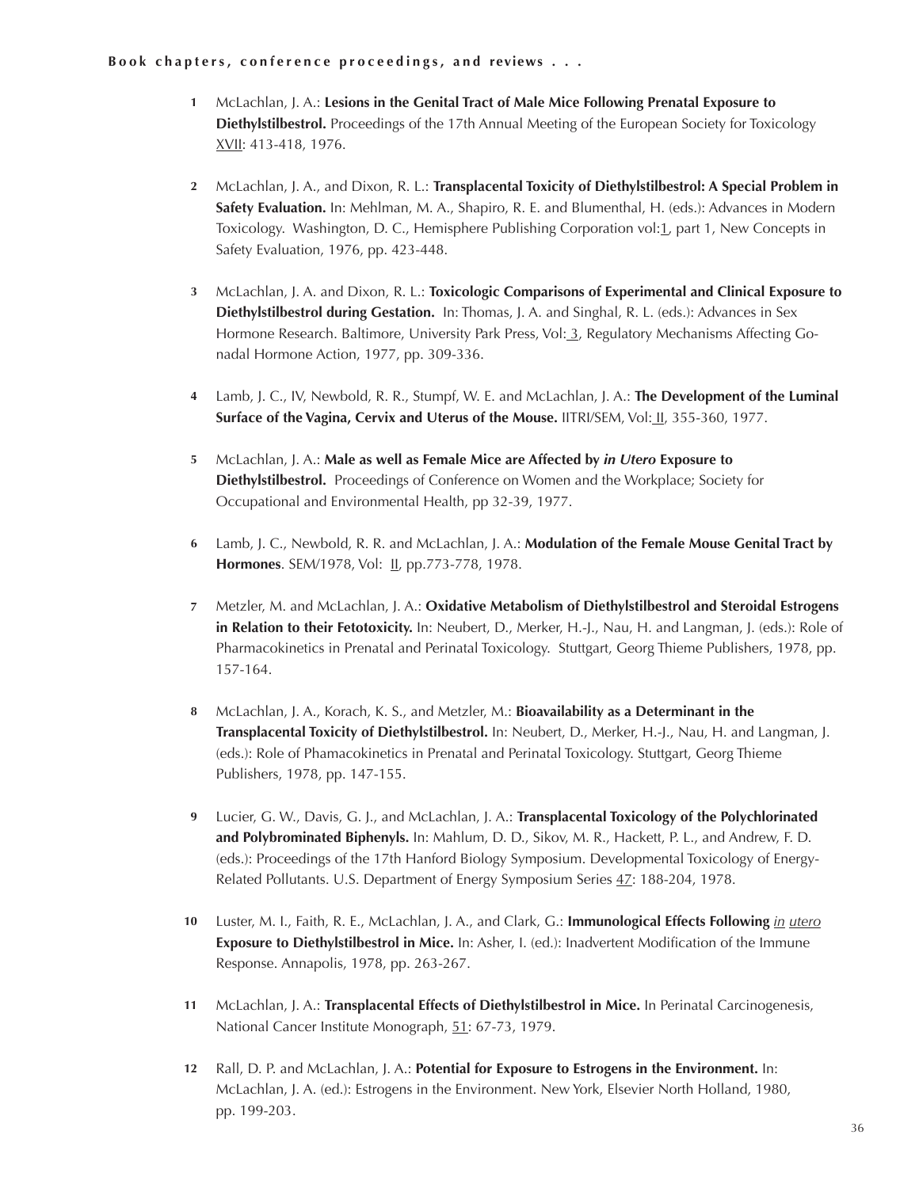**Book chapters, conference proceedings, and reviews . . .**

1. McLachlan, J. A.: **Lesions in the Genital Tract of Male Mice Following Prenatal Exposure to Diethylstilbestrol.** Proceedings of the 17th Annual Meeting of the European Society for Toxicology XVII: 413-418, 1976.

2. McLachlan, J. A., and Dixon, R. L.: **Transplacental Toxicity of Diethylstilbestrol: A Special Problem in Safety Evaluation.** In: Mehlman, M. A., Shapiro, R. E. and Blumenthal, H. (eds.): Advances in Modern Toxicology. Washington, D. C., Hemisphere Publishing Corporation vol:1, part 1, New Concepts in Safety Evaluation, 1976, pp. 423-448.

3. McLachlan, J. A. and Dixon, R. L.: **Toxicologic Comparisons of Experimental and Clinical Exposure to Diethylstilbestrol during Gestation.** In: Thomas, J. A. and Singhal, R. L. (eds.): Advances in Sex Hormone Research. Baltimore, University Park Press, Vol: 3, Regulatory Mechanisms Affecting Gonadal Hormone Action, 1977, pp. 309-336.

4. Lamb, J. C., IV, Newbold, R. R., Stumpf, W. E. and McLachlan, J. A.: **The Development of the Luminal Surface of the Vagina, Cervix and Uterus of the Mouse.** IITRI/SEM, Vol: II, 355-360, 1977.

5. McLachlan, J. A.: **Male as well as Female Mice are Affected by *in Utero* Exposure to Diethylstilbestrol.** Proceedings of Conference on Women and the Workplace; Society for Occupational and Environmental Health, pp 32-39, 1977.

6. Lamb, J. C., Newbold, R. R. and McLachlan, J. A.: **Modulation of the Female Mouse Genital Tract by Hormones**. SEM/1978, Vol: II, pp.773-778, 1978.

7. Metzler, M. and McLachlan, J. A.: **Oxidative Metabolism of Diethylstilbestrol and Steroidal Estrogens in Relation to their Fetotoxicity.** In: Neubert, D., Merker, H.-J., Nau, H. and Langman, J. (eds.): Role of Pharmacokinetics in Prenatal and Perinatal Toxicology. Stuttgart, Georg Thieme Publishers, 1978, pp. 157-164.

8. McLachlan, J. A., Korach, K. S., and Metzler, M.: **Bioavailability as a Determinant in the Transplacental Toxicity of Diethylstilbestrol.** In: Neubert, D., Merker, H.-J., Nau, H. and Langman, J. (eds.): Role of Phamacokinetics in Prenatal and Perinatal Toxicology. Stuttgart, Georg Thieme Publishers, 1978, pp. 147-155.

9. Lucier, G. W., Davis, G. J., and McLachlan, J. A.: **Transplacental Toxicology of the Polychlorinated and Polybrominated Biphenyls.** In: Mahlum, D. D., Sikov, M. R., Hackett, P. L., and Andrew, F. D. (eds.): Proceedings of the 17th Hanford Biology Symposium. Developmental Toxicology of Energy-Related Pollutants. U.S. Department of Energy Symposium Series 47: 188-204, 1978.

10. Luster, M. I., Faith, R. E., McLachlan, J. A., and Clark, G.: **Immunological Effects Following *in utero* Exposure to Diethylstilbestrol in Mice.** In: Asher, I. (ed.): Inadvertent Modification of the Immune Response. Annapolis, 1978, pp. 263-267.

11. McLachlan, J. A.: **Transplacental Effects of Diethylstilbestrol in Mice.** In Perinatal Carcinogenesis, National Cancer Institute Monograph, 51: 67-73, 1979.

12. Rall, D. P. and McLachlan, J. A.: **Potential for Exposure to Estrogens in the Environment.** In: McLachlan, J. A. (ed.): Estrogens in the Environment. New York, Elsevier North Holland, 1980, pp. 199-203.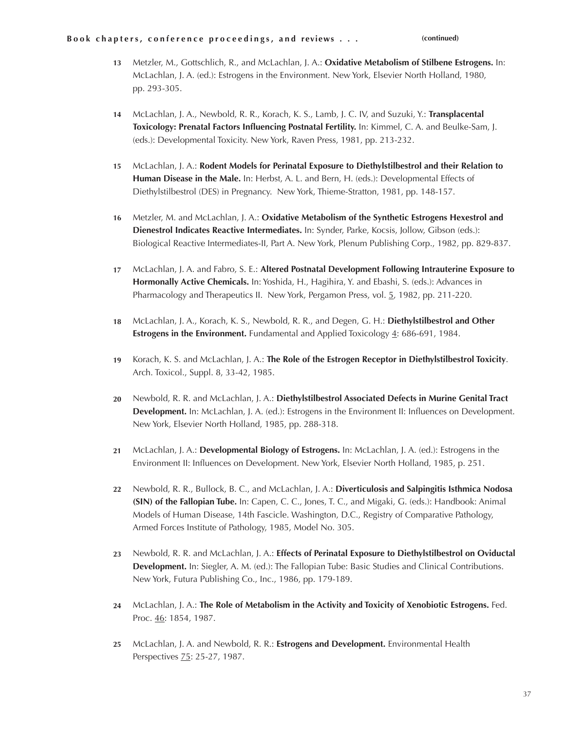**Book chapters, conference proceedings, and reviews . . .** **(continued)**

**13** Metzler, M., Gottschlich, R., and McLachlan, J. A.: **Oxidative Metabolism of Stilbene Estrogens.** In: McLachlan, J. A. (ed.): Estrogens in the Environment. New York, Elsevier North Holland, 1980, pp. 293-305.

**14** McLachlan, J. A., Newbold, R. R., Korach, K. S., Lamb, J. C. IV, and Suzuki, Y.: **Transplacental Toxicology: Prenatal Factors Influencing Postnatal Fertility.** In: Kimmel, C. A. and Beulke-Sam, J. (eds.): Developmental Toxicity. New York, Raven Press, 1981, pp. 213-232.

**15** McLachlan, J. A.: **Rodent Models for Perinatal Exposure to Diethylstilbestrol and their Relation to Human Disease in the Male.** In: Herbst, A. L. and Bern, H. (eds.): Developmental Effects of Diethylstilbestrol (DES) in Pregnancy. New York, Thieme-Stratton, 1981, pp. 148-157.

**16** Metzler, M. and McLachlan, J. A.: **Oxidative Metabolism of the Synthetic Estrogens Hexestrol and Dienestrol Indicates Reactive Intermediates.** In: Synder, Parke, Kocsis, Jollow, Gibson (eds.): Biological Reactive Intermediates-II, Part A. New York, Plenum Publishing Corp., 1982, pp. 829-837.

**17** McLachlan, J. A. and Fabro, S. E.: **Altered Postnatal Development Following Intrauterine Exposure to Hormonally Active Chemicals.** In: Yoshida, H., Hagihira, Y. and Ebashi, S. (eds.): Advances in Pharmacology and Therapeutics II. New York, Pergamon Press, vol. 5, 1982, pp. 211-220.

**18** McLachlan, J. A., Korach, K. S., Newbold, R. R., and Degen, G. H.: **Diethylstilbestrol and Other Estrogens in the Environment.** Fundamental and Applied Toxicology 4: 686-691, 1984.

**19** Korach, K. S. and McLachlan, J. A.: **The Role of the Estrogen Receptor in Diethylstilbestrol Toxicity**. Arch. Toxicol., Suppl. 8, 33-42, 1985.

**20** Newbold, R. R. and McLachlan, J. A.: **Diethylstilbestrol Associated Defects in Murine Genital Tract Development.** In: McLachlan, J. A. (ed.): Estrogens in the Environment II: Influences on Development. New York, Elsevier North Holland, 1985, pp. 288-318.

**21** McLachlan, J. A.: **Developmental Biology of Estrogens.** In: McLachlan, J. A. (ed.): Estrogens in the Environment II: Influences on Development. New York, Elsevier North Holland, 1985, p. 251.

**22** Newbold, R. R., Bullock, B. C., and McLachlan, J. A.: **Diverticulosis and Salpingitis Isthmica Nodosa (SIN) of the Fallopian Tube.** In: Capen, C. C., Jones, T. C., and Migaki, G. (eds.): Handbook: Animal Models of Human Disease, 14th Fascicle. Washington, D.C., Registry of Comparative Pathology, Armed Forces Institute of Pathology, 1985, Model No. 305.

**23** Newbold, R. R. and McLachlan, J. A.: **Effects of Perinatal Exposure to Diethylstilbestrol on Oviductal Development.** In: Siegler, A. M. (ed.): The Fallopian Tube: Basic Studies and Clinical Contributions. New York, Futura Publishing Co., Inc., 1986, pp. 179-189.

**24** McLachlan, J. A.: **The Role of Metabolism in the Activity and Toxicity of Xenobiotic Estrogens.** Fed. Proc. 46: 1854, 1987.

**25** McLachlan, J. A. and Newbold, R. R.: **Estrogens and Development.** Environmental Health Perspectives 75: 25-27, 1987.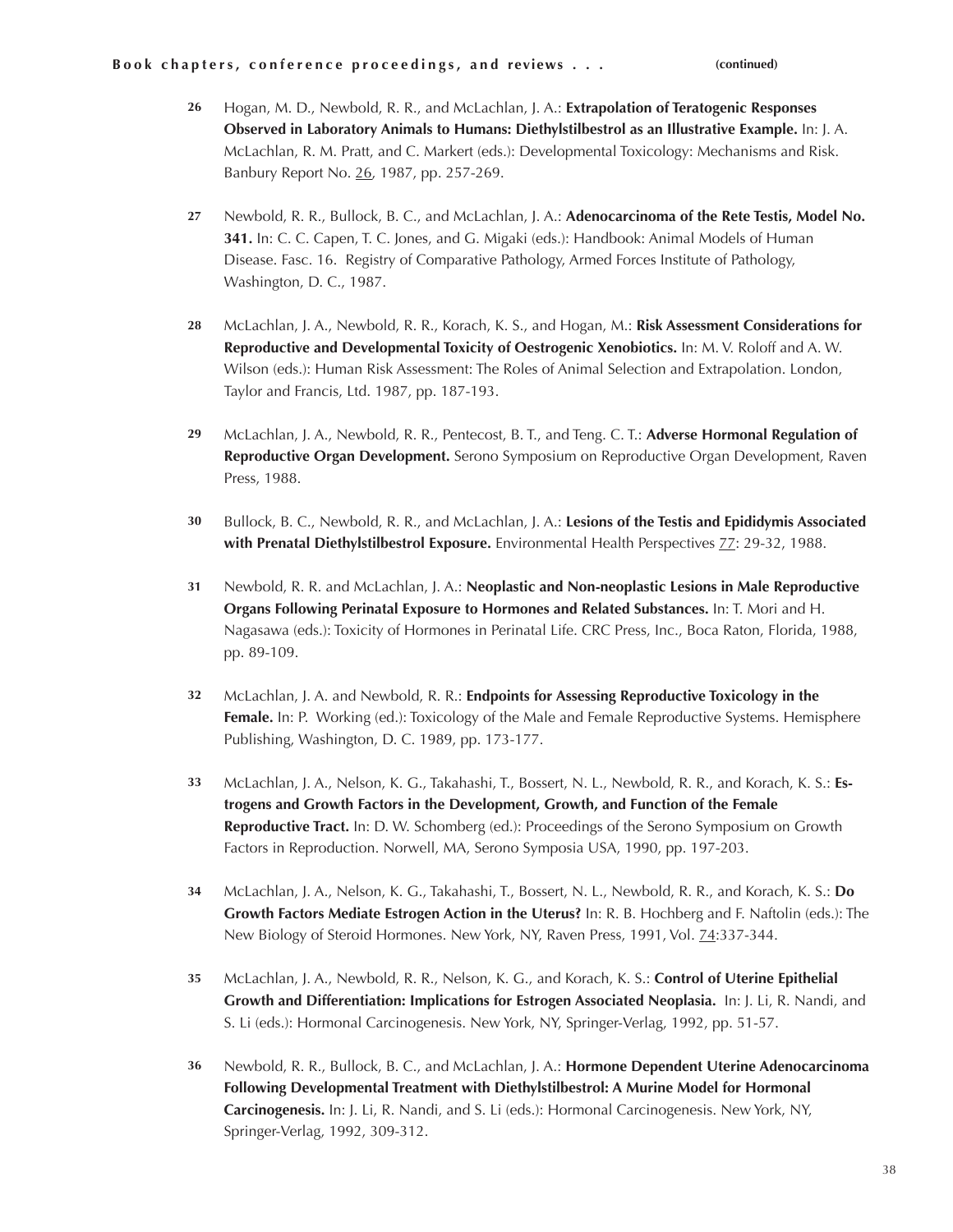**Book chapters, conference proceedings, and reviews . . .** **(continued)**

26 Hogan, M. D., Newbold, R. R., and McLachlan, J. A.: **Extrapolation of Teratogenic Responses Observed in Laboratory Animals to Humans: Diethylstilbestrol as an Illustrative Example.** In: J. A. McLachlan, R. M. Pratt, and C. Markert (eds.): Developmental Toxicology: Mechanisms and Risk. Banbury Report No. 26, 1987, pp. 257-269.

27 Newbold, R. R., Bullock, B. C., and McLachlan, J. A.: **Adenocarcinoma of the Rete Testis, Model No. 341.** In: C. C. Capen, T. C. Jones, and G. Migaki (eds.): Handbook: Animal Models of Human Disease. Fasc. 16. Registry of Comparative Pathology, Armed Forces Institute of Pathology, Washington, D. C., 1987.

28 McLachlan, J. A., Newbold, R. R., Korach, K. S., and Hogan, M.: **Risk Assessment Considerations for Reproductive and Developmental Toxicity of Oestrogenic Xenobiotics.** In: M. V. Roloff and A. W. Wilson (eds.): Human Risk Assessment: The Roles of Animal Selection and Extrapolation. London, Taylor and Francis, Ltd. 1987, pp. 187-193.

29 McLachlan, J. A., Newbold, R. R., Pentecost, B. T., and Teng. C. T.: **Adverse Hormonal Regulation of Reproductive Organ Development.** Serono Symposium on Reproductive Organ Development, Raven Press, 1988.

30 Bullock, B. C., Newbold, R. R., and McLachlan, J. A.: **Lesions of the Testis and Epididymis Associated with Prenatal Diethylstilbestrol Exposure.** Environmental Health Perspectives 77: 29-32, 1988.

31 Newbold, R. R. and McLachlan, J. A.: **Neoplastic and Non-neoplastic Lesions in Male Reproductive Organs Following Perinatal Exposure to Hormones and Related Substances.** In: T. Mori and H. Nagasawa (eds.): Toxicity of Hormones in Perinatal Life. CRC Press, Inc., Boca Raton, Florida, 1988, pp. 89-109.

32 McLachlan, J. A. and Newbold, R. R.: **Endpoints for Assessing Reproductive Toxicology in the Female.** In: P. Working (ed.): Toxicology of the Male and Female Reproductive Systems. Hemisphere Publishing, Washington, D. C. 1989, pp. 173-177.

33 McLachlan, J. A., Nelson, K. G., Takahashi, T., Bossert, N. L., Newbold, R. R., and Korach, K. S.: **Estrogens and Growth Factors in the Development, Growth, and Function of the Female Reproductive Tract.** In: D. W. Schomberg (ed.): Proceedings of the Serono Symposium on Growth Factors in Reproduction. Norwell, MA, Serono Symposia USA, 1990, pp. 197-203.

34 McLachlan, J. A., Nelson, K. G., Takahashi, T., Bossert, N. L., Newbold, R. R., and Korach, K. S.: **Do Growth Factors Mediate Estrogen Action in the Uterus?** In: R. B. Hochberg and F. Naftolin (eds.): The New Biology of Steroid Hormones. New York, NY, Raven Press, 1991, Vol. 74:337-344.

35 McLachlan, J. A., Newbold, R. R., Nelson, K. G., and Korach, K. S.: **Control of Uterine Epithelial Growth and Differentiation: Implications for Estrogen Associated Neoplasia.** In: J. Li, R. Nandi, and S. Li (eds.): Hormonal Carcinogenesis. New York, NY, Springer-Verlag, 1992, pp. 51-57.

36 Newbold, R. R., Bullock, B. C., and McLachlan, J. A.: **Hormone Dependent Uterine Adenocarcinoma Following Developmental Treatment with Diethylstilbestrol: A Murine Model for Hormonal Carcinogenesis.** In: J. Li, R. Nandi, and S. Li (eds.): Hormonal Carcinogenesis. New York, NY, Springer-Verlag, 1992, 309-312.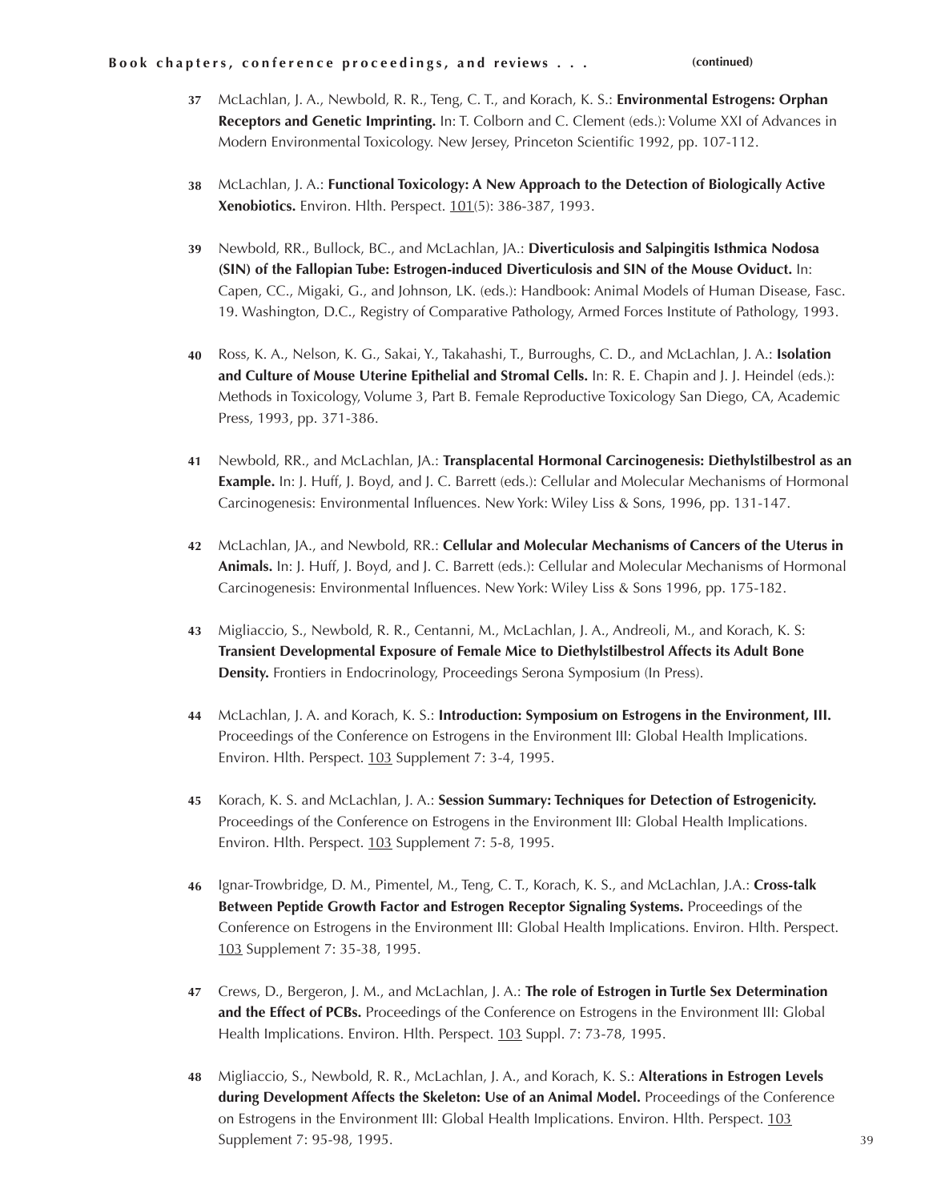**Book chapters, conference proceedings, and reviews . . .** **(continued)**

**37** McLachlan, J. A., Newbold, R. R., Teng, C. T., and Korach, K. S.: **Environmental Estrogens: Orphan Receptors and Genetic Imprinting.** In: T. Colborn and C. Clement (eds.): Volume XXI of Advances in Modern Environmental Toxicology. New Jersey, Princeton Scientific 1992, pp. 107-112.

**38** McLachlan, J. A.: **Functional Toxicology: A New Approach to the Detection of Biologically Active Xenobiotics.** Environ. Hlth. Perspect. 101(5): 386-387, 1993.

**39** Newbold, RR., Bullock, BC., and McLachlan, JA.: **Diverticulosis and Salpingitis Isthmica Nodosa (SIN) of the Fallopian Tube: Estrogen-induced Diverticulosis and SIN of the Mouse Oviduct.** In: Capen, CC., Migaki, G., and Johnson, LK. (eds.): Handbook: Animal Models of Human Disease, Fasc. 19. Washington, D.C., Registry of Comparative Pathology, Armed Forces Institute of Pathology, 1993.

**40** Ross, K. A., Nelson, K. G., Sakai, Y., Takahashi, T., Burroughs, C. D., and McLachlan, J. A.: **Isolation and Culture of Mouse Uterine Epithelial and Stromal Cells.** In: R. E. Chapin and J. J. Heindel (eds.): Methods in Toxicology, Volume 3, Part B. Female Reproductive Toxicology San Diego, CA, Academic Press, 1993, pp. 371-386.

**41** Newbold, RR., and McLachlan, JA.: **Transplacental Hormonal Carcinogenesis: Diethylstilbestrol as an Example.** In: J. Huff, J. Boyd, and J. C. Barrett (eds.): Cellular and Molecular Mechanisms of Hormonal Carcinogenesis: Environmental Influences. New York: Wiley Liss & Sons, 1996, pp. 131-147.

**42** McLachlan, JA., and Newbold, RR.: **Cellular and Molecular Mechanisms of Cancers of the Uterus in Animals.** In: J. Huff, J. Boyd, and J. C. Barrett (eds.): Cellular and Molecular Mechanisms of Hormonal Carcinogenesis: Environmental Influences. New York: Wiley Liss & Sons 1996, pp. 175-182.

**43** Migliaccio, S., Newbold, R. R., Centanni, M., McLachlan, J. A., Andreoli, M., and Korach, K. S: **Transient Developmental Exposure of Female Mice to Diethylstilbestrol Affects its Adult Bone Density.** Frontiers in Endocrinology, Proceedings Serona Symposium (In Press).

**44** McLachlan, J. A. and Korach, K. S.: **Introduction: Symposium on Estrogens in the Environment, III.** Proceedings of the Conference on Estrogens in the Environment III: Global Health Implications. Environ. Hlth. Perspect. 103 Supplement 7: 3-4, 1995.

**45** Korach, K. S. and McLachlan, J. A.: **Session Summary: Techniques for Detection of Estrogenicity.** Proceedings of the Conference on Estrogens in the Environment III: Global Health Implications. Environ. Hlth. Perspect. 103 Supplement 7: 5-8, 1995.

**46** Ignar-Trowbridge, D. M., Pimentel, M., Teng, C. T., Korach, K. S., and McLachlan, J.A.: **Cross-talk Between Peptide Growth Factor and Estrogen Receptor Signaling Systems.** Proceedings of the Conference on Estrogens in the Environment III: Global Health Implications. Environ. Hlth. Perspect. 103 Supplement 7: 35-38, 1995.

**47** Crews, D., Bergeron, J. M., and McLachlan, J. A.: **The role of Estrogen in Turtle Sex Determination and the Effect of PCBs.** Proceedings of the Conference on Estrogens in the Environment III: Global Health Implications. Environ. Hlth. Perspect. 103 Suppl. 7: 73-78, 1995.

**48** Migliaccio, S., Newbold, R. R., McLachlan, J. A., and Korach, K. S.: **Alterations in Estrogen Levels during Development Affects the Skeleton: Use of an Animal Model.** Proceedings of the Conference on Estrogens in the Environment III: Global Health Implications. Environ. Hlth. Perspect. 103 Supplement 7: 95-98, 1995.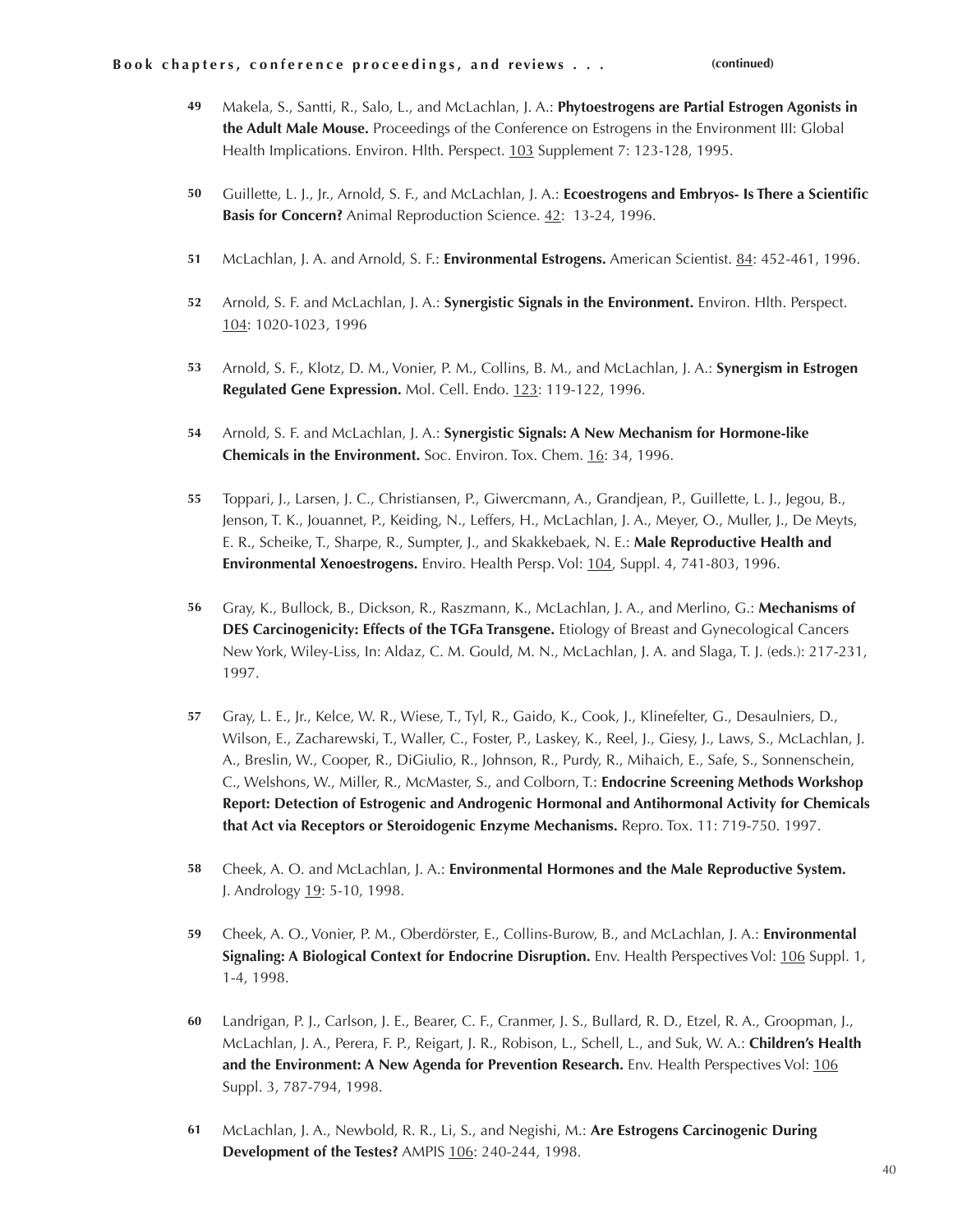**Book chapters, conference proceedings, and reviews . . .** **(continued)**

**49** Makela, S., Santti, R., Salo, L., and McLachlan, J. A.: **Phytoestrogens are Partial Estrogen Agonists in the Adult Male Mouse.** Proceedings of the Conference on Estrogens in the Environment III: Global Health Implications. Environ. Hlth. Perspect. 103 Supplement 7: 123-128, 1995.

**50** Guillette, L. J., Jr., Arnold, S. F., and McLachlan, J. A.: **Ecoestrogens and Embryos- Is There a Scientific Basis for Concern?** Animal Reproduction Science. 42: 13-24, 1996.

**51** McLachlan, J. A. and Arnold, S. F.: **Environmental Estrogens.** American Scientist. 84: 452-461, 1996.

**52** Arnold, S. F. and McLachlan, J. A.: **Synergistic Signals in the Environment.** Environ. Hlth. Perspect. 104: 1020-1023, 1996

**53** Arnold, S. F., Klotz, D. M., Vonier, P. M., Collins, B. M., and McLachlan, J. A.: **Synergism in Estrogen Regulated Gene Expression.** Mol. Cell. Endo. 123: 119-122, 1996.

**54** Arnold, S. F. and McLachlan, J. A.: **Synergistic Signals: A New Mechanism for Hormone-like Chemicals in the Environment.** Soc. Environ. Tox. Chem. 16: 34, 1996.

**55** Toppari, J., Larsen, J. C., Christiansen, P., Giwercmann, A., Grandjean, P., Guillette, L. J., Jegou, B., Jenson, T. K., Jouannet, P., Keiding, N., Leffers, H., McLachlan, J. A., Meyer, O., Muller, J., De Meyts, E. R., Scheike, T., Sharpe, R., Sumpter, J., and Skakkebaek, N. E.: **Male Reproductive Health and Environmental Xenoestrogens.** Enviro. Health Persp. Vol: 104, Suppl. 4, 741-803, 1996.

**56** Gray, K., Bullock, B., Dickson, R., Raszmann, K., McLachlan, J. A., and Merlino, G.: **Mechanisms of DES Carcinogenicity: Effects of the TGFa Transgene.** Etiology of Breast and Gynecological Cancers New York, Wiley-Liss, In: Aldaz, C. M. Gould, M. N., McLachlan, J. A. and Slaga, T. J. (eds.): 217-231, 1997.

**57** Gray, L. E., Jr., Kelce, W. R., Wiese, T., Tyl, R., Gaido, K., Cook, J., Klinefelter, G., Desaulniers, D., Wilson, E., Zacharewski, T., Waller, C., Foster, P., Laskey, K., Reel, J., Giesy, J., Laws, S., McLachlan, J. A., Breslin, W., Cooper, R., DiGiulio, R., Johnson, R., Purdy, R., Mihaich, E., Safe, S., Sonnenschein, C., Welshons, W., Miller, R., McMaster, S., and Colborn, T.: **Endocrine Screening Methods Workshop Report: Detection of Estrogenic and Androgenic Hormonal and Antihormonal Activity for Chemicals that Act via Receptors or Steroidogenic Enzyme Mechanisms.** Repro. Tox. 11: 719-750. 1997.

**58** Cheek, A. O. and McLachlan, J. A.: **Environmental Hormones and the Male Reproductive System.** J. Andrology 19: 5-10, 1998.

**59** Cheek, A. O., Vonier, P. M., Oberdörster, E., Collins-Burow, B., and McLachlan, J. A.: **Environmental Signaling: A Biological Context for Endocrine Disruption.** Env. Health Perspectives Vol: 106 Suppl. 1, 1-4, 1998.

**60** Landrigan, P. J., Carlson, J. E., Bearer, C. F., Cranmer, J. S., Bullard, R. D., Etzel, R. A., Groopman, J., McLachlan, J. A., Perera, F. P., Reigart, J. R., Robison, L., Schell, L., and Suk, W. A.: **Children's Health and the Environment: A New Agenda for Prevention Research.** Env. Health Perspectives Vol: 106 Suppl. 3, 787-794, 1998.

**61** McLachlan, J. A., Newbold, R. R., Li, S., and Negishi, M.: **Are Estrogens Carcinogenic During Development of the Testes?** AMPIS 106: 240-244, 1998.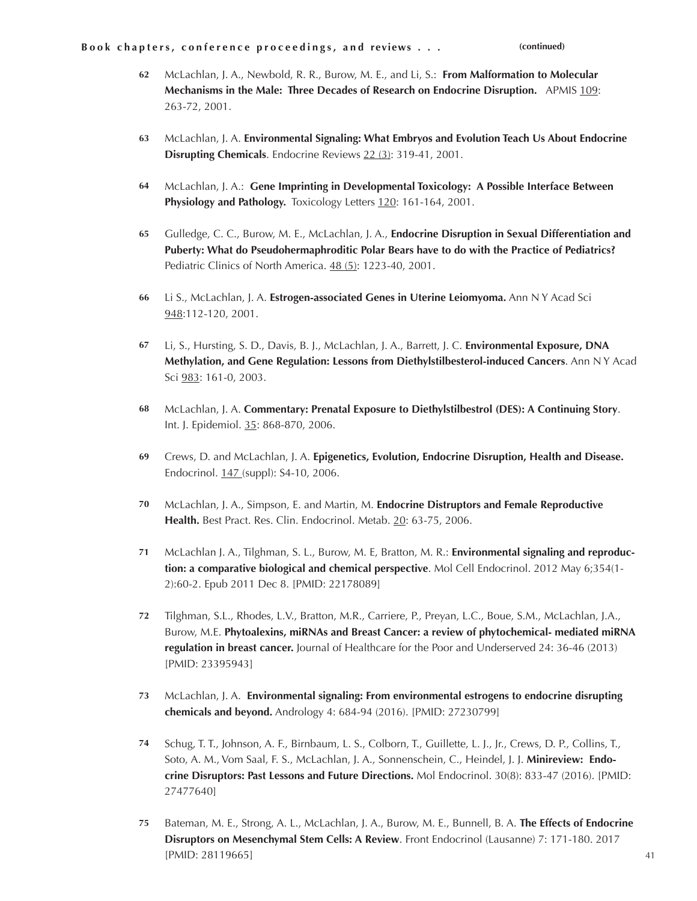**Book chapters, conference proceedings, and reviews . . .** **(continued)**

62 McLachlan, J. A., Newbold, R. R., Burow, M. E., and Li, S.: **From Malformation to Molecular Mechanisms in the Male: Three Decades of Research on Endocrine Disruption.** APMIS 109: 263-72, 2001.

63 McLachlan, J. A. **Environmental Signaling: What Embryos and Evolution Teach Us About Endocrine Disrupting Chemicals**. Endocrine Reviews 22 (3): 319-41, 2001.

64 McLachlan, J. A.: **Gene Imprinting in Developmental Toxicology: A Possible Interface Between Physiology and Pathology.** Toxicology Letters 120: 161-164, 2001.

65 Gulledge, C. C., Burow, M. E., McLachlan, J. A., **Endocrine Disruption in Sexual Differentiation and Puberty: What do Pseudohermaphroditic Polar Bears have to do with the Practice of Pediatrics?** Pediatric Clinics of North America. 48 (5): 1223-40, 2001.

66 Li S., McLachlan, J. A. **Estrogen-associated Genes in Uterine Leiomyoma.** Ann N Y Acad Sci 948:112-120, 2001.

67 Li, S., Hursting, S. D., Davis, B. J., McLachlan, J. A., Barrett, J. C. **Environmental Exposure, DNA Methylation, and Gene Regulation: Lessons from Diethylstilbesterol-induced Cancers**. Ann N Y Acad Sci 983: 161-0, 2003.

68 McLachlan, J. A. **Commentary: Prenatal Exposure to Diethylstilbestrol (DES): A Continuing Story**. Int. J. Epidemiol. 35: 868-870, 2006.

69 Crews, D. and McLachlan, J. A. **Epigenetics, Evolution, Endocrine Disruption, Health and Disease.** Endocrinol. 147 (suppl): S4-10, 2006.

70 McLachlan, J. A., Simpson, E. and Martin, M. **Endocrine Distruptors and Female Reproductive Health.** Best Pract. Res. Clin. Endocrinol. Metab. 20: 63-75, 2006.

71 McLachlan J. A., Tilghman, S. L., Burow, M. E, Bratton, M. R.: **Environmental signaling and reproduction: a comparative biological and chemical perspective**. Mol Cell Endocrinol. 2012 May 6;354(1-2):60-2. Epub 2011 Dec 8. [PMID: 22178089]

72 Tilghman, S.L., Rhodes, L.V., Bratton, M.R., Carriere, P., Preyan, L.C., Boue, S.M., McLachlan, J.A., Burow, M.E. **Phytoalexins, miRNAs and Breast Cancer: a review of phytochemical- mediated miRNA regulation in breast cancer.** Journal of Healthcare for the Poor and Underserved 24: 36-46 (2013) [PMID: 23395943]

73 McLachlan, J. A. **Environmental signaling: From environmental estrogens to endocrine disrupting chemicals and beyond.** Andrology 4: 684-94 (2016). [PMID: 27230799]

74 Schug, T. T., Johnson, A. F., Birnbaum, L. S., Colborn, T., Guillette, L. J., Jr., Crews, D. P., Collins, T., Soto, A. M., Vom Saal, F. S., McLachlan, J. A., Sonnenschein, C., Heindel, J. J. **Minireview: Endocrine Disruptors: Past Lessons and Future Directions.** Mol Endocrinol. 30(8): 833-47 (2016). [PMID: 27477640]

75 Bateman, M. E., Strong, A. L., McLachlan, J. A., Burow, M. E., Bunnell, B. A. **The Effects of Endocrine Disruptors on Mesenchymal Stem Cells: A Review**. Front Endocrinol (Lausanne) 7: 171-180. 2017 [PMID: 28119665]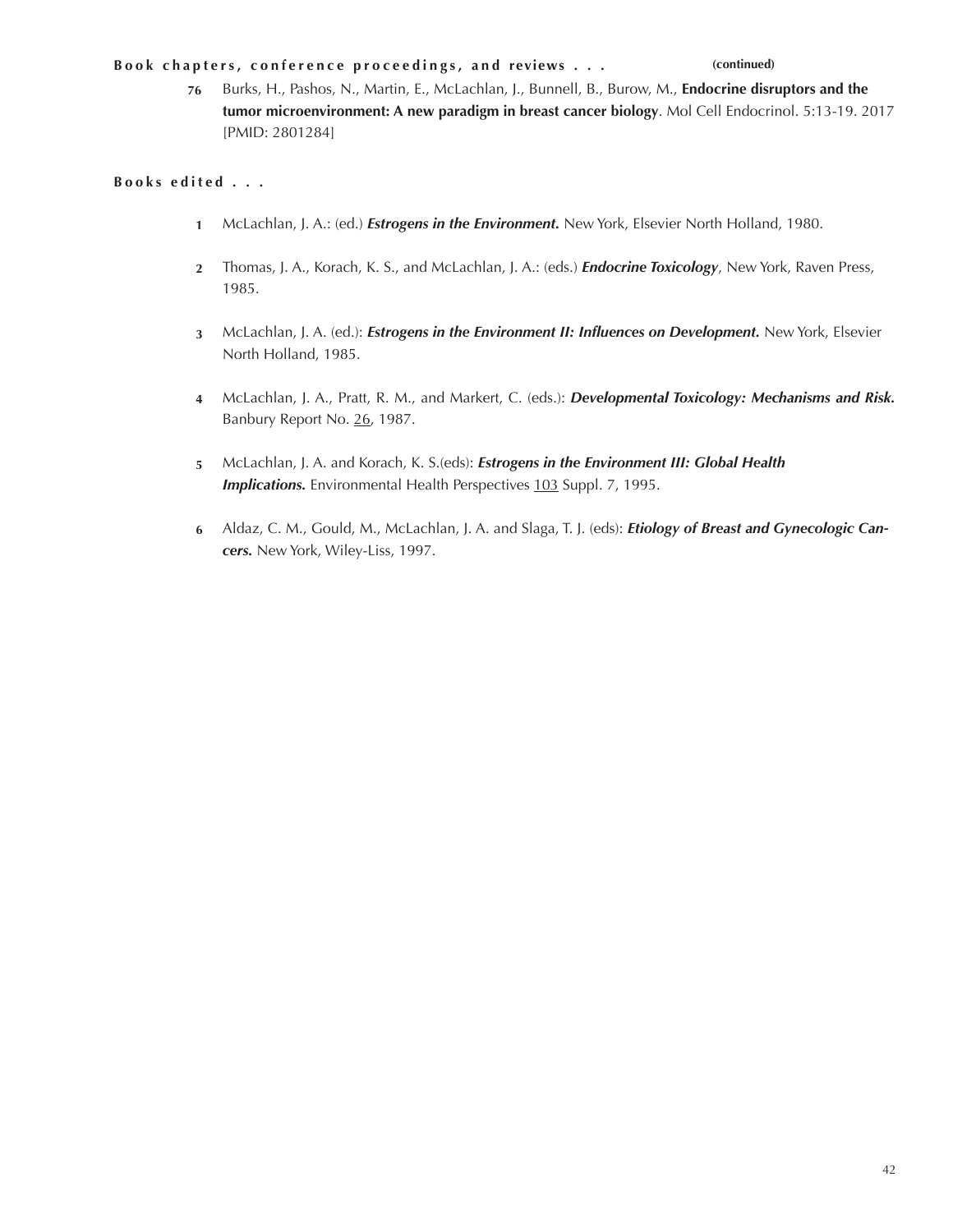**Book chapters, conference proceedings, and reviews . . .** **(continued)**

76 Burks, H., Pashos, N., Martin, E., McLachlan, J., Bunnell, B., Burow, M., **Endocrine disruptors and the tumor microenvironment: A new paradigm in breast cancer biology**. Mol Cell Endocrinol. 5:13-19. 2017 [PMID: 2801284]

**Books edited . . .**

1 McLachlan, J. A.: (ed.) ***Estrogens in the Environment.*** New York, Elsevier North Holland, 1980.

2 Thomas, J. A., Korach, K. S., and McLachlan, J. A.: (eds.) ***Endocrine Toxicology***, New York, Raven Press, 1985.

3 McLachlan, J. A. (ed.): ***Estrogens in the Environment II: Influences on Development.*** New York, Elsevier North Holland, 1985.

4 McLachlan, J. A., Pratt, R. M., and Markert, C. (eds.): ***Developmental Toxicology: Mechanisms and Risk.*** Banbury Report No. 26, 1987.

5 McLachlan, J. A. and Korach, K. S.(eds): ***Estrogens in the Environment III: Global Health Implications.*** Environmental Health Perspectives 103 Suppl. 7, 1995.

6 Aldaz, C. M., Gould, M., McLachlan, J. A. and Slaga, T. J. (eds): ***Etiology of Breast and Gynecologic Cancers.*** New York, Wiley-Liss, 1997.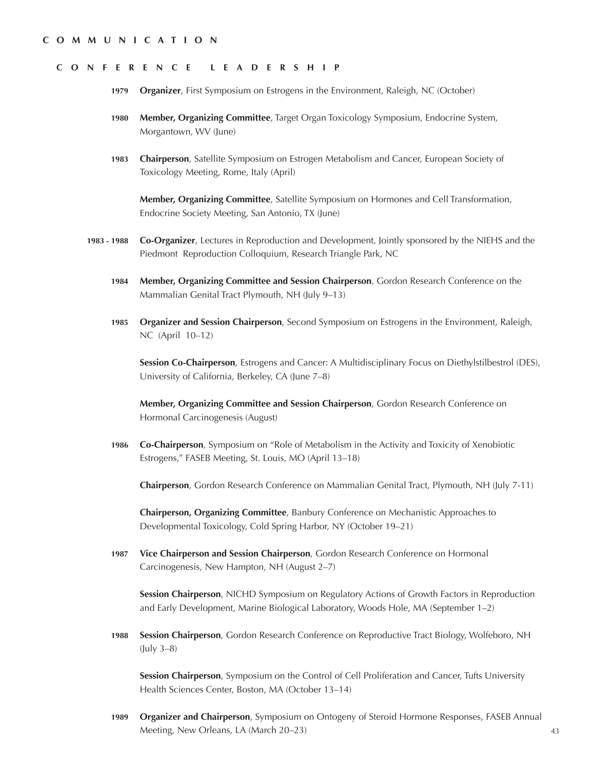# COMMUNICATION

## CONFERENCE LEADERSHIP

**1979** **Organizer**, First Symposium on Estrogens in the Environment, Raleigh, NC (October)

**1980** **Member, Organizing Committee**, Target Organ Toxicology Symposium, Endocrine System, Morgantown, WV (June)

**1983** **Chairperson**, Satellite Symposium on Estrogen Metabolism and Cancer, European Society of Toxicology Meeting, Rome, Italy (April)

**Member, Organizing Committee**, Satellite Symposium on Hormones and Cell Transformation, Endocrine Society Meeting, San Antonio, TX (June)

**1983 - 1988** **Co-Organizer**, Lectures in Reproduction and Development, Jointly sponsored by the NIEHS and the Piedmont Reproduction Colloquium, Research Triangle Park, NC

**1984** **Member, Organizing Committee and Session Chairperson**, Gordon Research Conference on the Mammalian Genital Tract Plymouth, NH (July 9–13)

**1985** **Organizer and Session Chairperson**, Second Symposium on Estrogens in the Environment, Raleigh, NC (April 10–12)

**Session Co-Chairperson**, Estrogens and Cancer: A Multidisciplinary Focus on Diethylstilbestrol (DES), University of California, Berkeley, CA (June 7–8)

**Member, Organizing Committee and Session Chairperson**, Gordon Research Conference on Hormonal Carcinogenesis (August)

**1986** **Co-Chairperson**, Symposium on "Role of Metabolism in the Activity and Toxicity of Xenobiotic Estrogens," FASEB Meeting, St. Louis, MO (April 13–18)

**Chairperson**, Gordon Research Conference on Mammalian Genital Tract, Plymouth, NH (July 7-11)

**Chairperson, Organizing Committee**, Banbury Conference on Mechanistic Approaches to Developmental Toxicology, Cold Spring Harbor, NY (October 19–21)

**1987** **Vice Chairperson and Session Chairperson**, Gordon Research Conference on Hormonal Carcinogenesis, New Hampton, NH (August 2–7)

**Session Chairperson**, NICHD Symposium on Regulatory Actions of Growth Factors in Reproduction and Early Development, Marine Biological Laboratory, Woods Hole, MA (September 1–2)

**1988** **Session Chairperson**, Gordon Research Conference on Reproductive Tract Biology, Wolfeboro, NH (July 3–8)

**Session Chairperson**, Symposium on the Control of Cell Proliferation and Cancer, Tufts University Health Sciences Center, Boston, MA (October 13–14)

**1989** **Organizer and Chairperson**, Symposium on Ontogeny of Steroid Hormone Responses, FASEB Annual Meeting, New Orleans, LA (March 20–23)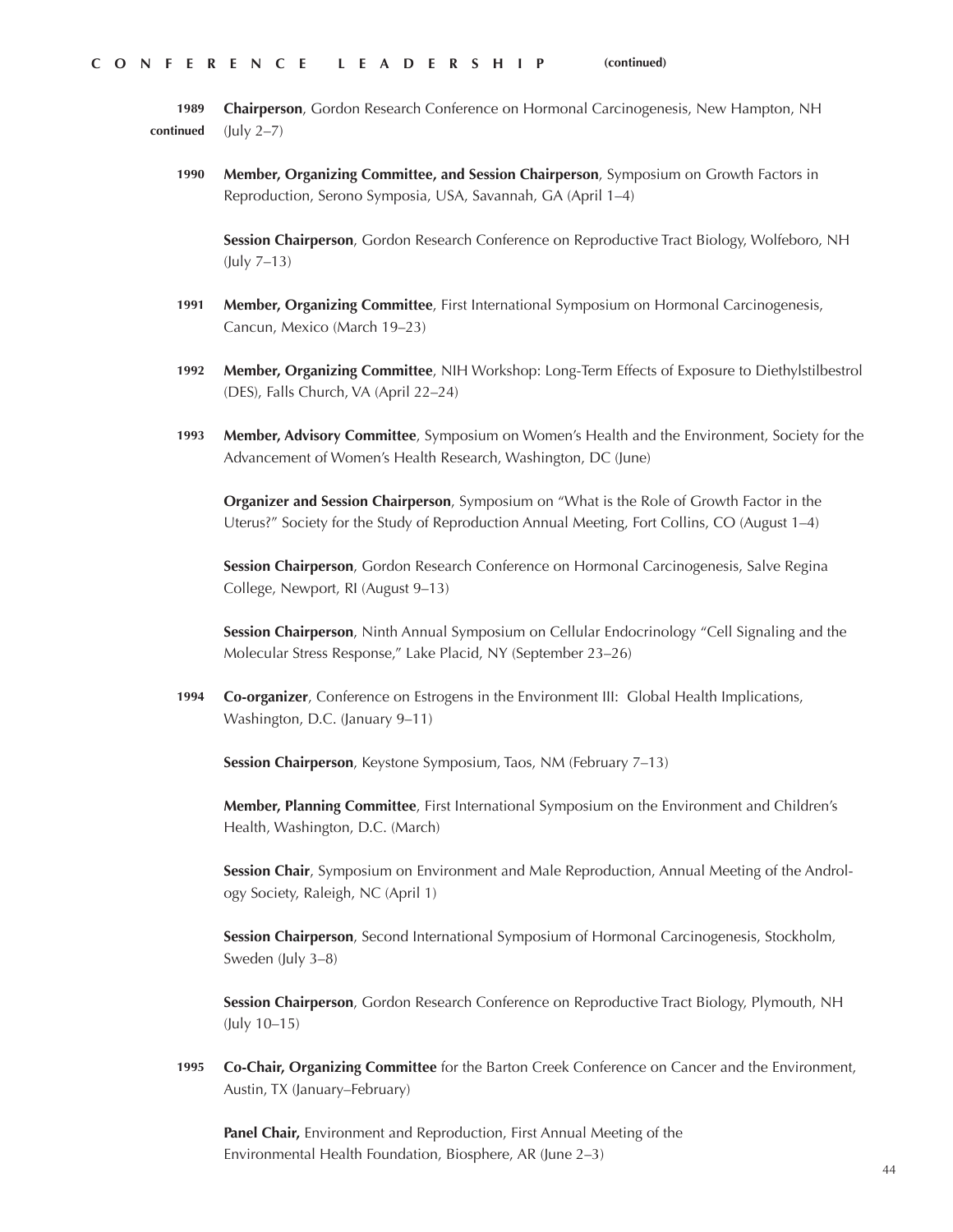## CONFERENCE LEADERSHIP (continued)

**1989 continued**

**Chairperson**, Gordon Research Conference on Hormonal Carcinogenesis, New Hampton, NH (July 2–7)

**1990**

**Member, Organizing Committee, and Session Chairperson**, Symposium on Growth Factors in Reproduction, Serono Symposia, USA, Savannah, GA (April 1–4)

**Session Chairperson**, Gordon Research Conference on Reproductive Tract Biology, Wolfeboro, NH (July 7–13)

**1991**

**Member, Organizing Committee**, First International Symposium on Hormonal Carcinogenesis, Cancun, Mexico (March 19–23)

**1992**

**Member, Organizing Committee**, NIH Workshop: Long-Term Effects of Exposure to Diethylstilbestrol (DES), Falls Church, VA (April 22–24)

**1993**

**Member, Advisory Committee**, Symposium on Women's Health and the Environment, Society for the Advancement of Women's Health Research, Washington, DC (June)

**Organizer and Session Chairperson**, Symposium on "What is the Role of Growth Factor in the Uterus?" Society for the Study of Reproduction Annual Meeting, Fort Collins, CO (August 1–4)

**Session Chairperson**, Gordon Research Conference on Hormonal Carcinogenesis, Salve Regina College, Newport, RI (August 9–13)

**Session Chairperson**, Ninth Annual Symposium on Cellular Endocrinology "Cell Signaling and the Molecular Stress Response," Lake Placid, NY (September 23–26)

**1994**

**Co-organizer**, Conference on Estrogens in the Environment III: Global Health Implications, Washington, D.C. (January 9–11)

**Session Chairperson**, Keystone Symposium, Taos, NM (February 7–13)

**Member, Planning Committee**, First International Symposium on the Environment and Children's Health, Washington, D.C. (March)

**Session Chair**, Symposium on Environment and Male Reproduction, Annual Meeting of the Andrology Society, Raleigh, NC (April 1)

**Session Chairperson**, Second International Symposium of Hormonal Carcinogenesis, Stockholm, Sweden (July 3–8)

**Session Chairperson**, Gordon Research Conference on Reproductive Tract Biology, Plymouth, NH (July 10–15)

**1995**

**Co-Chair, Organizing Committee** for the Barton Creek Conference on Cancer and the Environment, Austin, TX (January–February)

**Panel Chair,** Environment and Reproduction, First Annual Meeting of the Environmental Health Foundation, Biosphere, AR (June 2–3)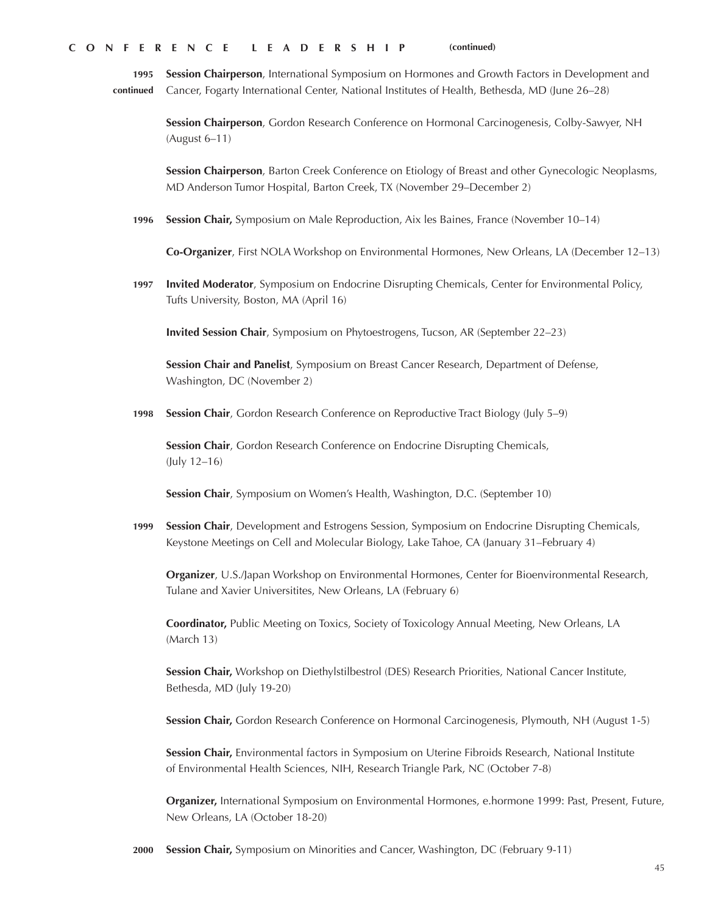## CONFERENCE LEADERSHIP (continued)

**1995 continued**

**Session Chairperson**, International Symposium on Hormones and Growth Factors in Development and Cancer, Fogarty International Center, National Institutes of Health, Bethesda, MD (June 26–28)

**Session Chairperson**, Gordon Research Conference on Hormonal Carcinogenesis, Colby-Sawyer, NH (August 6–11)

**Session Chairperson**, Barton Creek Conference on Etiology of Breast and other Gynecologic Neoplasms, MD Anderson Tumor Hospital, Barton Creek, TX (November 29–December 2)

**1996**

**Session Chair,** Symposium on Male Reproduction, Aix les Baines, France (November 10–14)

**Co-Organizer**, First NOLA Workshop on Environmental Hormones, New Orleans, LA (December 12–13)

**1997**

**Invited Moderator**, Symposium on Endocrine Disrupting Chemicals, Center for Environmental Policy, Tufts University, Boston, MA (April 16)

**Invited Session Chair**, Symposium on Phytoestrogens, Tucson, AR (September 22–23)

**Session Chair and Panelist**, Symposium on Breast Cancer Research, Department of Defense, Washington, DC (November 2)

**1998**

**Session Chair**, Gordon Research Conference on Reproductive Tract Biology (July 5–9)

**Session Chair**, Gordon Research Conference on Endocrine Disrupting Chemicals, (July 12–16)

**Session Chair**, Symposium on Women's Health, Washington, D.C. (September 10)

**1999**

**Session Chair**, Development and Estrogens Session, Symposium on Endocrine Disrupting Chemicals, Keystone Meetings on Cell and Molecular Biology, Lake Tahoe, CA (January 31–February 4)

**Organizer**, U.S./Japan Workshop on Environmental Hormones, Center for Bioenvironmental Research, Tulane and Xavier Universitites, New Orleans, LA (February 6)

**Coordinator,** Public Meeting on Toxics, Society of Toxicology Annual Meeting, New Orleans, LA (March 13)

**Session Chair,** Workshop on Diethylstilbestrol (DES) Research Priorities, National Cancer Institute, Bethesda, MD (July 19-20)

**Session Chair,** Gordon Research Conference on Hormonal Carcinogenesis, Plymouth, NH (August 1-5)

**Session Chair,** Environmental factors in Symposium on Uterine Fibroids Research, National Institute of Environmental Health Sciences, NIH, Research Triangle Park, NC (October 7-8)

**Organizer,** International Symposium on Environmental Hormones, e.hormone 1999: Past, Present, Future, New Orleans, LA (October 18-20)

**2000**

**Session Chair,** Symposium on Minorities and Cancer, Washington, DC (February 9-11)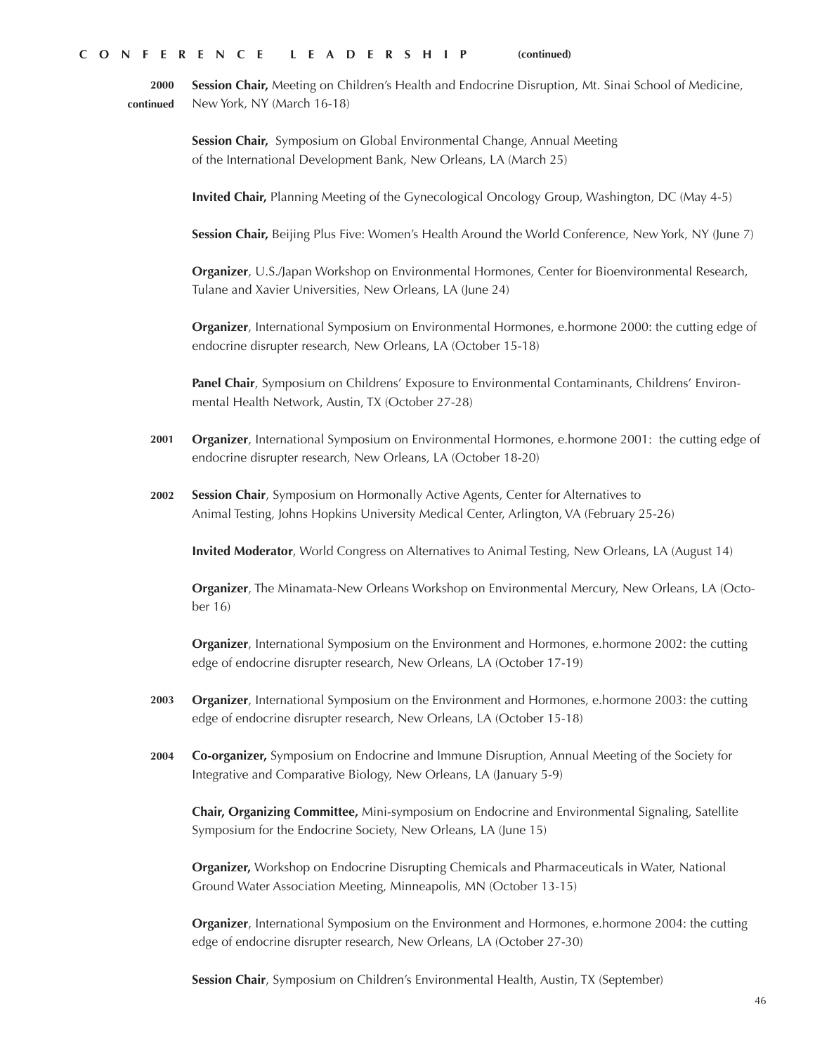## CONFERENCE LEADERSHIP (continued)

**2000 continued**

**Session Chair,** Meeting on Children's Health and Endocrine Disruption, Mt. Sinai School of Medicine, New York, NY (March 16-18)

**Session Chair,** Symposium on Global Environmental Change, Annual Meeting of the International Development Bank, New Orleans, LA (March 25)

**Invited Chair,** Planning Meeting of the Gynecological Oncology Group, Washington, DC (May 4-5)

**Session Chair,** Beijing Plus Five: Women's Health Around the World Conference, New York, NY (June 7)

**Organizer**, U.S./Japan Workshop on Environmental Hormones, Center for Bioenvironmental Research, Tulane and Xavier Universities, New Orleans, LA (June 24)

**Organizer**, International Symposium on Environmental Hormones, e.hormone 2000: the cutting edge of endocrine disrupter research, New Orleans, LA (October 15-18)

**Panel Chair**, Symposium on Childrens' Exposure to Environmental Contaminants, Childrens' Environmental Health Network, Austin, TX (October 27-28)

**2001**

**Organizer**, International Symposium on Environmental Hormones, e.hormone 2001: the cutting edge of endocrine disrupter research, New Orleans, LA (October 18-20)

**2002**

**Session Chair**, Symposium on Hormonally Active Agents, Center for Alternatives to Animal Testing, Johns Hopkins University Medical Center, Arlington, VA (February 25-26)

**Invited Moderator**, World Congress on Alternatives to Animal Testing, New Orleans, LA (August 14)

**Organizer**, The Minamata-New Orleans Workshop on Environmental Mercury, New Orleans, LA (October 16)

**Organizer**, International Symposium on the Environment and Hormones, e.hormone 2002: the cutting edge of endocrine disrupter research, New Orleans, LA (October 17-19)

**2003**

**Organizer**, International Symposium on the Environment and Hormones, e.hormone 2003: the cutting edge of endocrine disrupter research, New Orleans, LA (October 15-18)

**2004**

**Co-organizer,** Symposium on Endocrine and Immune Disruption, Annual Meeting of the Society for Integrative and Comparative Biology, New Orleans, LA (January 5-9)

**Chair, Organizing Committee,** Mini-symposium on Endocrine and Environmental Signaling, Satellite Symposium for the Endocrine Society, New Orleans, LA (June 15)

**Organizer,** Workshop on Endocrine Disrupting Chemicals and Pharmaceuticals in Water, National Ground Water Association Meeting, Minneapolis, MN (October 13-15)

**Organizer**, International Symposium on the Environment and Hormones, e.hormone 2004: the cutting edge of endocrine disrupter research, New Orleans, LA (October 27-30)

**Session Chair**, Symposium on Children's Environmental Health, Austin, TX (September)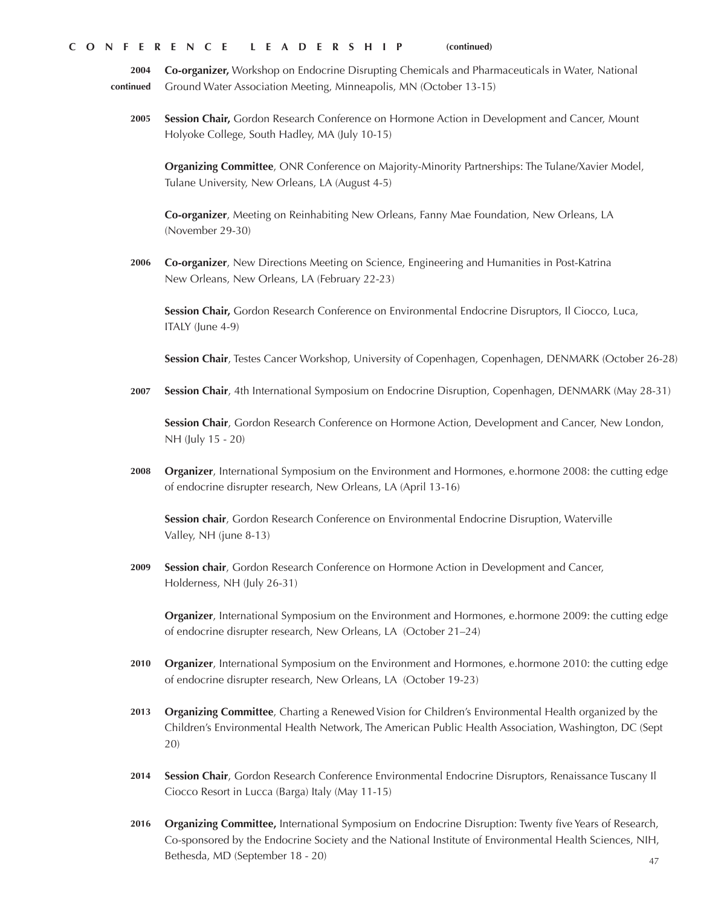## CONFERENCE LEADERSHIP (continued)

**2004 continued**

**Co-organizer,** Workshop on Endocrine Disrupting Chemicals and Pharmaceuticals in Water, National Ground Water Association Meeting, Minneapolis, MN (October 13-15)

**2005**

**Session Chair,** Gordon Research Conference on Hormone Action in Development and Cancer, Mount Holyoke College, South Hadley, MA (July 10-15)

**Organizing Committee**, ONR Conference on Majority-Minority Partnerships: The Tulane/Xavier Model, Tulane University, New Orleans, LA (August 4-5)

**Co-organizer**, Meeting on Reinhabiting New Orleans, Fanny Mae Foundation, New Orleans, LA (November 29-30)

**2006**

**Co-organizer**, New Directions Meeting on Science, Engineering and Humanities in Post-Katrina New Orleans, New Orleans, LA (February 22-23)

**Session Chair,** Gordon Research Conference on Environmental Endocrine Disruptors, Il Ciocco, Luca, ITALY (June 4-9)

**Session Chair**, Testes Cancer Workshop, University of Copenhagen, Copenhagen, DENMARK (October 26-28)

**2007**

**Session Chair**, 4th International Symposium on Endocrine Disruption, Copenhagen, DENMARK (May 28-31)

**Session Chair**, Gordon Research Conference on Hormone Action, Development and Cancer, New London, NH (July 15 - 20)

**2008**

**Organizer**, International Symposium on the Environment and Hormones, e.hormone 2008: the cutting edge of endocrine disrupter research, New Orleans, LA (April 13-16)

**Session chair**, Gordon Research Conference on Environmental Endocrine Disruption, Waterville Valley, NH (june 8-13)

**2009**

**Session chair**, Gordon Research Conference on Hormone Action in Development and Cancer, Holderness, NH (July 26-31)

**Organizer**, International Symposium on the Environment and Hormones, e.hormone 2009: the cutting edge of endocrine disrupter research, New Orleans, LA (October 21–24)

**2010**

**Organizer**, International Symposium on the Environment and Hormones, e.hormone 2010: the cutting edge of endocrine disrupter research, New Orleans, LA (October 19-23)

**2013**

**Organizing Committee**, Charting a Renewed Vision for Children's Environmental Health organized by the Children's Environmental Health Network, The American Public Health Association, Washington, DC (Sept 20)

**2014**

**Session Chair**, Gordon Research Conference Environmental Endocrine Disruptors, Renaissance Tuscany Il Ciocco Resort in Lucca (Barga) Italy (May 11-15)

**2016**

**Organizing Committee,** International Symposium on Endocrine Disruption: Twenty five Years of Research, Co-sponsored by the Endocrine Society and the National Institute of Environmental Health Sciences, NIH, Bethesda, MD (September 18 - 20)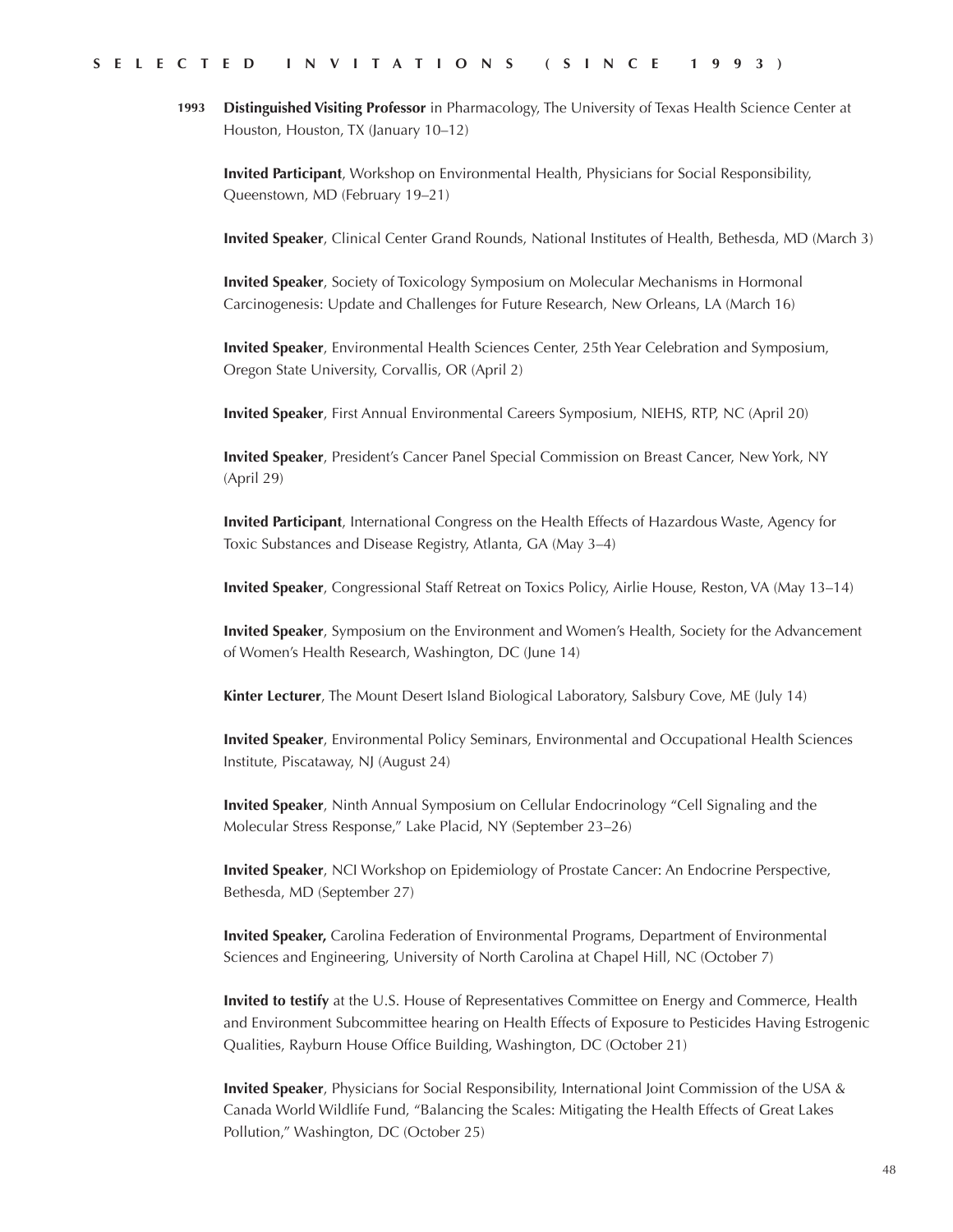## SELECTED INVITATIONS (SINCE 1993)

**1993** **Distinguished Visiting Professor** in Pharmacology, The University of Texas Health Science Center at Houston, Houston, TX (January 10–12)

**Invited Participant**, Workshop on Environmental Health, Physicians for Social Responsibility, Queenstown, MD (February 19–21)

**Invited Speaker**, Clinical Center Grand Rounds, National Institutes of Health, Bethesda, MD (March 3)

**Invited Speaker**, Society of Toxicology Symposium on Molecular Mechanisms in Hormonal Carcinogenesis: Update and Challenges for Future Research, New Orleans, LA (March 16)

**Invited Speaker**, Environmental Health Sciences Center, 25th Year Celebration and Symposium, Oregon State University, Corvallis, OR (April 2)

**Invited Speaker**, First Annual Environmental Careers Symposium, NIEHS, RTP, NC (April 20)

**Invited Speaker**, President's Cancer Panel Special Commission on Breast Cancer, New York, NY (April 29)

**Invited Participant**, International Congress on the Health Effects of Hazardous Waste, Agency for Toxic Substances and Disease Registry, Atlanta, GA (May 3–4)

**Invited Speaker**, Congressional Staff Retreat on Toxics Policy, Airlie House, Reston, VA (May 13–14)

**Invited Speaker**, Symposium on the Environment and Women's Health, Society for the Advancement of Women's Health Research, Washington, DC (June 14)

**Kinter Lecturer**, The Mount Desert Island Biological Laboratory, Salsbury Cove, ME (July 14)

**Invited Speaker**, Environmental Policy Seminars, Environmental and Occupational Health Sciences Institute, Piscataway, NJ (August 24)

**Invited Speaker**, Ninth Annual Symposium on Cellular Endocrinology "Cell Signaling and the Molecular Stress Response," Lake Placid, NY (September 23–26)

**Invited Speaker**, NCI Workshop on Epidemiology of Prostate Cancer: An Endocrine Perspective, Bethesda, MD (September 27)

**Invited Speaker,** Carolina Federation of Environmental Programs, Department of Environmental Sciences and Engineering, University of North Carolina at Chapel Hill, NC (October 7)

**Invited to testify** at the U.S. House of Representatives Committee on Energy and Commerce, Health and Environment Subcommittee hearing on Health Effects of Exposure to Pesticides Having Estrogenic Qualities, Rayburn House Office Building, Washington, DC (October 21)

**Invited Speaker**, Physicians for Social Responsibility, International Joint Commission of the USA & Canada World Wildlife Fund, "Balancing the Scales: Mitigating the Health Effects of Great Lakes Pollution," Washington, DC (October 25)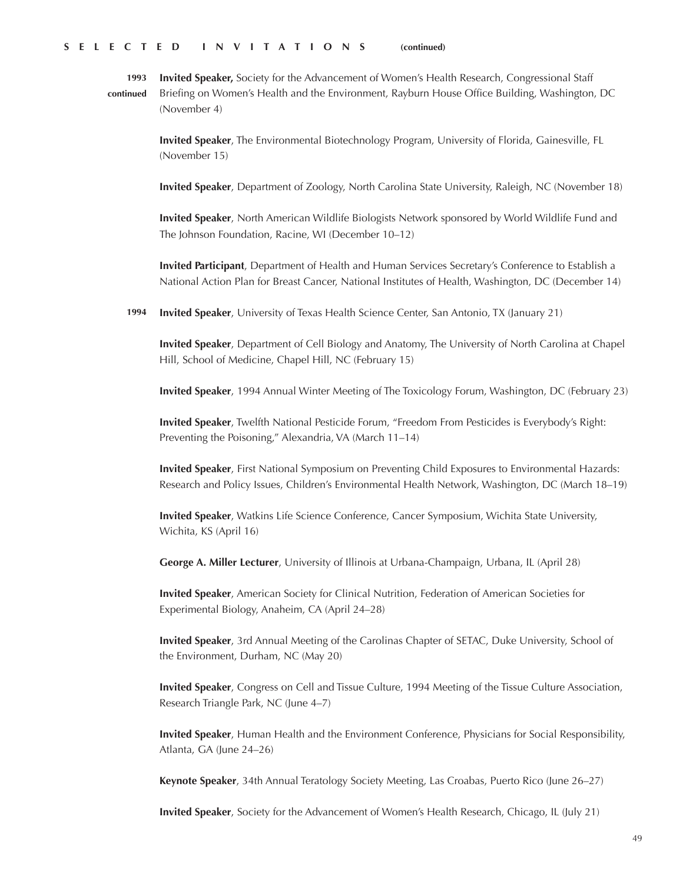## SELECTED INVITATIONS (continued)

**1993 continued**

**Invited Speaker,** Society for the Advancement of Women's Health Research, Congressional Staff Briefing on Women's Health and the Environment, Rayburn House Office Building, Washington, DC (November 4)

**Invited Speaker**, The Environmental Biotechnology Program, University of Florida, Gainesville, FL (November 15)

**Invited Speaker**, Department of Zoology, North Carolina State University, Raleigh, NC (November 18)

**Invited Speaker**, North American Wildlife Biologists Network sponsored by World Wildlife Fund and The Johnson Foundation, Racine, WI (December 10–12)

**Invited Participant**, Department of Health and Human Services Secretary's Conference to Establish a National Action Plan for Breast Cancer, National Institutes of Health, Washington, DC (December 14)

**1994**

**Invited Speaker**, University of Texas Health Science Center, San Antonio, TX (January 21)

**Invited Speaker**, Department of Cell Biology and Anatomy, The University of North Carolina at Chapel Hill, School of Medicine, Chapel Hill, NC (February 15)

**Invited Speaker**, 1994 Annual Winter Meeting of The Toxicology Forum, Washington, DC (February 23)

**Invited Speaker**, Twelfth National Pesticide Forum, "Freedom From Pesticides is Everybody's Right: Preventing the Poisoning," Alexandria, VA (March 11–14)

**Invited Speaker**, First National Symposium on Preventing Child Exposures to Environmental Hazards: Research and Policy Issues, Children's Environmental Health Network, Washington, DC (March 18–19)

**Invited Speaker**, Watkins Life Science Conference, Cancer Symposium, Wichita State University, Wichita, KS (April 16)

**George A. Miller Lecturer**, University of Illinois at Urbana-Champaign, Urbana, IL (April 28)

**Invited Speaker**, American Society for Clinical Nutrition, Federation of American Societies for Experimental Biology, Anaheim, CA (April 24–28)

**Invited Speaker**, 3rd Annual Meeting of the Carolinas Chapter of SETAC, Duke University, School of the Environment, Durham, NC (May 20)

**Invited Speaker**, Congress on Cell and Tissue Culture, 1994 Meeting of the Tissue Culture Association, Research Triangle Park, NC (June 4–7)

**Invited Speaker**, Human Health and the Environment Conference, Physicians for Social Responsibility, Atlanta, GA (June 24–26)

**Keynote Speaker**, 34th Annual Teratology Society Meeting, Las Croabas, Puerto Rico (June 26–27)

**Invited Speaker**, Society for the Advancement of Women's Health Research, Chicago, IL (July 21)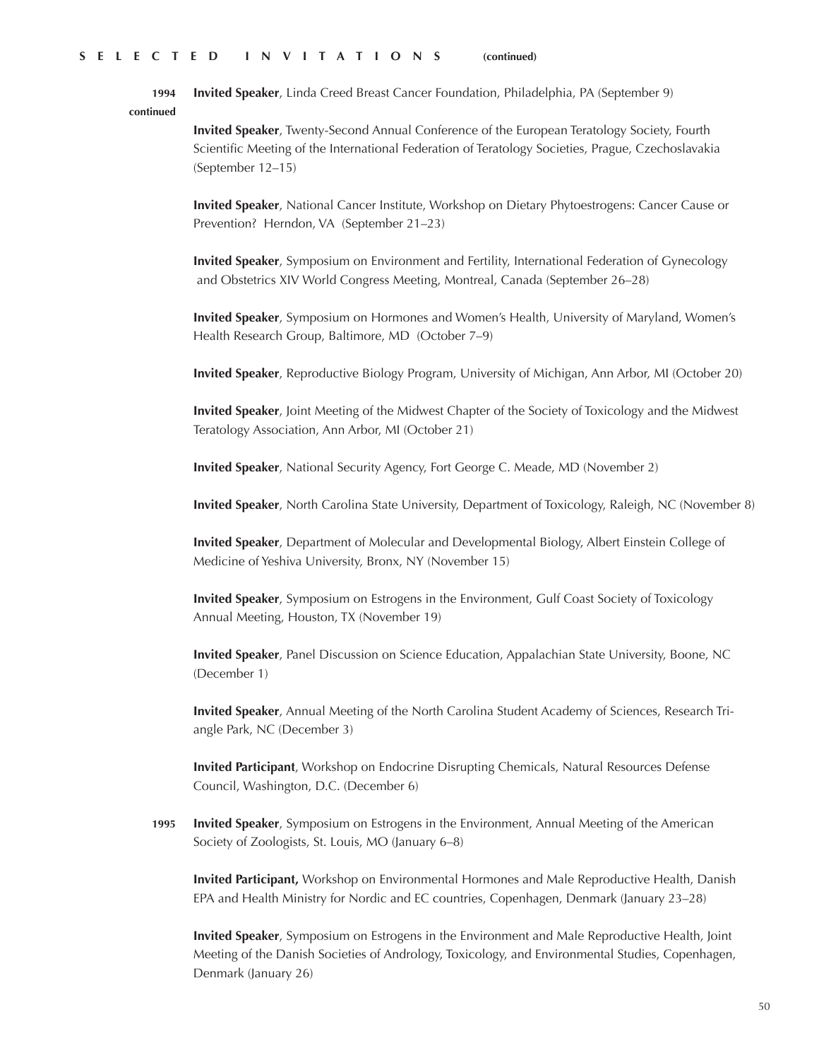## SELECTED INVITATIONS (continued)

**1994 continued**

**Invited Speaker**, Linda Creed Breast Cancer Foundation, Philadelphia, PA (September 9)

**Invited Speaker**, Twenty-Second Annual Conference of the European Teratology Society, Fourth Scientific Meeting of the International Federation of Teratology Societies, Prague, Czechoslavakia (September 12–15)

**Invited Speaker**, National Cancer Institute, Workshop on Dietary Phytoestrogens: Cancer Cause or Prevention? Herndon, VA (September 21–23)

**Invited Speaker**, Symposium on Environment and Fertility, International Federation of Gynecology and Obstetrics XIV World Congress Meeting, Montreal, Canada (September 26–28)

**Invited Speaker**, Symposium on Hormones and Women's Health, University of Maryland, Women's Health Research Group, Baltimore, MD (October 7–9)

**Invited Speaker**, Reproductive Biology Program, University of Michigan, Ann Arbor, MI (October 20)

**Invited Speaker**, Joint Meeting of the Midwest Chapter of the Society of Toxicology and the Midwest Teratology Association, Ann Arbor, MI (October 21)

**Invited Speaker**, National Security Agency, Fort George C. Meade, MD (November 2)

**Invited Speaker**, North Carolina State University, Department of Toxicology, Raleigh, NC (November 8)

**Invited Speaker**, Department of Molecular and Developmental Biology, Albert Einstein College of Medicine of Yeshiva University, Bronx, NY (November 15)

**Invited Speaker**, Symposium on Estrogens in the Environment, Gulf Coast Society of Toxicology Annual Meeting, Houston, TX (November 19)

**Invited Speaker**, Panel Discussion on Science Education, Appalachian State University, Boone, NC (December 1)

**Invited Speaker**, Annual Meeting of the North Carolina Student Academy of Sciences, Research Triangle Park, NC (December 3)

**Invited Participant**, Workshop on Endocrine Disrupting Chemicals, Natural Resources Defense Council, Washington, D.C. (December 6)

**1995**

**Invited Speaker**, Symposium on Estrogens in the Environment, Annual Meeting of the American Society of Zoologists, St. Louis, MO (January 6–8)

**Invited Participant,** Workshop on Environmental Hormones and Male Reproductive Health, Danish EPA and Health Ministry for Nordic and EC countries, Copenhagen, Denmark (January 23–28)

**Invited Speaker**, Symposium on Estrogens in the Environment and Male Reproductive Health, Joint Meeting of the Danish Societies of Andrology, Toxicology, and Environmental Studies, Copenhagen, Denmark (January 26)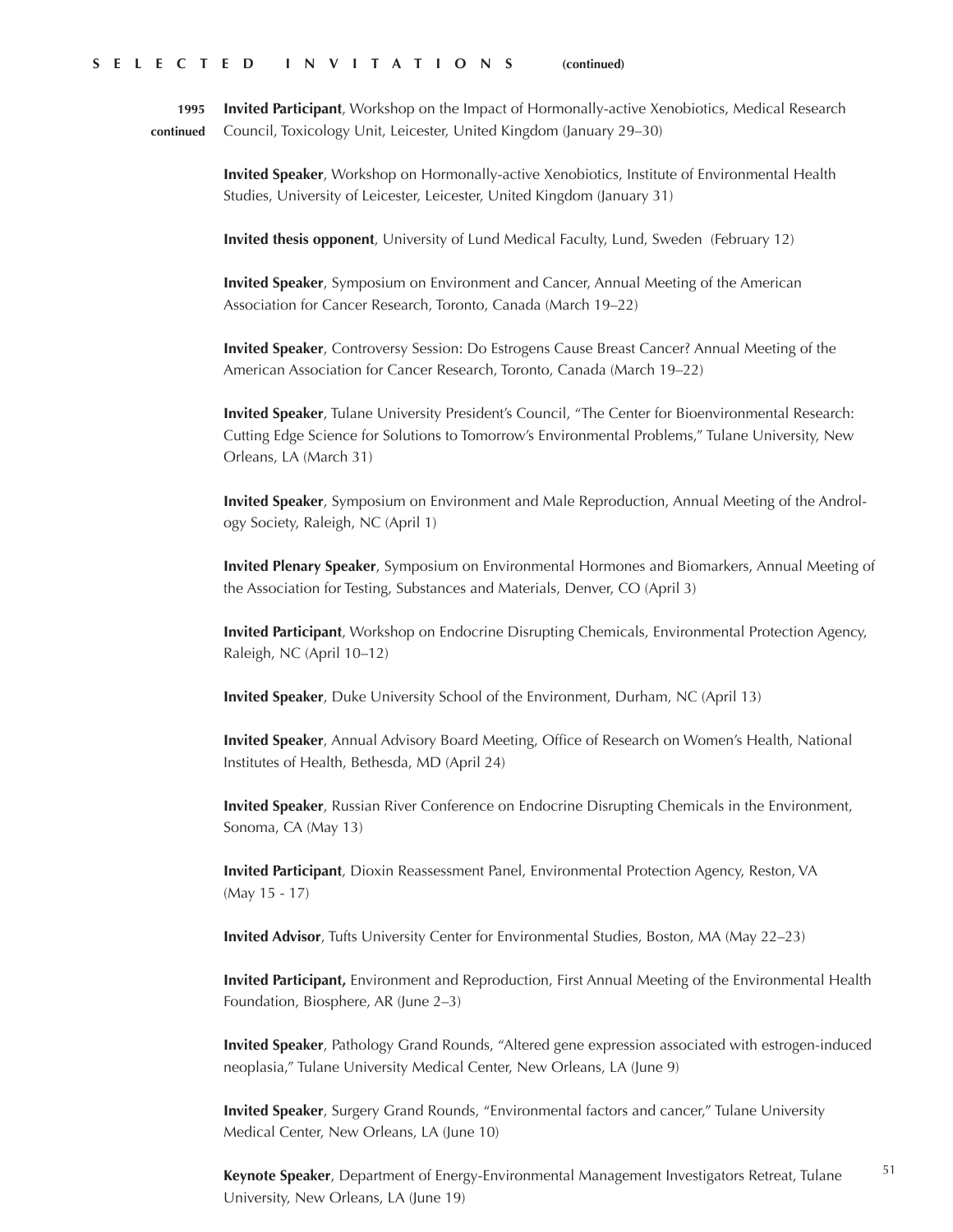## SELECTED INVITATIONS (continued)

**1995 continued**

**Invited Participant**, Workshop on the Impact of Hormonally-active Xenobiotics, Medical Research Council, Toxicology Unit, Leicester, United Kingdom (January 29–30)

**Invited Speaker**, Workshop on Hormonally-active Xenobiotics, Institute of Environmental Health Studies, University of Leicester, Leicester, United Kingdom (January 31)

**Invited thesis opponent**, University of Lund Medical Faculty, Lund, Sweden (February 12)

**Invited Speaker**, Symposium on Environment and Cancer, Annual Meeting of the American Association for Cancer Research, Toronto, Canada (March 19–22)

**Invited Speaker**, Controversy Session: Do Estrogens Cause Breast Cancer? Annual Meeting of the American Association for Cancer Research, Toronto, Canada (March 19–22)

**Invited Speaker**, Tulane University President's Council, "The Center for Bioenvironmental Research: Cutting Edge Science for Solutions to Tomorrow's Environmental Problems," Tulane University, New Orleans, LA (March 31)

**Invited Speaker**, Symposium on Environment and Male Reproduction, Annual Meeting of the Andrology Society, Raleigh, NC (April 1)

**Invited Plenary Speaker**, Symposium on Environmental Hormones and Biomarkers, Annual Meeting of the Association for Testing, Substances and Materials, Denver, CO (April 3)

**Invited Participant**, Workshop on Endocrine Disrupting Chemicals, Environmental Protection Agency, Raleigh, NC (April 10–12)

**Invited Speaker**, Duke University School of the Environment, Durham, NC (April 13)

**Invited Speaker**, Annual Advisory Board Meeting, Office of Research on Women's Health, National Institutes of Health, Bethesda, MD (April 24)

**Invited Speaker**, Russian River Conference on Endocrine Disrupting Chemicals in the Environment, Sonoma, CA (May 13)

**Invited Participant**, Dioxin Reassessment Panel, Environmental Protection Agency, Reston, VA (May 15 - 17)

**Invited Advisor**, Tufts University Center for Environmental Studies, Boston, MA (May 22–23)

**Invited Participant,** Environment and Reproduction, First Annual Meeting of the Environmental Health Foundation, Biosphere, AR (June 2–3)

**Invited Speaker**, Pathology Grand Rounds, "Altered gene expression associated with estrogen-induced neoplasia," Tulane University Medical Center, New Orleans, LA (June 9)

**Invited Speaker**, Surgery Grand Rounds, "Environmental factors and cancer," Tulane University Medical Center, New Orleans, LA (June 10)

**Keynote Speaker**, Department of Energy-Environmental Management Investigators Retreat, Tulane University, New Orleans, LA (June 19)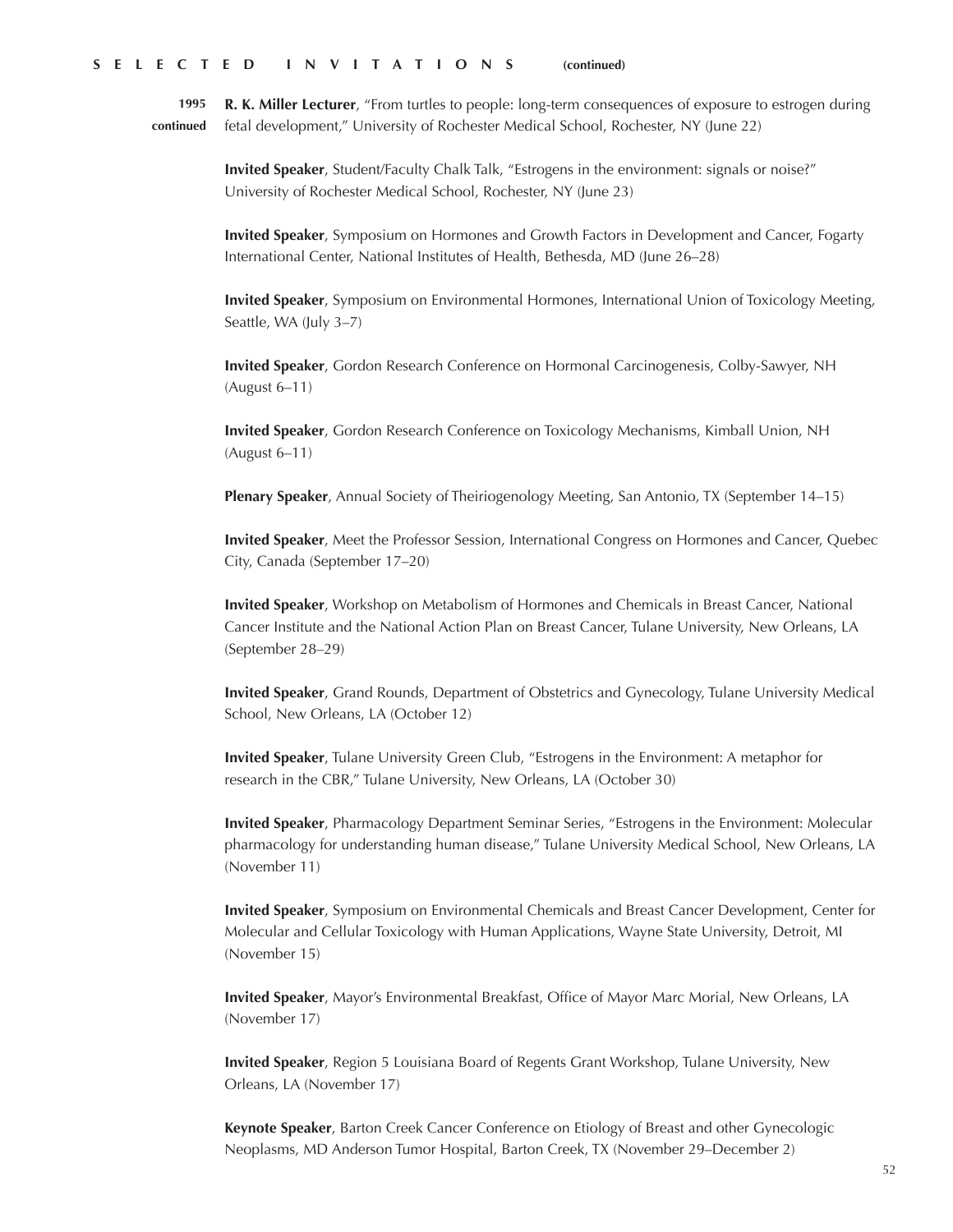## SELECTED INVITATIONS (continued)

**1995 continued**

**R. K. Miller Lecturer**, "From turtles to people: long-term consequences of exposure to estrogen during fetal development," University of Rochester Medical School, Rochester, NY (June 22)

**Invited Speaker**, Student/Faculty Chalk Talk, "Estrogens in the environment: signals or noise?" University of Rochester Medical School, Rochester, NY (June 23)

**Invited Speaker**, Symposium on Hormones and Growth Factors in Development and Cancer, Fogarty International Center, National Institutes of Health, Bethesda, MD (June 26–28)

**Invited Speaker**, Symposium on Environmental Hormones, International Union of Toxicology Meeting, Seattle, WA (July 3–7)

**Invited Speaker**, Gordon Research Conference on Hormonal Carcinogenesis, Colby-Sawyer, NH (August 6–11)

**Invited Speaker**, Gordon Research Conference on Toxicology Mechanisms, Kimball Union, NH (August 6–11)

**Plenary Speaker**, Annual Society of Theiriogenology Meeting, San Antonio, TX (September 14–15)

**Invited Speaker**, Meet the Professor Session, International Congress on Hormones and Cancer, Quebec City, Canada (September 17–20)

**Invited Speaker**, Workshop on Metabolism of Hormones and Chemicals in Breast Cancer, National Cancer Institute and the National Action Plan on Breast Cancer, Tulane University, New Orleans, LA (September 28–29)

**Invited Speaker**, Grand Rounds, Department of Obstetrics and Gynecology, Tulane University Medical School, New Orleans, LA (October 12)

**Invited Speaker**, Tulane University Green Club, "Estrogens in the Environment: A metaphor for research in the CBR," Tulane University, New Orleans, LA (October 30)

**Invited Speaker**, Pharmacology Department Seminar Series, "Estrogens in the Environment: Molecular pharmacology for understanding human disease," Tulane University Medical School, New Orleans, LA (November 11)

**Invited Speaker**, Symposium on Environmental Chemicals and Breast Cancer Development, Center for Molecular and Cellular Toxicology with Human Applications, Wayne State University, Detroit, MI (November 15)

**Invited Speaker**, Mayor's Environmental Breakfast, Office of Mayor Marc Morial, New Orleans, LA (November 17)

**Invited Speaker**, Region 5 Louisiana Board of Regents Grant Workshop, Tulane University, New Orleans, LA (November 17)

**Keynote Speaker**, Barton Creek Cancer Conference on Etiology of Breast and other Gynecologic Neoplasms, MD Anderson Tumor Hospital, Barton Creek, TX (November 29–December 2)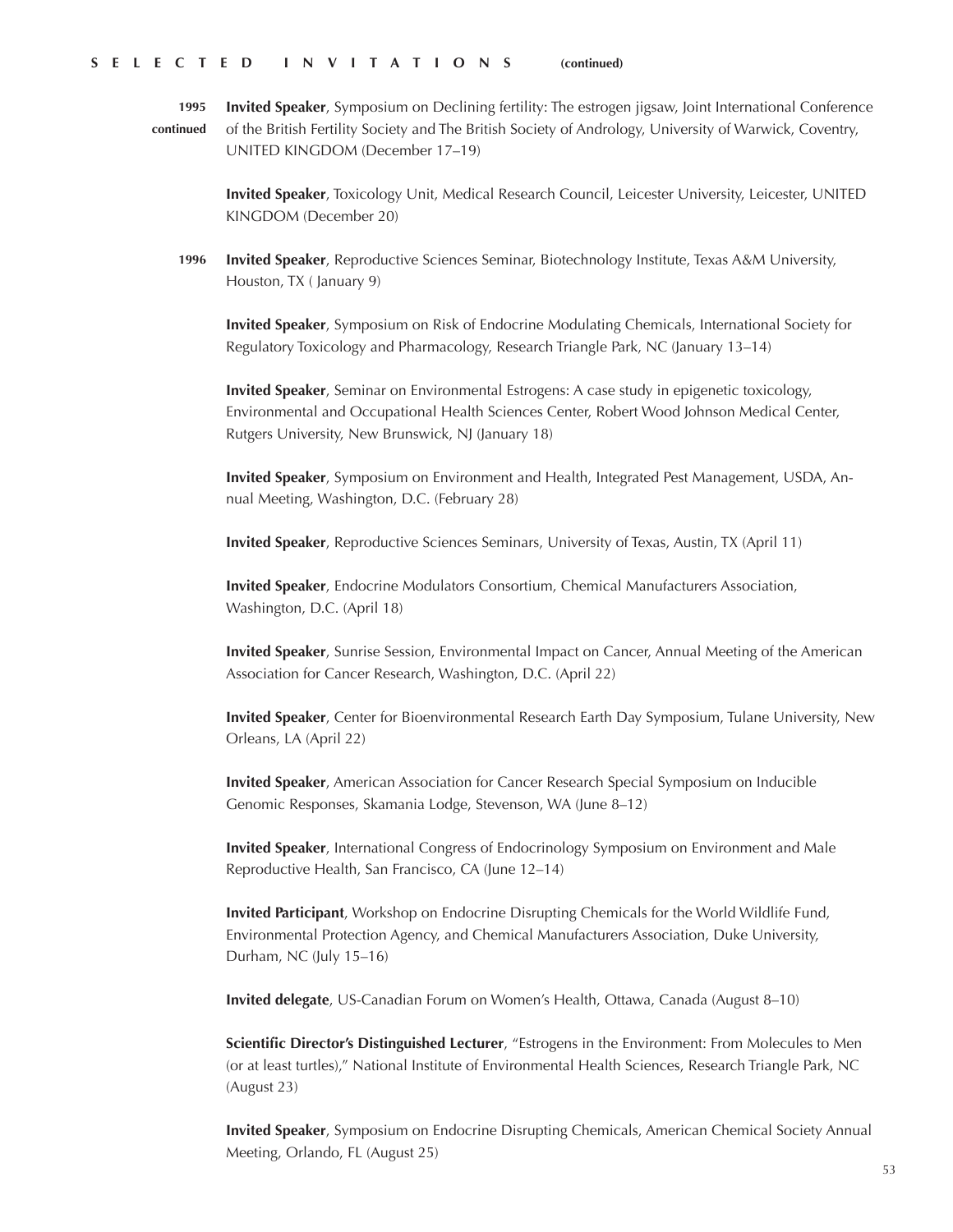## SELECTED INVITATIONS (continued)

**1995 continued**

**Invited Speaker**, Symposium on Declining fertility: The estrogen jigsaw, Joint International Conference of the British Fertility Society and The British Society of Andrology, University of Warwick, Coventry, UNITED KINGDOM (December 17–19)

**Invited Speaker**, Toxicology Unit, Medical Research Council, Leicester University, Leicester, UNITED KINGDOM (December 20)

**1996**

**Invited Speaker**, Reproductive Sciences Seminar, Biotechnology Institute, Texas A&M University, Houston, TX ( January 9)

**Invited Speaker**, Symposium on Risk of Endocrine Modulating Chemicals, International Society for Regulatory Toxicology and Pharmacology, Research Triangle Park, NC (January 13–14)

**Invited Speaker**, Seminar on Environmental Estrogens: A case study in epigenetic toxicology, Environmental and Occupational Health Sciences Center, Robert Wood Johnson Medical Center, Rutgers University, New Brunswick, NJ (January 18)

**Invited Speaker**, Symposium on Environment and Health, Integrated Pest Management, USDA, Annual Meeting, Washington, D.C. (February 28)

**Invited Speaker**, Reproductive Sciences Seminars, University of Texas, Austin, TX (April 11)

**Invited Speaker**, Endocrine Modulators Consortium, Chemical Manufacturers Association, Washington, D.C. (April 18)

**Invited Speaker**, Sunrise Session, Environmental Impact on Cancer, Annual Meeting of the American Association for Cancer Research, Washington, D.C. (April 22)

**Invited Speaker**, Center for Bioenvironmental Research Earth Day Symposium, Tulane University, New Orleans, LA (April 22)

**Invited Speaker**, American Association for Cancer Research Special Symposium on Inducible Genomic Responses, Skamania Lodge, Stevenson, WA (June 8–12)

**Invited Speaker**, International Congress of Endocrinology Symposium on Environment and Male Reproductive Health, San Francisco, CA (June 12–14)

**Invited Participant**, Workshop on Endocrine Disrupting Chemicals for the World Wildlife Fund, Environmental Protection Agency, and Chemical Manufacturers Association, Duke University, Durham, NC (July 15–16)

**Invited delegate**, US-Canadian Forum on Women's Health, Ottawa, Canada (August 8–10)

**Scientific Director's Distinguished Lecturer**, "Estrogens in the Environment: From Molecules to Men (or at least turtles)," National Institute of Environmental Health Sciences, Research Triangle Park, NC (August 23)

**Invited Speaker**, Symposium on Endocrine Disrupting Chemicals, American Chemical Society Annual Meeting, Orlando, FL (August 25)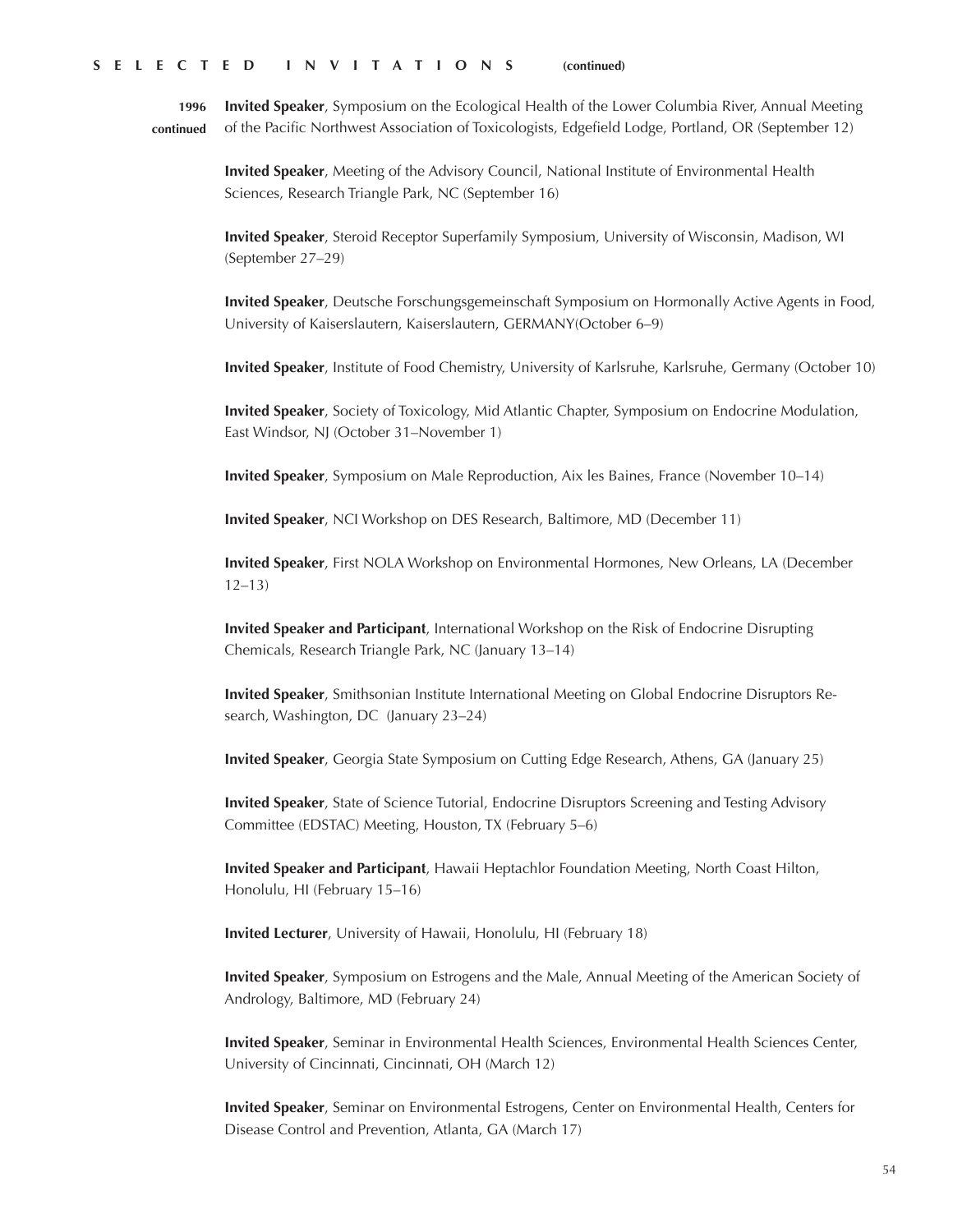## SELECTED INVITATIONS (continued)

**1996 continued**

**Invited Speaker**, Symposium on the Ecological Health of the Lower Columbia River, Annual Meeting of the Pacific Northwest Association of Toxicologists, Edgefield Lodge, Portland, OR (September 12)

**Invited Speaker**, Meeting of the Advisory Council, National Institute of Environmental Health Sciences, Research Triangle Park, NC (September 16)

**Invited Speaker**, Steroid Receptor Superfamily Symposium, University of Wisconsin, Madison, WI (September 27–29)

**Invited Speaker**, Deutsche Forschungsgemeinschaft Symposium on Hormonally Active Agents in Food, University of Kaiserslautern, Kaiserslautern, GERMANY(October 6–9)

**Invited Speaker**, Institute of Food Chemistry, University of Karlsruhe, Karlsruhe, Germany (October 10)

**Invited Speaker**, Society of Toxicology, Mid Atlantic Chapter, Symposium on Endocrine Modulation, East Windsor, NJ (October 31–November 1)

**Invited Speaker**, Symposium on Male Reproduction, Aix les Baines, France (November 10–14)

**Invited Speaker**, NCI Workshop on DES Research, Baltimore, MD (December 11)

**Invited Speaker**, First NOLA Workshop on Environmental Hormones, New Orleans, LA (December 12–13)

**Invited Speaker and Participant**, International Workshop on the Risk of Endocrine Disrupting Chemicals, Research Triangle Park, NC (January 13–14)

**Invited Speaker**, Smithsonian Institute International Meeting on Global Endocrine Disruptors Research, Washington, DC (January 23–24)

**Invited Speaker**, Georgia State Symposium on Cutting Edge Research, Athens, GA (January 25)

**Invited Speaker**, State of Science Tutorial, Endocrine Disruptors Screening and Testing Advisory Committee (EDSTAC) Meeting, Houston, TX (February 5–6)

**Invited Speaker and Participant**, Hawaii Heptachlor Foundation Meeting, North Coast Hilton, Honolulu, HI (February 15–16)

**Invited Lecturer**, University of Hawaii, Honolulu, HI (February 18)

**Invited Speaker**, Symposium on Estrogens and the Male, Annual Meeting of the American Society of Andrology, Baltimore, MD (February 24)

**Invited Speaker**, Seminar in Environmental Health Sciences, Environmental Health Sciences Center, University of Cincinnati, Cincinnati, OH (March 12)

**Invited Speaker**, Seminar on Environmental Estrogens, Center on Environmental Health, Centers for Disease Control and Prevention, Atlanta, GA (March 17)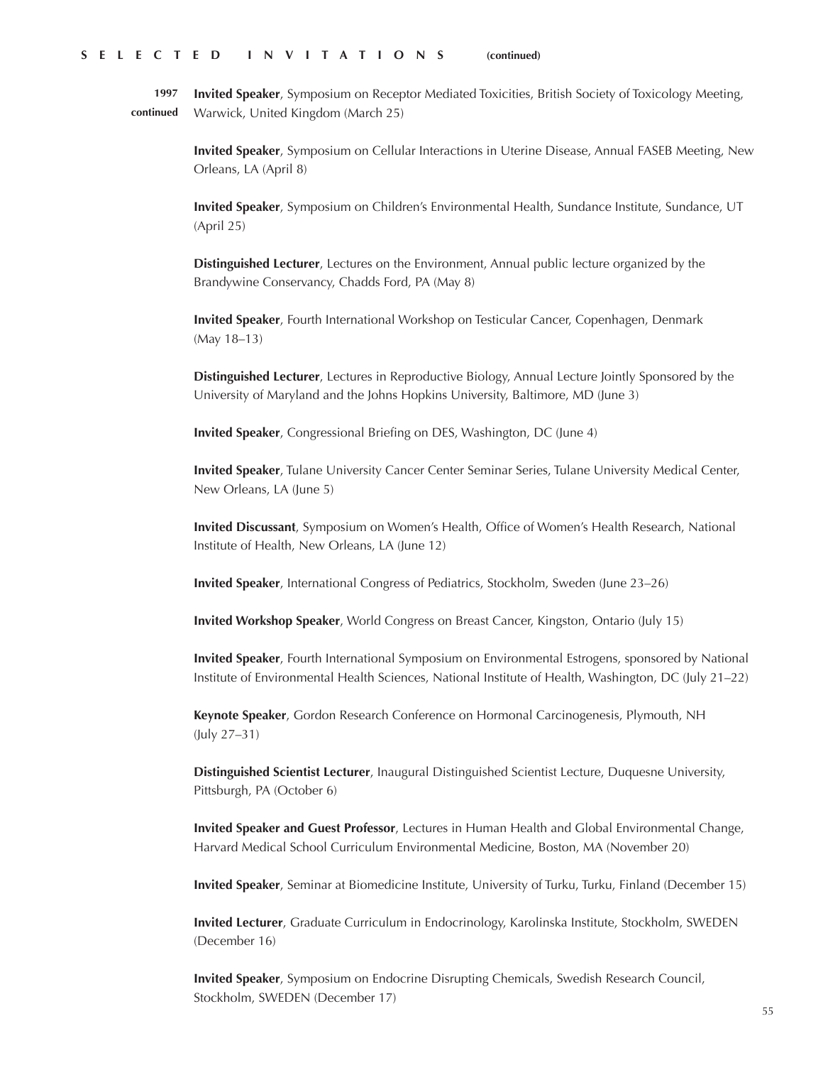**SELECTED INVITATIONS (continued)**

**1997 continued**

**Invited Speaker**, Symposium on Receptor Mediated Toxicities, British Society of Toxicology Meeting, Warwick, United Kingdom (March 25)

**Invited Speaker**, Symposium on Cellular Interactions in Uterine Disease, Annual FASEB Meeting, New Orleans, LA (April 8)

**Invited Speaker**, Symposium on Children's Environmental Health, Sundance Institute, Sundance, UT (April 25)

**Distinguished Lecturer**, Lectures on the Environment, Annual public lecture organized by the Brandywine Conservancy, Chadds Ford, PA (May 8)

**Invited Speaker**, Fourth International Workshop on Testicular Cancer, Copenhagen, Denmark (May 18–13)

**Distinguished Lecturer**, Lectures in Reproductive Biology, Annual Lecture Jointly Sponsored by the University of Maryland and the Johns Hopkins University, Baltimore, MD (June 3)

**Invited Speaker**, Congressional Briefing on DES, Washington, DC (June 4)

**Invited Speaker**, Tulane University Cancer Center Seminar Series, Tulane University Medical Center, New Orleans, LA (June 5)

**Invited Discussant**, Symposium on Women's Health, Office of Women's Health Research, National Institute of Health, New Orleans, LA (June 12)

**Invited Speaker**, International Congress of Pediatrics, Stockholm, Sweden (June 23–26)

**Invited Workshop Speaker**, World Congress on Breast Cancer, Kingston, Ontario (July 15)

**Invited Speaker**, Fourth International Symposium on Environmental Estrogens, sponsored by National Institute of Environmental Health Sciences, National Institute of Health, Washington, DC (July 21–22)

**Keynote Speaker**, Gordon Research Conference on Hormonal Carcinogenesis, Plymouth, NH (July 27–31)

**Distinguished Scientist Lecturer**, Inaugural Distinguished Scientist Lecture, Duquesne University, Pittsburgh, PA (October 6)

**Invited Speaker and Guest Professor**, Lectures in Human Health and Global Environmental Change, Harvard Medical School Curriculum Environmental Medicine, Boston, MA (November 20)

**Invited Speaker**, Seminar at Biomedicine Institute, University of Turku, Turku, Finland (December 15)

**Invited Lecturer**, Graduate Curriculum in Endocrinology, Karolinska Institute, Stockholm, SWEDEN (December 16)

**Invited Speaker**, Symposium on Endocrine Disrupting Chemicals, Swedish Research Council, Stockholm, SWEDEN (December 17)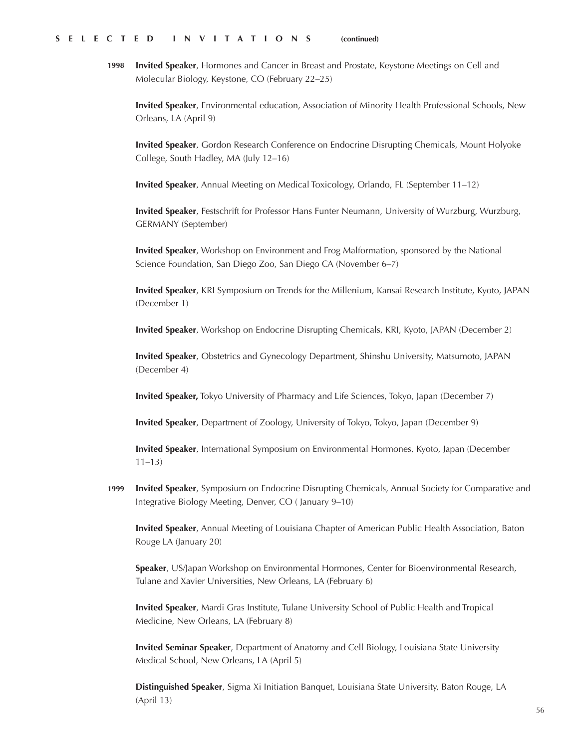## SELECTED INVITATIONS (continued)

**1998** **Invited Speaker**, Hormones and Cancer in Breast and Prostate, Keystone Meetings on Cell and Molecular Biology, Keystone, CO (February 22–25)

**Invited Speaker**, Environmental education, Association of Minority Health Professional Schools, New Orleans, LA (April 9)

**Invited Speaker**, Gordon Research Conference on Endocrine Disrupting Chemicals, Mount Holyoke College, South Hadley, MA (July 12–16)

**Invited Speaker**, Annual Meeting on Medical Toxicology, Orlando, FL (September 11–12)

**Invited Speaker**, Festschrift for Professor Hans Funter Neumann, University of Wurzburg, Wurzburg, GERMANY (September)

**Invited Speaker**, Workshop on Environment and Frog Malformation, sponsored by the National Science Foundation, San Diego Zoo, San Diego CA (November 6–7)

**Invited Speaker**, KRI Symposium on Trends for the Millenium, Kansai Research Institute, Kyoto, JAPAN (December 1)

**Invited Speaker**, Workshop on Endocrine Disrupting Chemicals, KRI, Kyoto, JAPAN (December 2)

**Invited Speaker**, Obstetrics and Gynecology Department, Shinshu University, Matsumoto, JAPAN (December 4)

**Invited Speaker,** Tokyo University of Pharmacy and Life Sciences, Tokyo, Japan (December 7)

**Invited Speaker**, Department of Zoology, University of Tokyo, Tokyo, Japan (December 9)

**Invited Speaker**, International Symposium on Environmental Hormones, Kyoto, Japan (December 11–13)

**1999** **Invited Speaker**, Symposium on Endocrine Disrupting Chemicals, Annual Society for Comparative and Integrative Biology Meeting, Denver, CO ( January 9–10)

**Invited Speaker**, Annual Meeting of Louisiana Chapter of American Public Health Association, Baton Rouge LA (January 20)

**Speaker**, US/Japan Workshop on Environmental Hormones, Center for Bioenvironmental Research, Tulane and Xavier Universities, New Orleans, LA (February 6)

**Invited Speaker**, Mardi Gras Institute, Tulane University School of Public Health and Tropical Medicine, New Orleans, LA (February 8)

**Invited Seminar Speaker**, Department of Anatomy and Cell Biology, Louisiana State University Medical School, New Orleans, LA (April 5)

**Distinguished Speaker**, Sigma Xi Initiation Banquet, Louisiana State University, Baton Rouge, LA (April 13)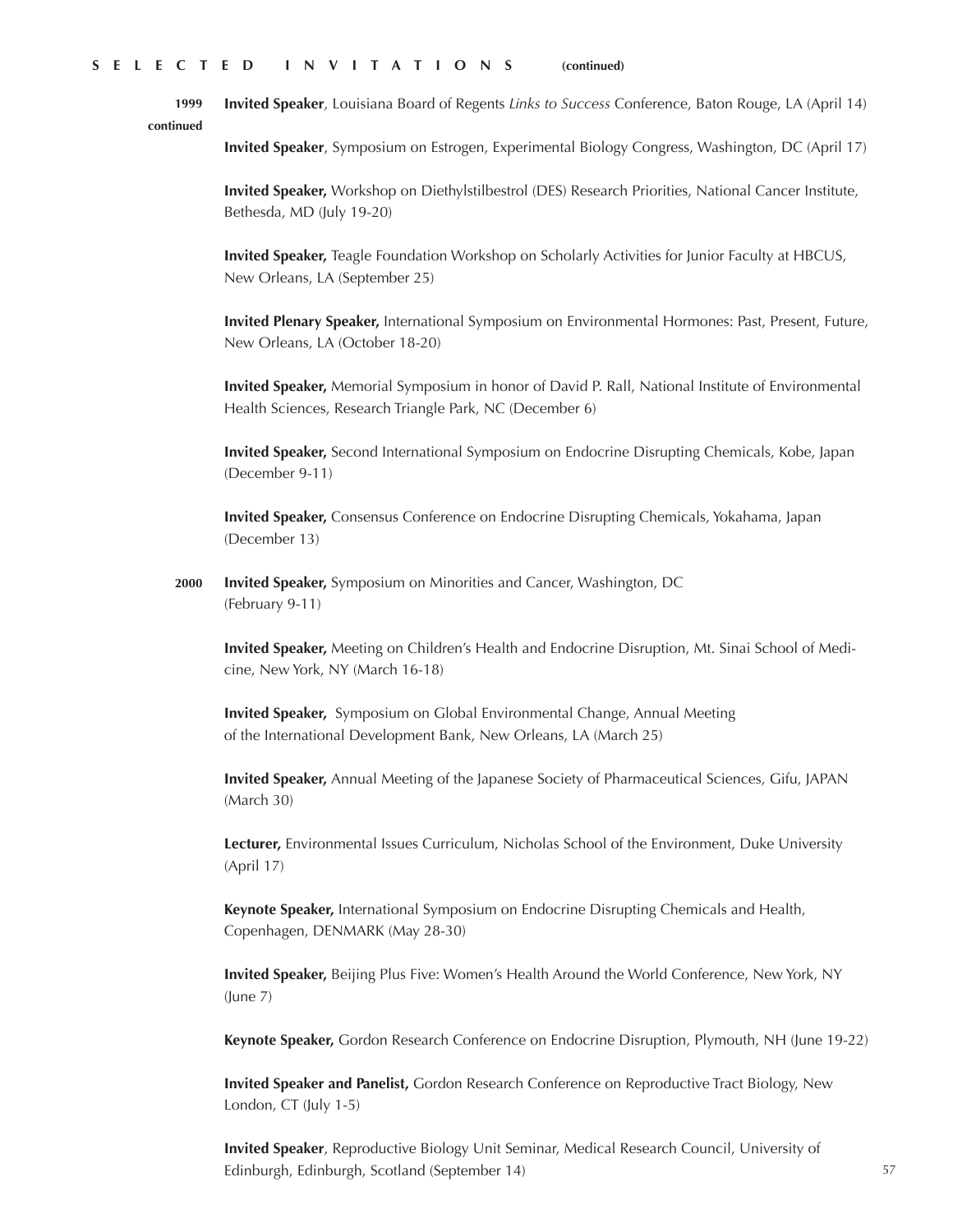## SELECTED INVITATIONS (continued)

**1999 continued**

**Invited Speaker**, Louisiana Board of Regents *Links to Success* Conference, Baton Rouge, LA (April 14)

**Invited Speaker**, Symposium on Estrogen, Experimental Biology Congress, Washington, DC (April 17)

**Invited Speaker,** Workshop on Diethylstilbestrol (DES) Research Priorities, National Cancer Institute, Bethesda, MD (July 19-20)

**Invited Speaker,** Teagle Foundation Workshop on Scholarly Activities for Junior Faculty at HBCUS, New Orleans, LA (September 25)

**Invited Plenary Speaker,** International Symposium on Environmental Hormones: Past, Present, Future, New Orleans, LA (October 18-20)

**Invited Speaker,** Memorial Symposium in honor of David P. Rall, National Institute of Environmental Health Sciences, Research Triangle Park, NC (December 6)

**Invited Speaker,** Second International Symposium on Endocrine Disrupting Chemicals, Kobe, Japan (December 9-11)

**Invited Speaker,** Consensus Conference on Endocrine Disrupting Chemicals, Yokahama, Japan (December 13)

**2000**

**Invited Speaker,** Symposium on Minorities and Cancer, Washington, DC (February 9-11)

**Invited Speaker,** Meeting on Children's Health and Endocrine Disruption, Mt. Sinai School of Medicine, New York, NY (March 16-18)

**Invited Speaker,** Symposium on Global Environmental Change, Annual Meeting of the International Development Bank, New Orleans, LA (March 25)

**Invited Speaker,** Annual Meeting of the Japanese Society of Pharmaceutical Sciences, Gifu, JAPAN (March 30)

**Lecturer,** Environmental Issues Curriculum, Nicholas School of the Environment, Duke University (April 17)

**Keynote Speaker,** International Symposium on Endocrine Disrupting Chemicals and Health, Copenhagen, DENMARK (May 28-30)

**Invited Speaker,** Beijing Plus Five: Women's Health Around the World Conference, New York, NY (June 7)

**Keynote Speaker,** Gordon Research Conference on Endocrine Disruption, Plymouth, NH (June 19-22)

**Invited Speaker and Panelist,** Gordon Research Conference on Reproductive Tract Biology, New London, CT (July 1-5)

**Invited Speaker**, Reproductive Biology Unit Seminar, Medical Research Council, University of Edinburgh, Edinburgh, Scotland (September 14)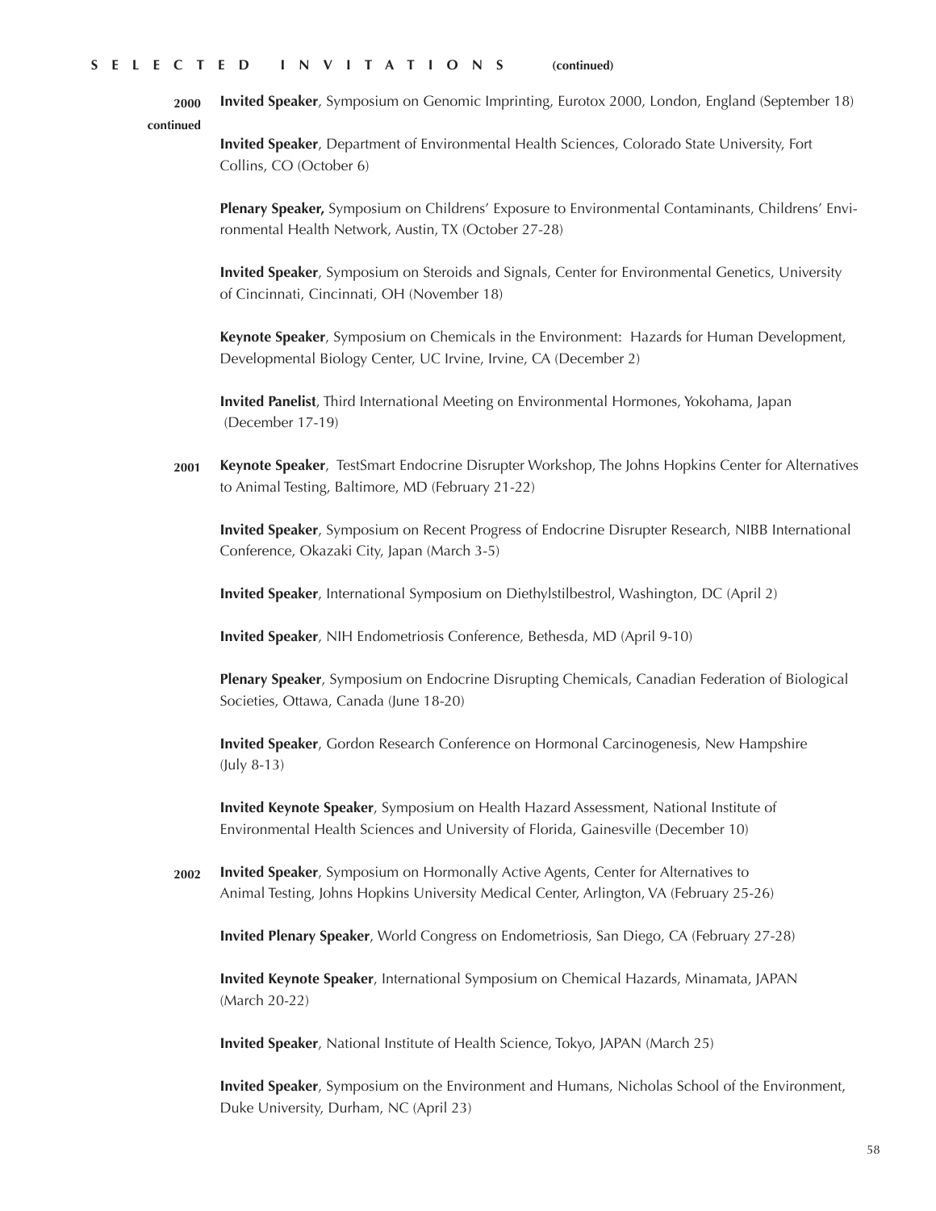## SELECTED INVITATIONS (continued)

**2000 continued**

**Invited Speaker**, Symposium on Genomic Imprinting, Eurotox 2000, London, England (September 18)

**Invited Speaker**, Department of Environmental Health Sciences, Colorado State University, Fort Collins, CO (October 6)

**Plenary Speaker,** Symposium on Childrens' Exposure to Environmental Contaminants, Childrens' Environmental Health Network, Austin, TX (October 27-28)

**Invited Speaker**, Symposium on Steroids and Signals, Center for Environmental Genetics, University of Cincinnati, Cincinnati, OH (November 18)

**Keynote Speaker**, Symposium on Chemicals in the Environment: Hazards for Human Development, Developmental Biology Center, UC Irvine, Irvine, CA (December 2)

**Invited Panelist**, Third International Meeting on Environmental Hormones, Yokohama, Japan (December 17-19)

**2001**

**Keynote Speaker**, TestSmart Endocrine Disrupter Workshop, The Johns Hopkins Center for Alternatives to Animal Testing, Baltimore, MD (February 21-22)

**Invited Speaker**, Symposium on Recent Progress of Endocrine Disrupter Research, NIBB International Conference, Okazaki City, Japan (March 3-5)

**Invited Speaker**, International Symposium on Diethylstilbestrol, Washington, DC (April 2)

**Invited Speaker**, NIH Endometriosis Conference, Bethesda, MD (April 9-10)

**Plenary Speaker**, Symposium on Endocrine Disrupting Chemicals, Canadian Federation of Biological Societies, Ottawa, Canada (June 18-20)

**Invited Speaker**, Gordon Research Conference on Hormonal Carcinogenesis, New Hampshire (July 8-13)

**Invited Keynote Speaker**, Symposium on Health Hazard Assessment, National Institute of Environmental Health Sciences and University of Florida, Gainesville (December 10)

**2002**

**Invited Speaker**, Symposium on Hormonally Active Agents, Center for Alternatives to Animal Testing, Johns Hopkins University Medical Center, Arlington, VA (February 25-26)

**Invited Plenary Speaker**, World Congress on Endometriosis, San Diego, CA (February 27-28)

**Invited Keynote Speaker**, International Symposium on Chemical Hazards, Minamata, JAPAN (March 20-22)

**Invited Speaker**, National Institute of Health Science, Tokyo, JAPAN (March 25)

**Invited Speaker**, Symposium on the Environment and Humans, Nicholas School of the Environment, Duke University, Durham, NC (April 23)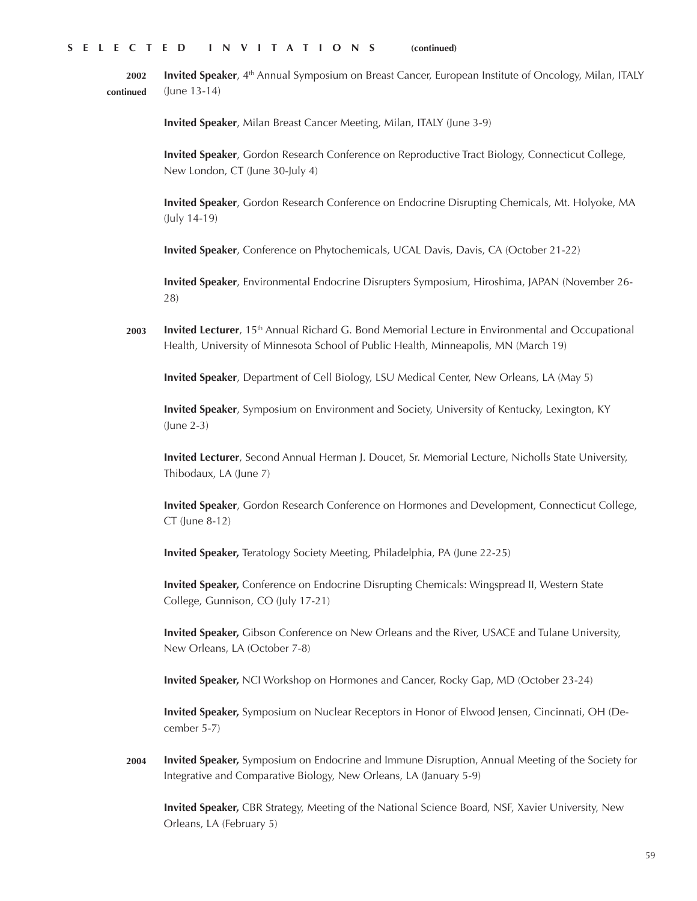**S E L E C T E D   I N V I T A T I O N S   (continued)**

**2002 continued**

**Invited Speaker**, 4th Annual Symposium on Breast Cancer, European Institute of Oncology, Milan, ITALY (June 13-14)

**Invited Speaker**, Milan Breast Cancer Meeting, Milan, ITALY (June 3-9)

**Invited Speaker**, Gordon Research Conference on Reproductive Tract Biology, Connecticut College, New London, CT (June 30-July 4)

**Invited Speaker**, Gordon Research Conference on Endocrine Disrupting Chemicals, Mt. Holyoke, MA (July 14-19)

**Invited Speaker**, Conference on Phytochemicals, UCAL Davis, Davis, CA (October 21-22)

**Invited Speaker**, Environmental Endocrine Disrupters Symposium, Hiroshima, JAPAN (November 26-28)

**2003**

**Invited Lecturer**, 15th Annual Richard G. Bond Memorial Lecture in Environmental and Occupational Health, University of Minnesota School of Public Health, Minneapolis, MN (March 19)

**Invited Speaker**, Department of Cell Biology, LSU Medical Center, New Orleans, LA (May 5)

**Invited Speaker**, Symposium on Environment and Society, University of Kentucky, Lexington, KY (June 2-3)

**Invited Lecturer**, Second Annual Herman J. Doucet, Sr. Memorial Lecture, Nicholls State University, Thibodaux, LA (June 7)

**Invited Speaker**, Gordon Research Conference on Hormones and Development, Connecticut College, CT (June 8-12)

**Invited Speaker,** Teratology Society Meeting, Philadelphia, PA (June 22-25)

**Invited Speaker,** Conference on Endocrine Disrupting Chemicals: Wingspread II, Western State College, Gunnison, CO (July 17-21)

**Invited Speaker,** Gibson Conference on New Orleans and the River, USACE and Tulane University, New Orleans, LA (October 7-8)

**Invited Speaker,** NCI Workshop on Hormones and Cancer, Rocky Gap, MD (October 23-24)

**Invited Speaker,** Symposium on Nuclear Receptors in Honor of Elwood Jensen, Cincinnati, OH (December 5-7)

**2004**

**Invited Speaker,** Symposium on Endocrine and Immune Disruption, Annual Meeting of the Society for Integrative and Comparative Biology, New Orleans, LA (January 5-9)

**Invited Speaker,** CBR Strategy, Meeting of the National Science Board, NSF, Xavier University, New Orleans, LA (February 5)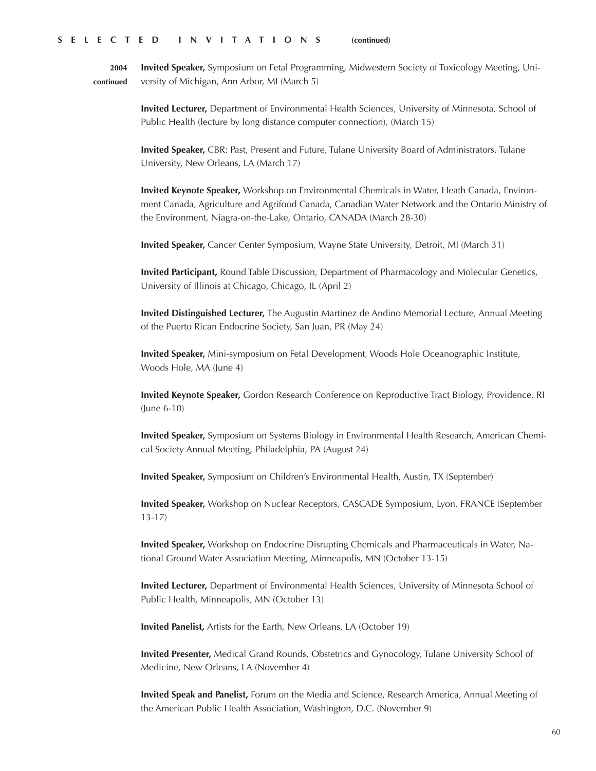**SELECTED INVITATIONS (continued)**

**2004 continued**

**Invited Speaker,** Symposium on Fetal Programming, Midwestern Society of Toxicology Meeting, University of Michigan, Ann Arbor, MI (March 5)

**Invited Lecturer,** Department of Environmental Health Sciences, University of Minnesota, School of Public Health (lecture by long distance computer connection), (March 15)

**Invited Speaker,** CBR: Past, Present and Future, Tulane University Board of Administrators, Tulane University, New Orleans, LA (March 17)

**Invited Keynote Speaker,** Workshop on Environmental Chemicals in Water, Heath Canada, Environment Canada, Agriculture and Agrifood Canada, Canadian Water Network and the Ontario Ministry of the Environment, Niagra-on-the-Lake, Ontario, CANADA (March 28-30)

**Invited Speaker,** Cancer Center Symposium, Wayne State University, Detroit, MI (March 31)

**Invited Participant,** Round Table Discussion, Department of Pharmacology and Molecular Genetics, University of Illinois at Chicago, Chicago, IL (April 2)

**Invited Distinguished Lecturer,** The Augustin Martinez de Andino Memorial Lecture, Annual Meeting of the Puerto Rican Endocrine Society, San Juan, PR (May 24)

**Invited Speaker,** Mini-symposium on Fetal Development, Woods Hole Oceanographic Institute, Woods Hole, MA (June 4)

**Invited Keynote Speaker,** Gordon Research Conference on Reproductive Tract Biology, Providence, RI (June 6-10)

**Invited Speaker,** Symposium on Systems Biology in Environmental Health Research, American Chemical Society Annual Meeting, Philadelphia, PA (August 24)

**Invited Speaker,** Symposium on Children's Environmental Health, Austin, TX (September)

**Invited Speaker,** Workshop on Nuclear Receptors, CASCADE Symposium, Lyon, FRANCE (September 13-17)

**Invited Speaker,** Workshop on Endocrine Disrupting Chemicals and Pharmaceuticals in Water, National Ground Water Association Meeting, Minneapolis, MN (October 13-15)

**Invited Lecturer,** Department of Environmental Health Sciences, University of Minnesota School of Public Health, Minneapolis, MN (October 13)

**Invited Panelist,** Artists for the Earth, New Orleans, LA (October 19)

**Invited Presenter,** Medical Grand Rounds, Obstetrics and Gynocology, Tulane University School of Medicine, New Orleans, LA (November 4)

**Invited Speak and Panelist,** Forum on the Media and Science, Research America, Annual Meeting of the American Public Health Association, Washington, D.C. (November 9)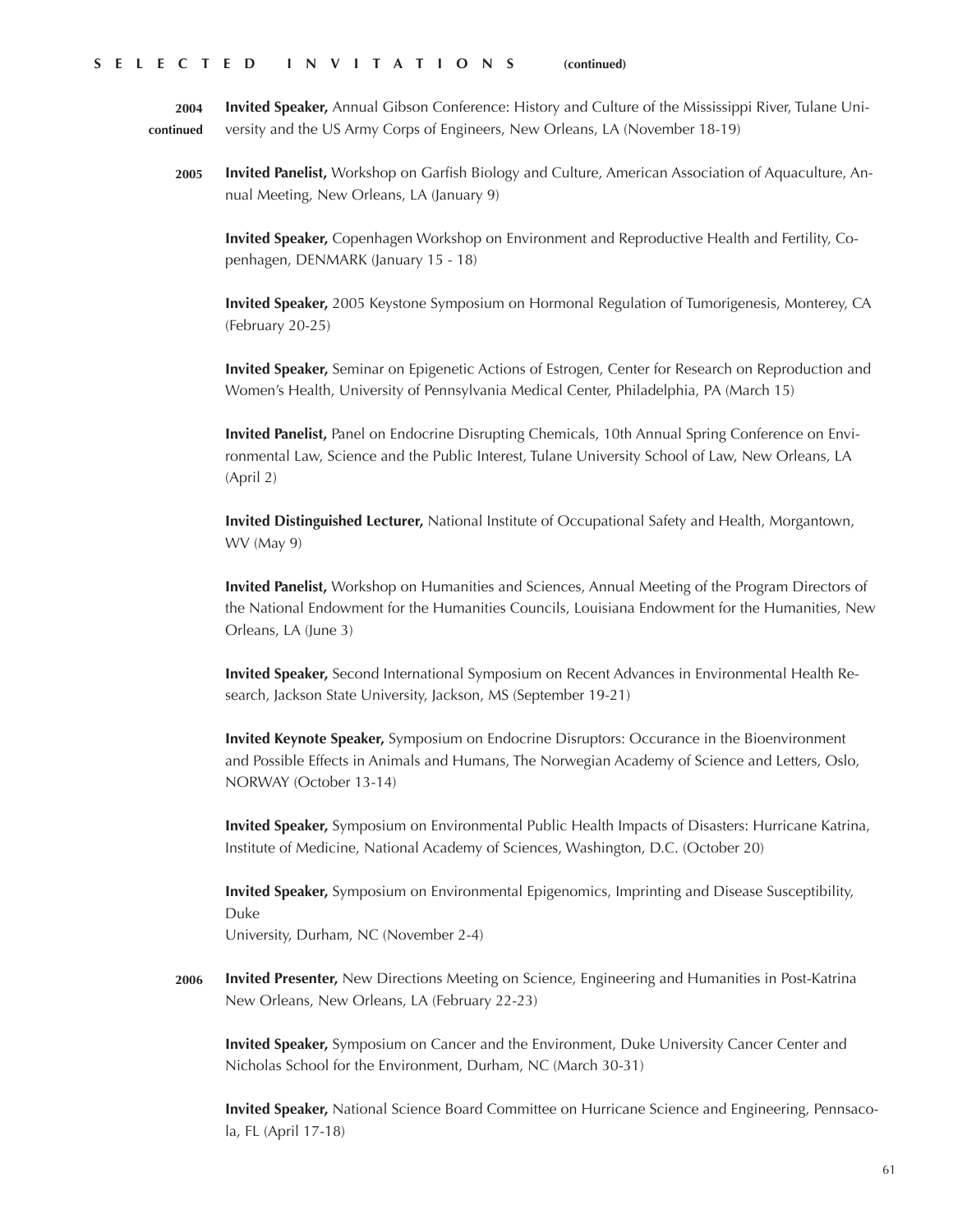## SELECTED INVITATIONS (continued)

**2004 continued**

**Invited Speaker,** Annual Gibson Conference: History and Culture of the Mississippi River, Tulane University and the US Army Corps of Engineers, New Orleans, LA (November 18-19)

**2005**

**Invited Panelist,** Workshop on Garfish Biology and Culture, American Association of Aquaculture, Annual Meeting, New Orleans, LA (January 9)

**Invited Speaker,** Copenhagen Workshop on Environment and Reproductive Health and Fertility, Copenhagen, DENMARK (January 15 - 18)

**Invited Speaker,** 2005 Keystone Symposium on Hormonal Regulation of Tumorigenesis, Monterey, CA (February 20-25)

**Invited Speaker,** Seminar on Epigenetic Actions of Estrogen, Center for Research on Reproduction and Women's Health, University of Pennsylvania Medical Center, Philadelphia, PA (March 15)

**Invited Panelist,** Panel on Endocrine Disrupting Chemicals, 10th Annual Spring Conference on Environmental Law, Science and the Public Interest, Tulane University School of Law, New Orleans, LA (April 2)

**Invited Distinguished Lecturer,** National Institute of Occupational Safety and Health, Morgantown, WV (May 9)

**Invited Panelist,** Workshop on Humanities and Sciences, Annual Meeting of the Program Directors of the National Endowment for the Humanities Councils, Louisiana Endowment for the Humanities, New Orleans, LA (June 3)

**Invited Speaker,** Second International Symposium on Recent Advances in Environmental Health Research, Jackson State University, Jackson, MS (September 19-21)

**Invited Keynote Speaker,** Symposium on Endocrine Disruptors: Occurance in the Bioenvironment and Possible Effects in Animals and Humans, The Norwegian Academy of Science and Letters, Oslo, NORWAY (October 13-14)

**Invited Speaker,** Symposium on Environmental Public Health Impacts of Disasters: Hurricane Katrina, Institute of Medicine, National Academy of Sciences, Washington, D.C. (October 20)

**Invited Speaker,** Symposium on Environmental Epigenomics, Imprinting and Disease Susceptibility, Duke University, Durham, NC (November 2-4)

**2006**

**Invited Presenter,** New Directions Meeting on Science, Engineering and Humanities in Post-Katrina New Orleans, New Orleans, LA (February 22-23)

**Invited Speaker,** Symposium on Cancer and the Environment, Duke University Cancer Center and Nicholas School for the Environment, Durham, NC (March 30-31)

**Invited Speaker,** National Science Board Committee on Hurricane Science and Engineering, Pennsacola, FL (April 17-18)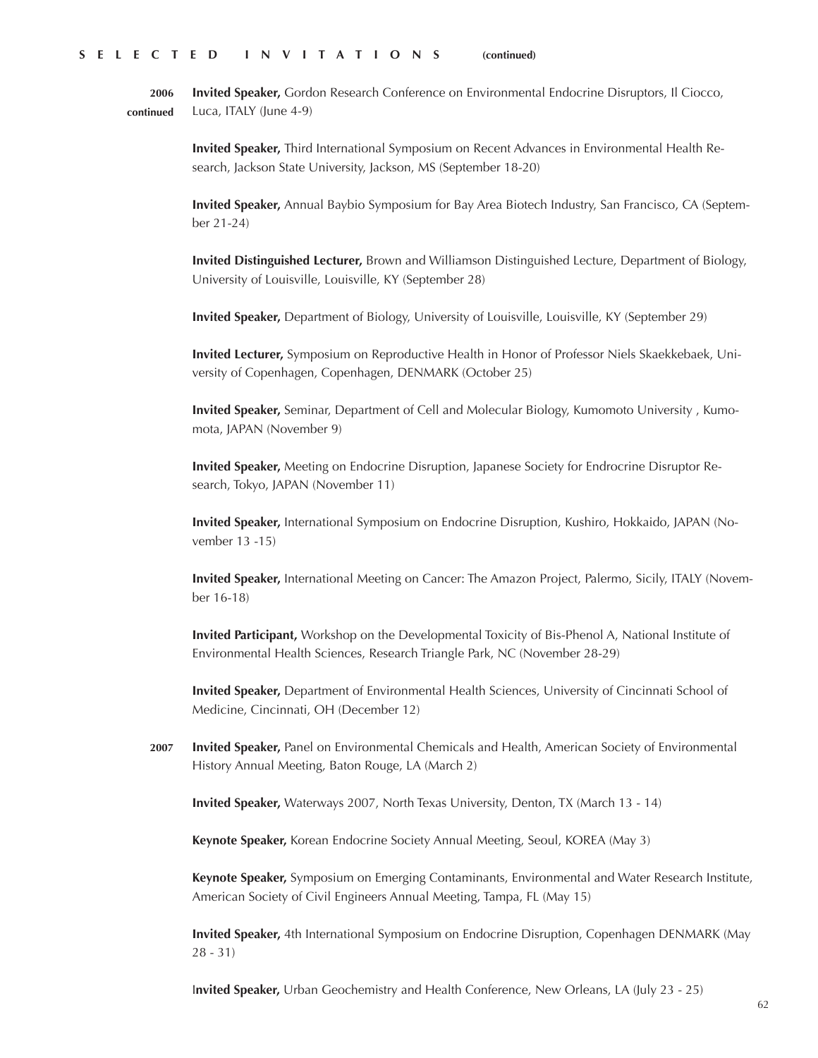**SELECTED INVITATIONS (continued)**

**2006 continued**

**Invited Speaker,** Gordon Research Conference on Environmental Endocrine Disruptors, Il Ciocco, Luca, ITALY (June 4-9)

**Invited Speaker,** Third International Symposium on Recent Advances in Environmental Health Research, Jackson State University, Jackson, MS (September 18-20)

**Invited Speaker,** Annual Baybio Symposium for Bay Area Biotech Industry, San Francisco, CA (September 21-24)

**Invited Distinguished Lecturer,** Brown and Williamson Distinguished Lecture, Department of Biology, University of Louisville, Louisville, KY (September 28)

**Invited Speaker,** Department of Biology, University of Louisville, Louisville, KY (September 29)

**Invited Lecturer,** Symposium on Reproductive Health in Honor of Professor Niels Skaekkebaek, University of Copenhagen, Copenhagen, DENMARK (October 25)

**Invited Speaker,** Seminar, Department of Cell and Molecular Biology, Kumomoto University , Kumomota, JAPAN (November 9)

**Invited Speaker,** Meeting on Endocrine Disruption, Japanese Society for Endrocrine Disruptor Research, Tokyo, JAPAN (November 11)

**Invited Speaker,** International Symposium on Endocrine Disruption, Kushiro, Hokkaido, JAPAN (November 13 -15)

**Invited Speaker,** International Meeting on Cancer: The Amazon Project, Palermo, Sicily, ITALY (November 16-18)

**Invited Participant,** Workshop on the Developmental Toxicity of Bis-Phenol A, National Institute of Environmental Health Sciences, Research Triangle Park, NC (November 28-29)

**Invited Speaker,** Department of Environmental Health Sciences, University of Cincinnati School of Medicine, Cincinnati, OH (December 12)

**2007**

**Invited Speaker,** Panel on Environmental Chemicals and Health, American Society of Environmental History Annual Meeting, Baton Rouge, LA (March 2)

**Invited Speaker,** Waterways 2007, North Texas University, Denton, TX (March 13 - 14)

**Keynote Speaker,** Korean Endocrine Society Annual Meeting, Seoul, KOREA (May 3)

**Keynote Speaker,** Symposium on Emerging Contaminants, Environmental and Water Research Institute, American Society of Civil Engineers Annual Meeting, Tampa, FL (May 15)

**Invited Speaker,** 4th International Symposium on Endocrine Disruption, Copenhagen DENMARK (May 28 - 31)

**Invited Speaker,** Urban Geochemistry and Health Conference, New Orleans, LA (July 23 - 25)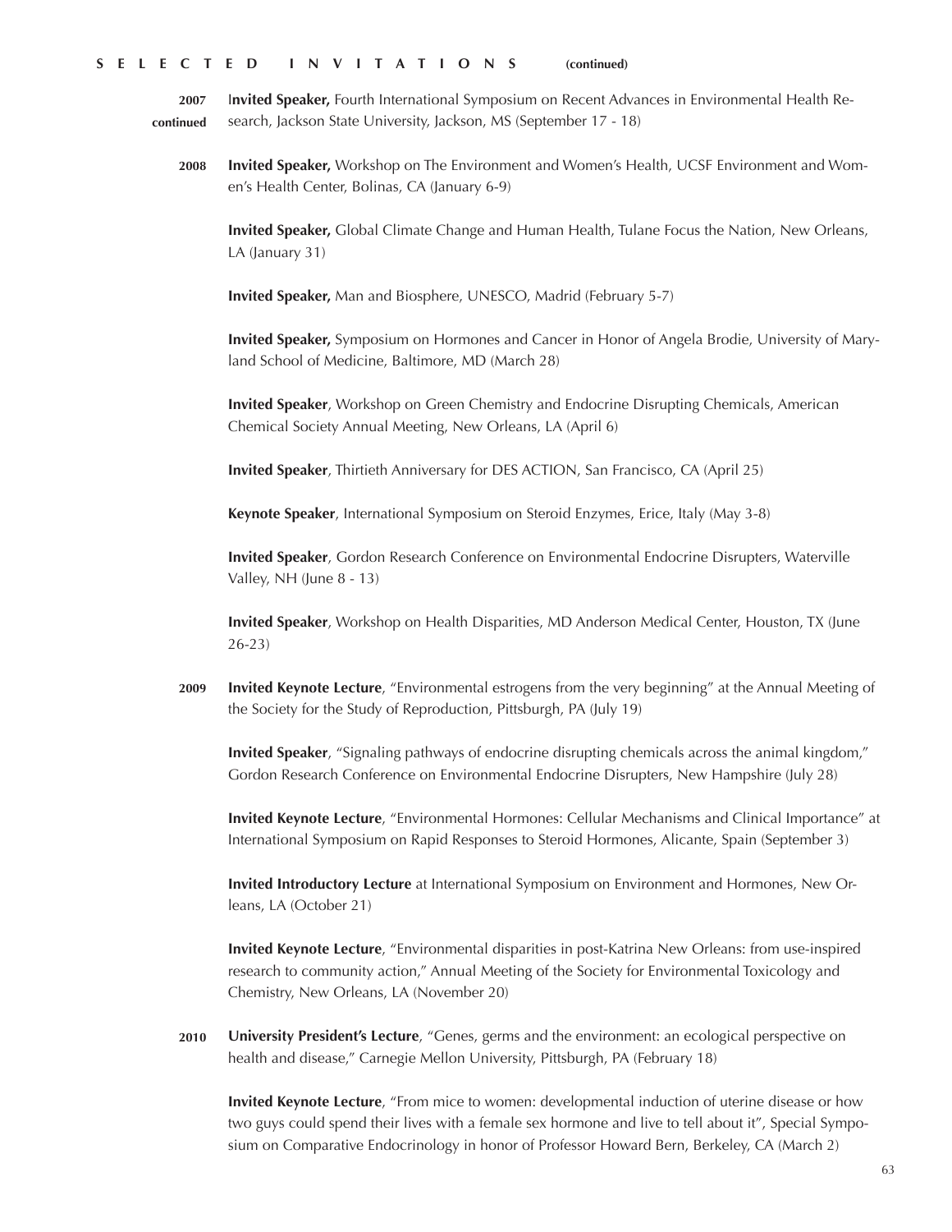## SELECTED INVITATIONS (continued)

**2007 continued**

**Invited Speaker,** Fourth International Symposium on Recent Advances in Environmental Health Research, Jackson State University, Jackson, MS (September 17 - 18)

**2008**

**Invited Speaker,** Workshop on The Environment and Women's Health, UCSF Environment and Women's Health Center, Bolinas, CA (January 6-9)

**Invited Speaker,** Global Climate Change and Human Health, Tulane Focus the Nation, New Orleans, LA (January 31)

**Invited Speaker,** Man and Biosphere, UNESCO, Madrid (February 5-7)

**Invited Speaker,** Symposium on Hormones and Cancer in Honor of Angela Brodie, University of Maryland School of Medicine, Baltimore, MD (March 28)

**Invited Speaker**, Workshop on Green Chemistry and Endocrine Disrupting Chemicals, American Chemical Society Annual Meeting, New Orleans, LA (April 6)

**Invited Speaker**, Thirtieth Anniversary for DES ACTION, San Francisco, CA (April 25)

**Keynote Speaker**, International Symposium on Steroid Enzymes, Erice, Italy (May 3-8)

**Invited Speaker**, Gordon Research Conference on Environmental Endocrine Disrupters, Waterville Valley, NH (June 8 - 13)

**Invited Speaker**, Workshop on Health Disparities, MD Anderson Medical Center, Houston, TX (June 26-23)

**2009**

**Invited Keynote Lecture**, "Environmental estrogens from the very beginning" at the Annual Meeting of the Society for the Study of Reproduction, Pittsburgh, PA (July 19)

**Invited Speaker**, "Signaling pathways of endocrine disrupting chemicals across the animal kingdom," Gordon Research Conference on Environmental Endocrine Disrupters, New Hampshire (July 28)

**Invited Keynote Lecture**, "Environmental Hormones: Cellular Mechanisms and Clinical Importance" at International Symposium on Rapid Responses to Steroid Hormones, Alicante, Spain (September 3)

**Invited Introductory Lecture** at International Symposium on Environment and Hormones, New Orleans, LA (October 21)

**Invited Keynote Lecture**, "Environmental disparities in post-Katrina New Orleans: from use-inspired research to community action," Annual Meeting of the Society for Environmental Toxicology and Chemistry, New Orleans, LA (November 20)

**2010**

**University President's Lecture**, "Genes, germs and the environment: an ecological perspective on health and disease," Carnegie Mellon University, Pittsburgh, PA (February 18)

**Invited Keynote Lecture**, "From mice to women: developmental induction of uterine disease or how two guys could spend their lives with a female sex hormone and live to tell about it", Special Symposium on Comparative Endocrinology in honor of Professor Howard Bern, Berkeley, CA (March 2)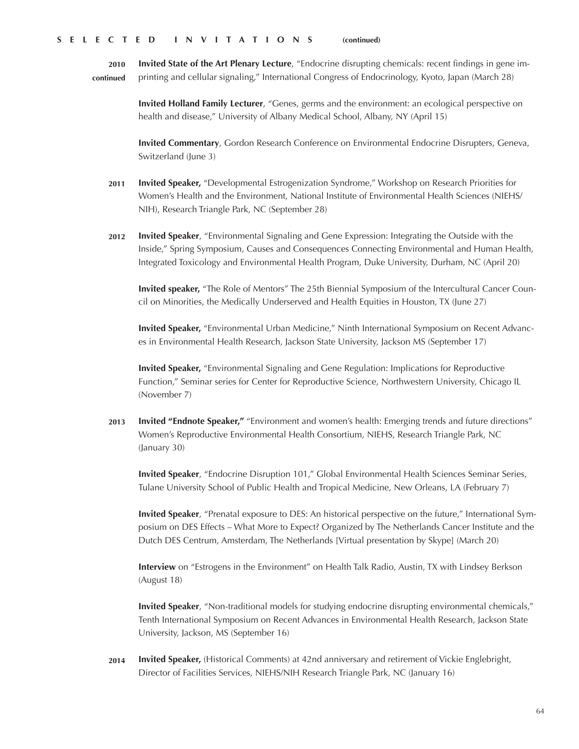## SELECTED INVITATIONS (continued)

**2010 continued**

**Invited State of the Art Plenary Lecture**, "Endocrine disrupting chemicals: recent findings in gene imprinting and cellular signaling," International Congress of Endocrinology, Kyoto, Japan (March 28)

**Invited Holland Family Lecturer**, "Genes, germs and the environment: an ecological perspective on health and disease," University of Albany Medical School, Albany, NY (April 15)

**Invited Commentary**, Gordon Research Conference on Environmental Endocrine Disrupters, Geneva, Switzerland (June 3)

**2011**

**Invited Speaker,** "Developmental Estrogenization Syndrome," Workshop on Research Priorities for Women's Health and the Environment, National Institute of Environmental Health Sciences (NIEHS/NIH), Research Triangle Park, NC (September 28)

**2012**

**Invited Speaker**, "Environmental Signaling and Gene Expression: Integrating the Outside with the Inside," Spring Symposium, Causes and Consequences Connecting Environmental and Human Health, Integrated Toxicology and Environmental Health Program, Duke University, Durham, NC (April 20)

**Invited speaker,** "The Role of Mentors" The 25th Biennial Symposium of the Intercultural Cancer Council on Minorities, the Medically Underserved and Health Equities in Houston, TX (June 27)

**Invited Speaker,** "Environmental Urban Medicine," Ninth International Symposium on Recent Advances in Environmental Health Research, Jackson State University, Jackson MS (September 17)

**Invited Speaker,** "Environmental Signaling and Gene Regulation: Implications for Reproductive Function," Seminar series for Center for Reproductive Science, Northwestern University, Chicago IL (November 7)

**2013**

**Invited "Endnote Speaker,"** "Environment and women's health: Emerging trends and future directions" Women's Reproductive Environmental Health Consortium, NIEHS, Research Triangle Park, NC (January 30)

**Invited Speaker**, "Endocrine Disruption 101," Global Environmental Health Sciences Seminar Series, Tulane University School of Public Health and Tropical Medicine, New Orleans, LA (February 7)

**Invited Speaker**, "Prenatal exposure to DES: An historical perspective on the future," International Symposium on DES Effects – What More to Expect? Organized by The Netherlands Cancer Institute and the Dutch DES Centrum, Amsterdam, The Netherlands [Virtual presentation by Skype] (March 20)

**Interview** on "Estrogens in the Environment" on Health Talk Radio, Austin, TX with Lindsey Berkson (August 18)

**Invited Speaker**, "Non-traditional models for studying endocrine disrupting environmental chemicals," Tenth International Symposium on Recent Advances in Environmental Health Research, Jackson State University, Jackson, MS (September 16)

**2014**

**Invited Speaker,** (Historical Comments) at 42nd anniversary and retirement of Vickie Englebright, Director of Facilities Services, NIEHS/NIH Research Triangle Park, NC (January 16)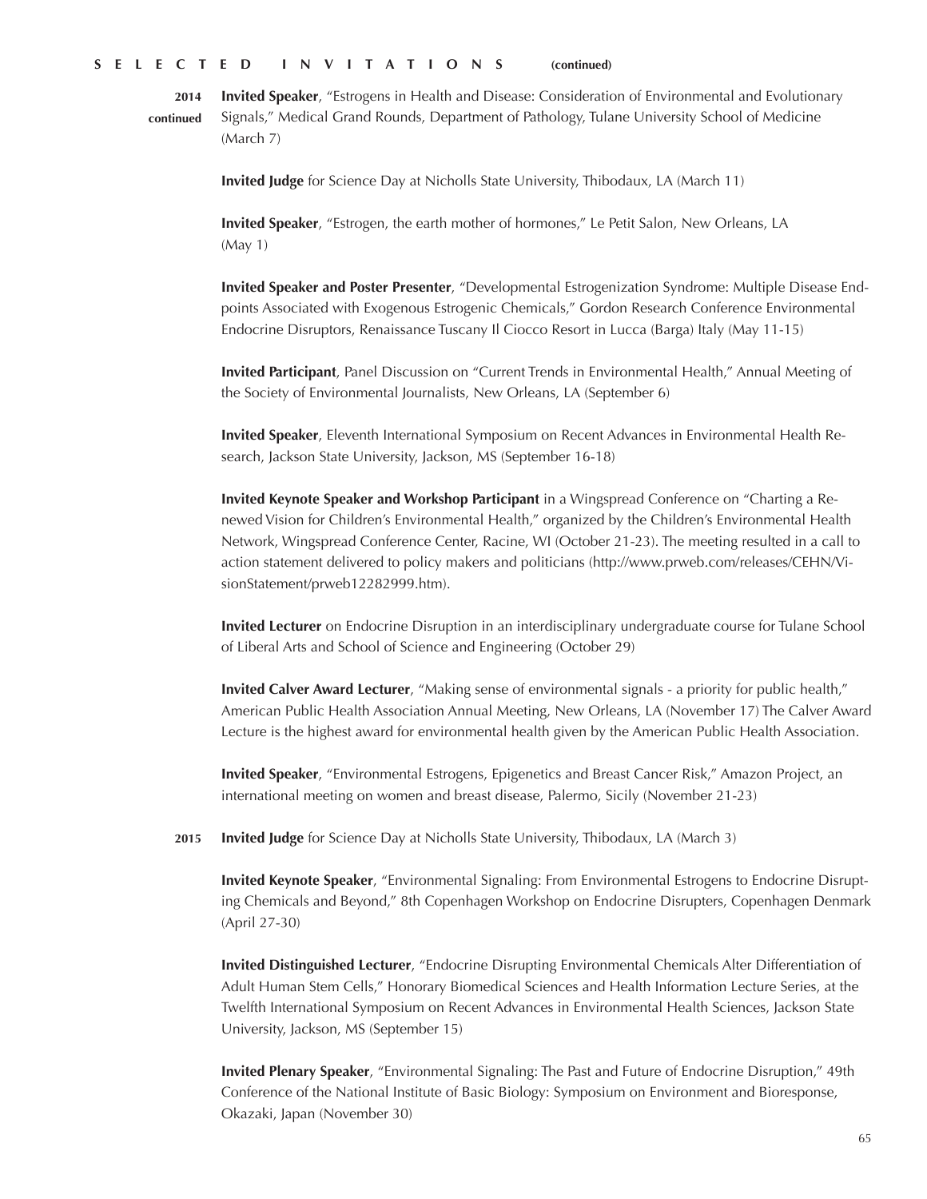## SELECTED INVITATIONS (continued)

**2014 continued**

**Invited Speaker**, "Estrogens in Health and Disease: Consideration of Environmental and Evolutionary Signals," Medical Grand Rounds, Department of Pathology, Tulane University School of Medicine (March 7)

**Invited Judge** for Science Day at Nicholls State University, Thibodaux, LA (March 11)

**Invited Speaker**, "Estrogen, the earth mother of hormones," Le Petit Salon, New Orleans, LA (May 1)

**Invited Speaker and Poster Presenter**, "Developmental Estrogenization Syndrome: Multiple Disease Endpoints Associated with Exogenous Estrogenic Chemicals," Gordon Research Conference Environmental Endocrine Disruptors, Renaissance Tuscany Il Ciocco Resort in Lucca (Barga) Italy (May 11-15)

**Invited Participant**, Panel Discussion on "Current Trends in Environmental Health," Annual Meeting of the Society of Environmental Journalists, New Orleans, LA (September 6)

**Invited Speaker**, Eleventh International Symposium on Recent Advances in Environmental Health Research, Jackson State University, Jackson, MS (September 16-18)

**Invited Keynote Speaker and Workshop Participant** in a Wingspread Conference on "Charting a Renewed Vision for Children's Environmental Health," organized by the Children's Environmental Health Network, Wingspread Conference Center, Racine, WI (October 21-23). The meeting resulted in a call to action statement delivered to policy makers and politicians (http://www.prweb.com/releases/CEHN/VisionStatement/prweb12282999.htm).

**Invited Lecturer** on Endocrine Disruption in an interdisciplinary undergraduate course for Tulane School of Liberal Arts and School of Science and Engineering (October 29)

**Invited Calver Award Lecturer**, "Making sense of environmental signals - a priority for public health," American Public Health Association Annual Meeting, New Orleans, LA (November 17) The Calver Award Lecture is the highest award for environmental health given by the American Public Health Association.

**Invited Speaker**, "Environmental Estrogens, Epigenetics and Breast Cancer Risk," Amazon Project, an international meeting on women and breast disease, Palermo, Sicily (November 21-23)

**2015**

**Invited Judge** for Science Day at Nicholls State University, Thibodaux, LA (March 3)

**Invited Keynote Speaker**, "Environmental Signaling: From Environmental Estrogens to Endocrine Disrupting Chemicals and Beyond," 8th Copenhagen Workshop on Endocrine Disrupters, Copenhagen Denmark (April 27-30)

**Invited Distinguished Lecturer**, "Endocrine Disrupting Environmental Chemicals Alter Differentiation of Adult Human Stem Cells," Honorary Biomedical Sciences and Health Information Lecture Series, at the Twelfth International Symposium on Recent Advances in Environmental Health Sciences, Jackson State University, Jackson, MS (September 15)

**Invited Plenary Speaker**, "Environmental Signaling: The Past and Future of Endocrine Disruption," 49th Conference of the National Institute of Basic Biology: Symposium on Environment and Bioresponse, Okazaki, Japan (November 30)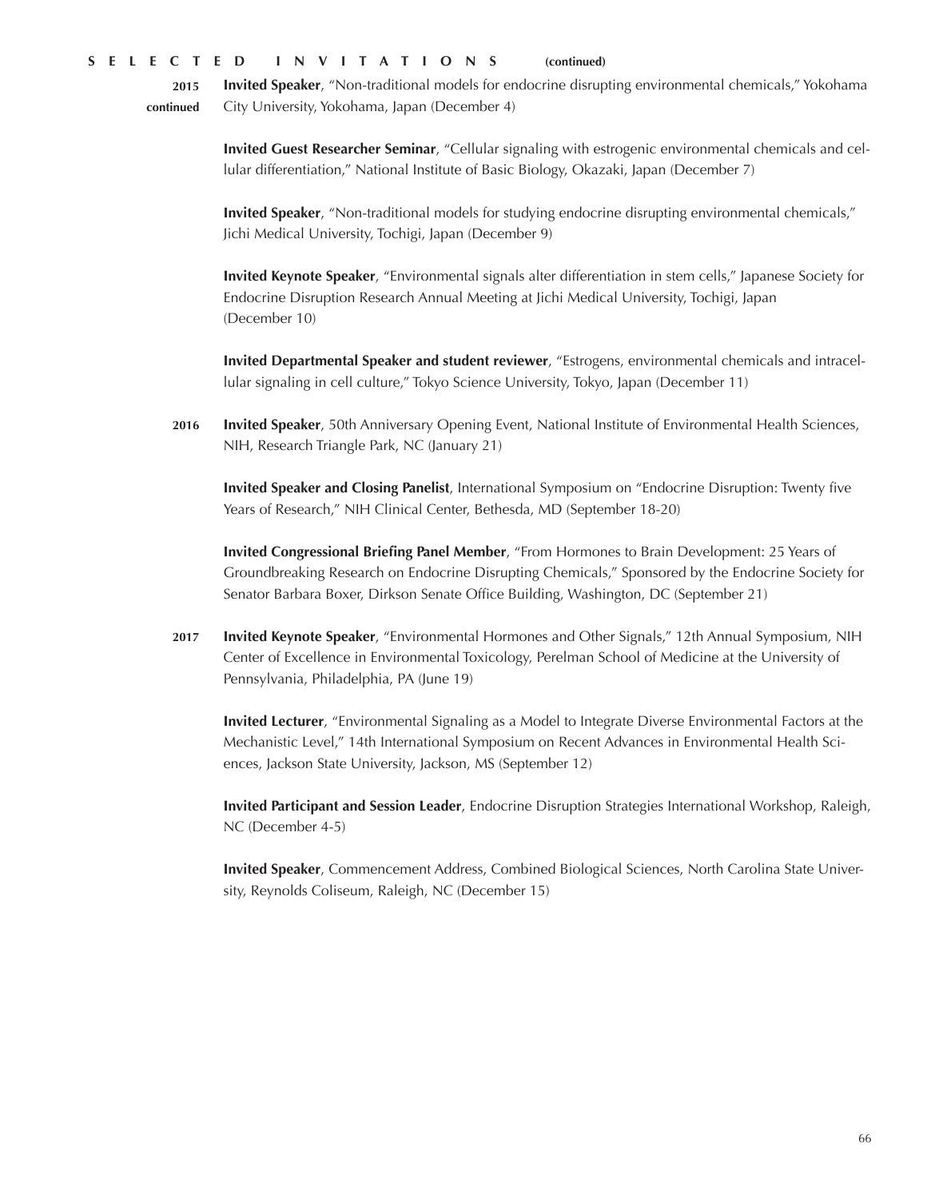## SELECTED INVITATIONS (continued)

**2015 continued**

**Invited Speaker**, "Non-traditional models for endocrine disrupting environmental chemicals," Yokohama City University, Yokohama, Japan (December 4)

**Invited Guest Researcher Seminar**, "Cellular signaling with estrogenic environmental chemicals and cellular differentiation," National Institute of Basic Biology, Okazaki, Japan (December 7)

**Invited Speaker**, "Non-traditional models for studying endocrine disrupting environmental chemicals," Jichi Medical University, Tochigi, Japan (December 9)

**Invited Keynote Speaker**, "Environmental signals alter differentiation in stem cells," Japanese Society for Endocrine Disruption Research Annual Meeting at Jichi Medical University, Tochigi, Japan (December 10)

**Invited Departmental Speaker and student reviewer**, "Estrogens, environmental chemicals and intracellular signaling in cell culture," Tokyo Science University, Tokyo, Japan (December 11)

**2016**

**Invited Speaker**, 50th Anniversary Opening Event, National Institute of Environmental Health Sciences, NIH, Research Triangle Park, NC (January 21)

**Invited Speaker and Closing Panelist**, International Symposium on "Endocrine Disruption: Twenty five Years of Research," NIH Clinical Center, Bethesda, MD (September 18-20)

**Invited Congressional Briefing Panel Member**, "From Hormones to Brain Development: 25 Years of Groundbreaking Research on Endocrine Disrupting Chemicals," Sponsored by the Endocrine Society for Senator Barbara Boxer, Dirkson Senate Office Building, Washington, DC (September 21)

**2017**

**Invited Keynote Speaker**, "Environmental Hormones and Other Signals," 12th Annual Symposium, NIH Center of Excellence in Environmental Toxicology, Perelman School of Medicine at the University of Pennsylvania, Philadelphia, PA (June 19)

**Invited Lecturer**, "Environmental Signaling as a Model to Integrate Diverse Environmental Factors at the Mechanistic Level," 14th International Symposium on Recent Advances in Environmental Health Sciences, Jackson State University, Jackson, MS (September 12)

**Invited Participant and Session Leader**, Endocrine Disruption Strategies International Workshop, Raleigh, NC (December 4-5)

**Invited Speaker**, Commencement Address, Combined Biological Sciences, North Carolina State University, Reynolds Coliseum, Raleigh, NC (December 15)